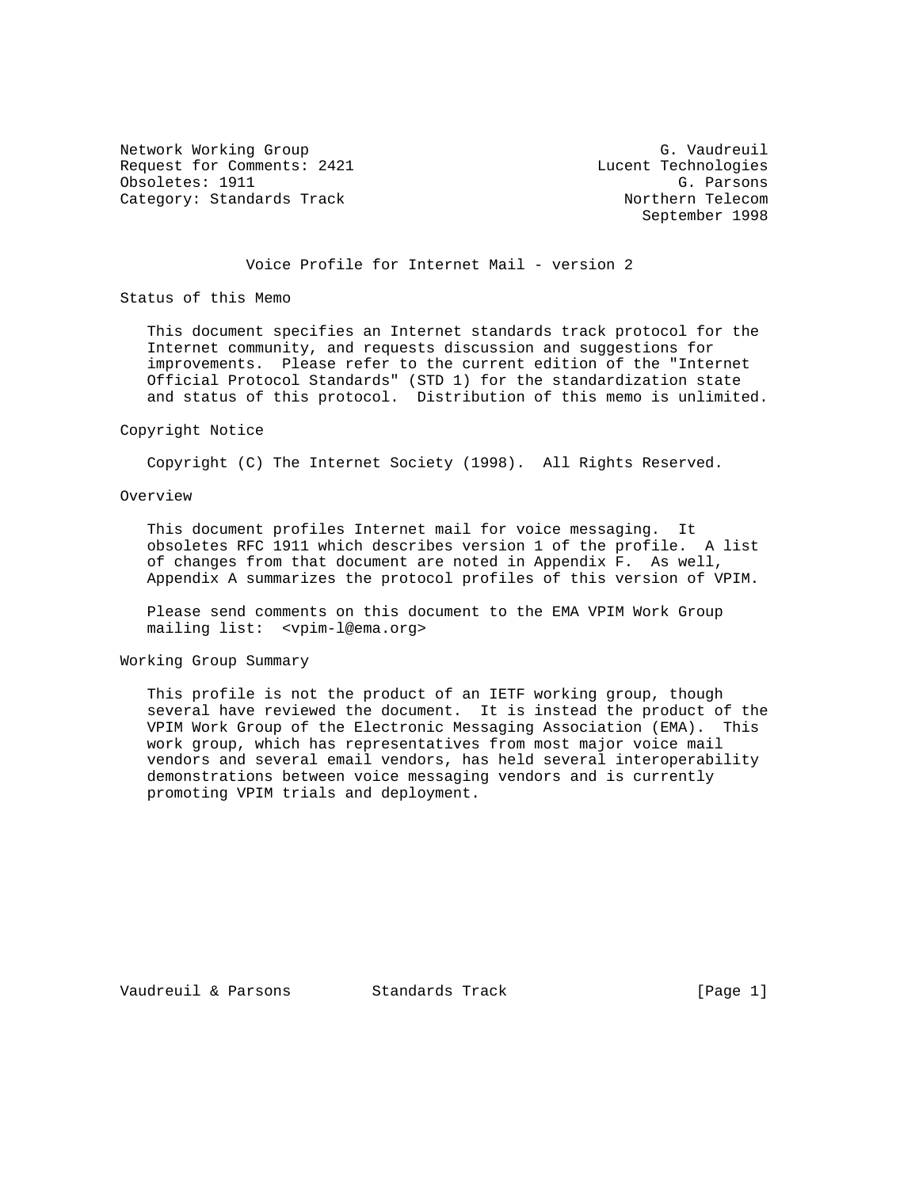Network Working Group G. Vaudreuil
Request for Comments: 2421 Lucent Technologies
Obsoletes: 1911 G. Parsons
Category: Standards Track Northern Telecom
September 1998

# Voice Profile for Internet Mail - version 2

## Status of this Memo

This document specifies an Internet standards track protocol for the Internet community, and requests discussion and suggestions for improvements. Please refer to the current edition of the "Internet Official Protocol Standards" (STD 1) for the standardization state and status of this protocol. Distribution of this memo is unlimited.

## Copyright Notice

Copyright (C) The Internet Society (1998). All Rights Reserved.

## Overview

This document profiles Internet mail for voice messaging. It obsoletes RFC 1911 which describes version 1 of the profile. A list of changes from that document are noted in Appendix F. As well, Appendix A summarizes the protocol profiles of this version of VPIM.

Please send comments on this document to the EMA VPIM Work Group mailing list: <vpim-l@ema.org>

## Working Group Summary

This profile is not the product of an IETF working group, though several have reviewed the document. It is instead the product of the VPIM Work Group of the Electronic Messaging Association (EMA). This work group, which has representatives from most major voice mail vendors and several email vendors, has held several interoperability demonstrations between voice messaging vendors and is currently promoting VPIM trials and deployment.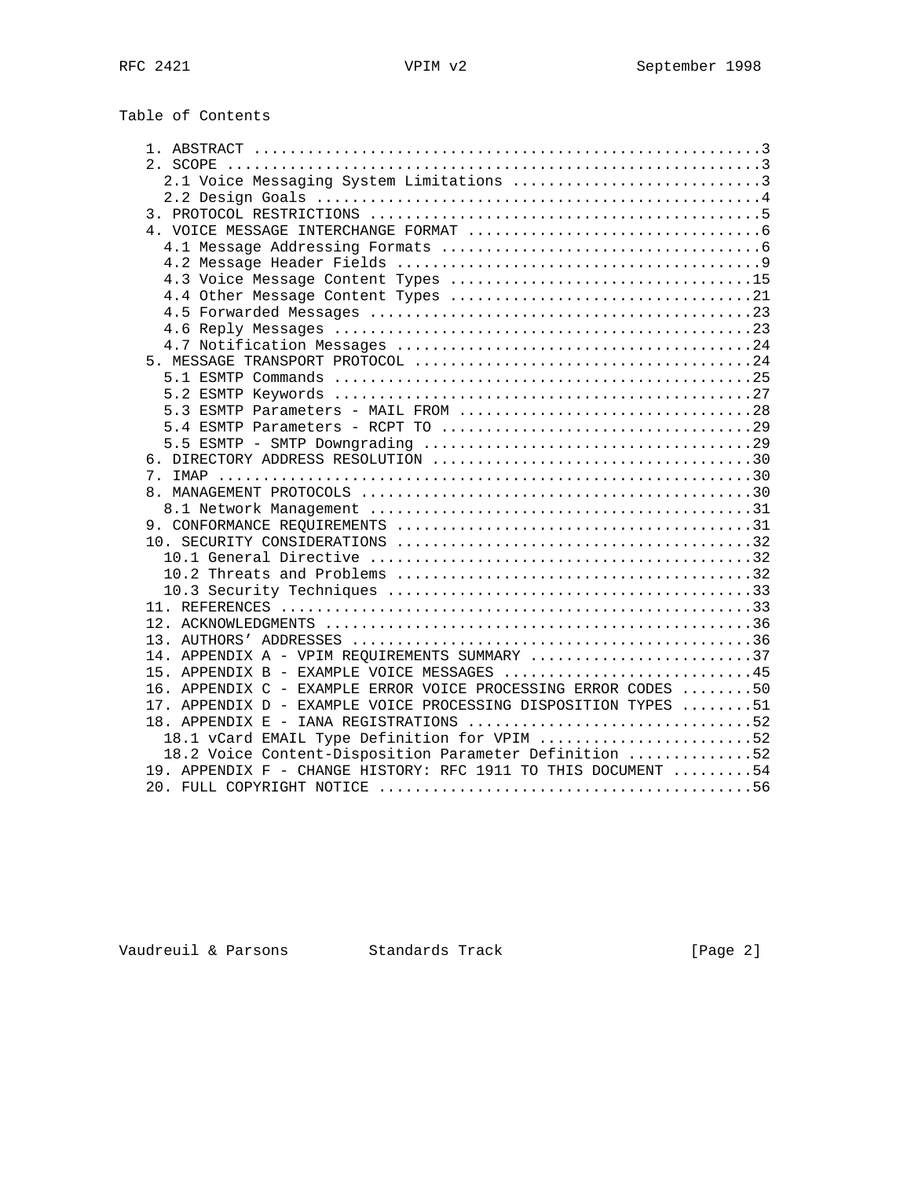Table of Contents

```
   1. ABSTRACT .........................................................3
   2. SCOPE ............................................................3
     2.1 Voice Messaging System Limitations ............................3
     2.2 Design Goals ..................................................4
   3. PROTOCOL RESTRICTIONS ............................................5
   4. VOICE MESSAGE INTERCHANGE FORMAT .................................6
     4.1 Message Addressing Formats ....................................6
     4.2 Message Header Fields .........................................9
     4.3 Voice Message Content Types ..................................15
     4.4 Other Message Content Types ..................................21
     4.5 Forwarded Messages ...........................................23
     4.6 Reply Messages ...............................................23
     4.7 Notification Messages ........................................24
   5. MESSAGE TRANSPORT PROTOCOL ......................................24
     5.1 ESMTP Commands ...............................................25
     5.2 ESMTP Keywords ...............................................27
     5.3 ESMTP Parameters - MAIL FROM .................................28
     5.4 ESMTP Parameters - RCPT TO ...................................29
     5.5 ESMTP - SMTP Downgrading .....................................29
   6. DIRECTORY ADDRESS RESOLUTION ....................................30
   7. IMAP ............................................................30
   8. MANAGEMENT PROTOCOLS ............................................30
     8.1 Network Management ...........................................31
   9. CONFORMANCE REQUIREMENTS ........................................31
   10. SECURITY CONSIDERATIONS ........................................32
     10.1 General Directive ...........................................32
     10.2 Threats and Problems ........................................32
     10.3 Security Techniques .........................................33
   11. REFERENCES .....................................................33
   12. ACKNOWLEDGMENTS ................................................36
   13. AUTHORS' ADDRESSES .............................................36
   14. APPENDIX A - VPIM REQUIREMENTS SUMMARY .........................37
   15. APPENDIX B - EXAMPLE VOICE MESSAGES ............................45
   16. APPENDIX C - EXAMPLE ERROR VOICE PROCESSING ERROR CODES ........50
   17. APPENDIX D - EXAMPLE VOICE PROCESSING DISPOSITION TYPES ........51
   18. APPENDIX E - IANA REGISTRATIONS ................................52
     18.1 vCard EMAIL Type Definition for VPIM ........................52
     18.2 Voice Content-Disposition Parameter Definition ..............52
   19. APPENDIX F - CHANGE HISTORY: RFC 1911 TO THIS DOCUMENT .........54
   20. FULL COPYRIGHT NOTICE ..........................................56
```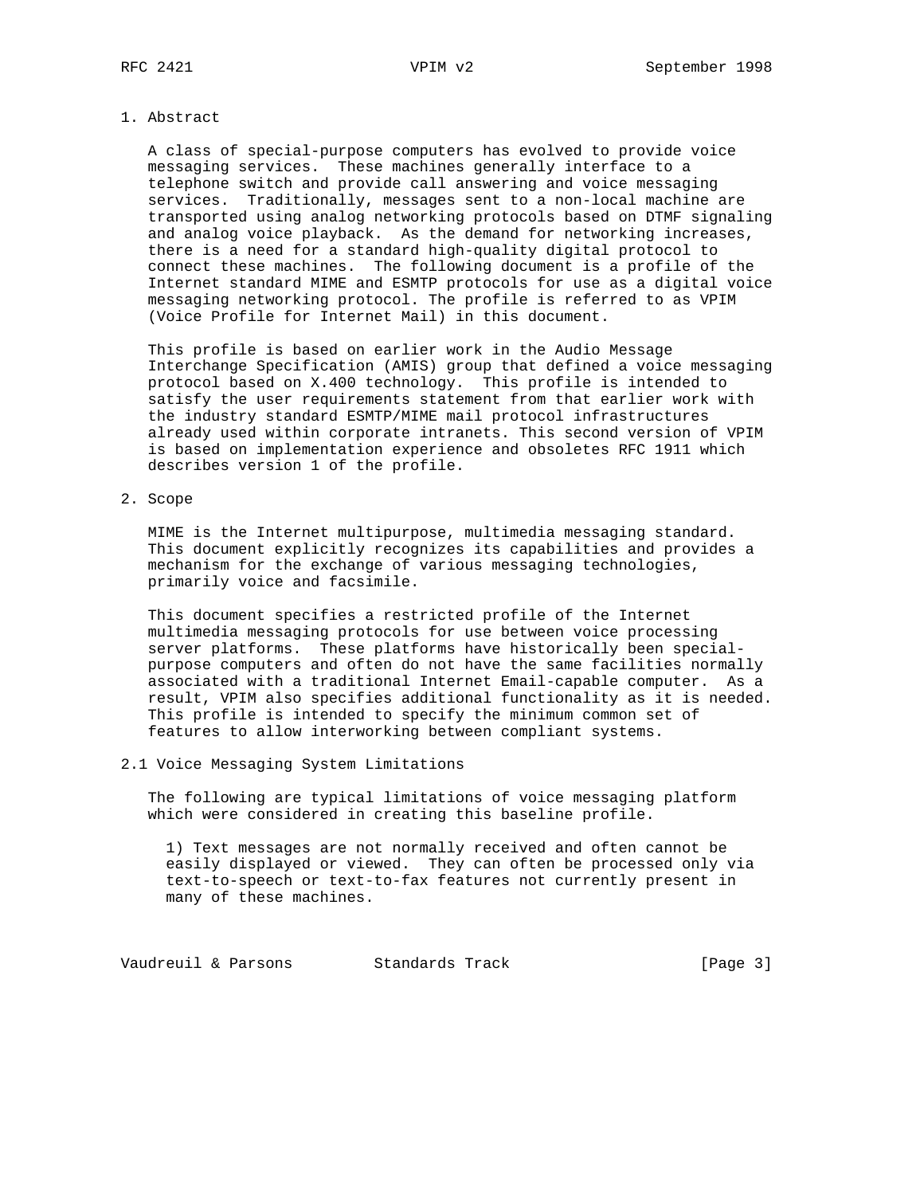## 1. Abstract

A class of special-purpose computers has evolved to provide voice messaging services. These machines generally interface to a telephone switch and provide call answering and voice messaging services. Traditionally, messages sent to a non-local machine are transported using analog networking protocols based on DTMF signaling and analog voice playback. As the demand for networking increases, there is a need for a standard high-quality digital protocol to connect these machines. The following document is a profile of the Internet standard MIME and ESMTP protocols for use as a digital voice messaging networking protocol. The profile is referred to as VPIM (Voice Profile for Internet Mail) in this document.

This profile is based on earlier work in the Audio Message Interchange Specification (AMIS) group that defined a voice messaging protocol based on X.400 technology. This profile is intended to satisfy the user requirements statement from that earlier work with the industry standard ESMTP/MIME mail protocol infrastructures already used within corporate intranets. This second version of VPIM is based on implementation experience and obsoletes RFC 1911 which describes version 1 of the profile.

## 2. Scope

MIME is the Internet multipurpose, multimedia messaging standard. This document explicitly recognizes its capabilities and provides a mechanism for the exchange of various messaging technologies, primarily voice and facsimile.

This document specifies a restricted profile of the Internet multimedia messaging protocols for use between voice processing server platforms. These platforms have historically been special-purpose computers and often do not have the same facilities normally associated with a traditional Internet Email-capable computer. As a result, VPIM also specifies additional functionality as it is needed. This profile is intended to specify the minimum common set of features to allow interworking between compliant systems.

### 2.1 Voice Messaging System Limitations

The following are typical limitations of voice messaging platform which were considered in creating this baseline profile.

1) Text messages are not normally received and often cannot be easily displayed or viewed. They can often be processed only via text-to-speech or text-to-fax features not currently present in many of these machines.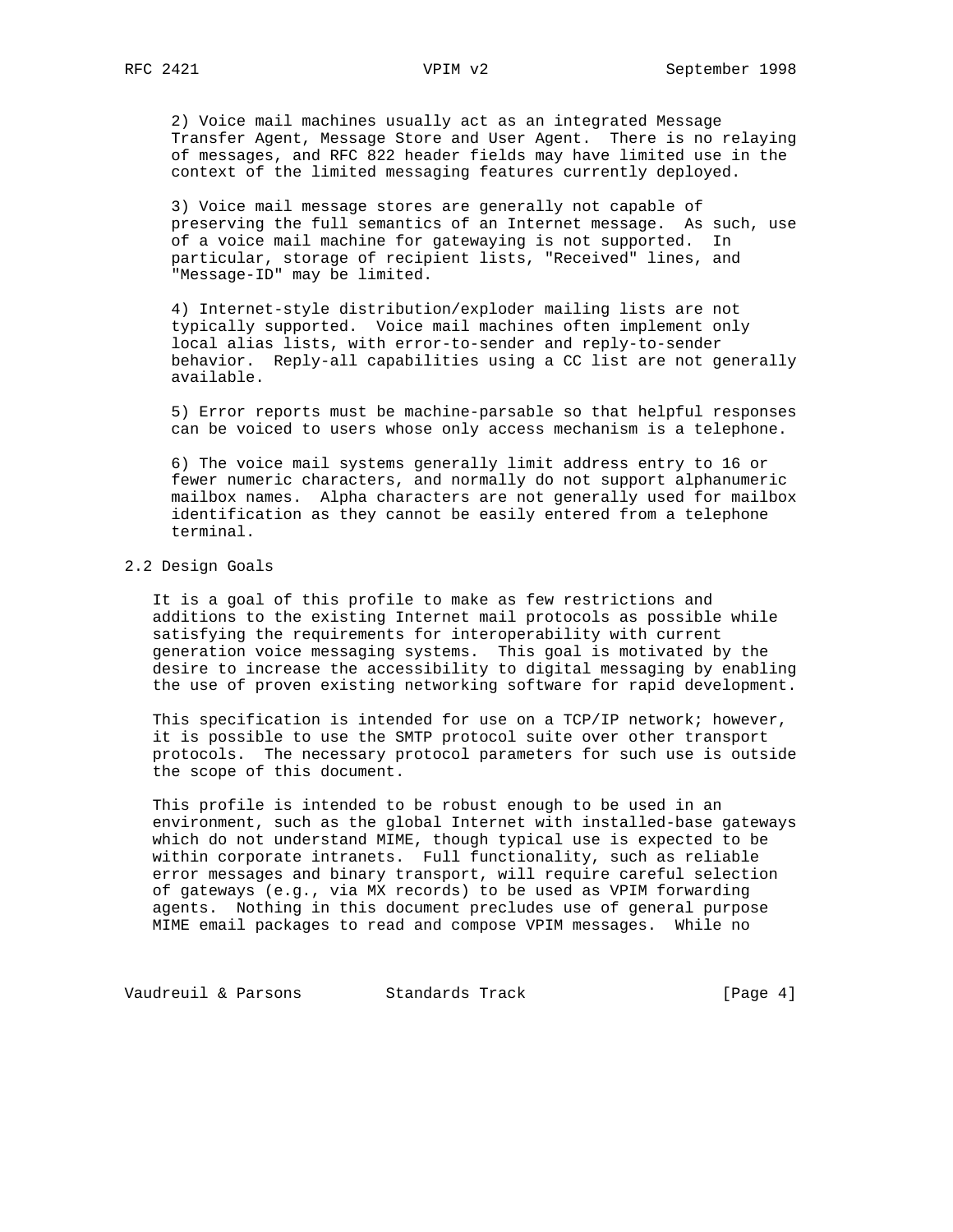2) Voice mail machines usually act as an integrated Message Transfer Agent, Message Store and User Agent. There is no relaying of messages, and RFC 822 header fields may have limited use in the context of the limited messaging features currently deployed.

3) Voice mail message stores are generally not capable of preserving the full semantics of an Internet message. As such, use of a voice mail machine for gatewaying is not supported. In particular, storage of recipient lists, "Received" lines, and "Message-ID" may be limited.

4) Internet-style distribution/exploder mailing lists are not typically supported. Voice mail machines often implement only local alias lists, with error-to-sender and reply-to-sender behavior. Reply-all capabilities using a CC list are not generally available.

5) Error reports must be machine-parsable so that helpful responses can be voiced to users whose only access mechanism is a telephone.

6) The voice mail systems generally limit address entry to 16 or fewer numeric characters, and normally do not support alphanumeric mailbox names. Alpha characters are not generally used for mailbox identification as they cannot be easily entered from a telephone terminal.

## 2.2 Design Goals

It is a goal of this profile to make as few restrictions and additions to the existing Internet mail protocols as possible while satisfying the requirements for interoperability with current generation voice messaging systems. This goal is motivated by the desire to increase the accessibility to digital messaging by enabling the use of proven existing networking software for rapid development.

This specification is intended for use on a TCP/IP network; however, it is possible to use the SMTP protocol suite over other transport protocols. The necessary protocol parameters for such use is outside the scope of this document.

This profile is intended to be robust enough to be used in an environment, such as the global Internet with installed-base gateways which do not understand MIME, though typical use is expected to be within corporate intranets. Full functionality, such as reliable error messages and binary transport, will require careful selection of gateways (e.g., via MX records) to be used as VPIM forwarding agents. Nothing in this document precludes use of general purpose MIME email packages to read and compose VPIM messages. While no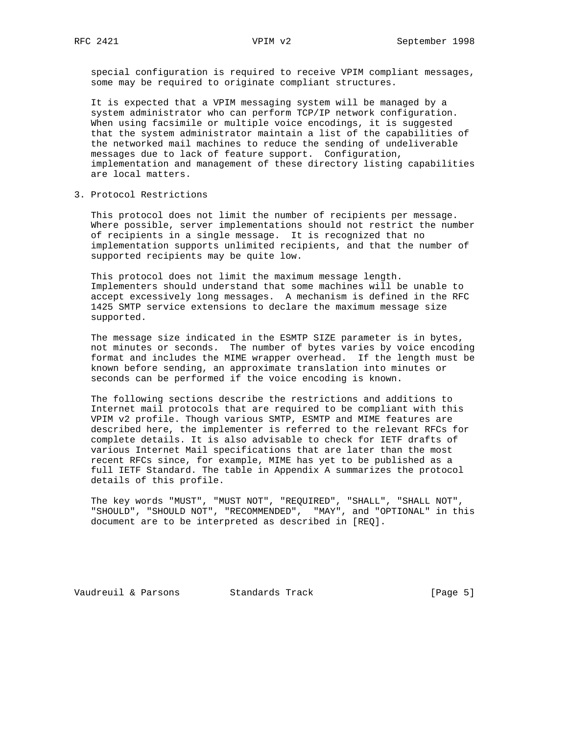special configuration is required to receive VPIM compliant messages, some may be required to originate compliant structures.

It is expected that a VPIM messaging system will be managed by a system administrator who can perform TCP/IP network configuration. When using facsimile or multiple voice encodings, it is suggested that the system administrator maintain a list of the capabilities of the networked mail machines to reduce the sending of undeliverable messages due to lack of feature support. Configuration, implementation and management of these directory listing capabilities are local matters.

## 3. Protocol Restrictions

This protocol does not limit the number of recipients per message. Where possible, server implementations should not restrict the number of recipients in a single message. It is recognized that no implementation supports unlimited recipients, and that the number of supported recipients may be quite low.

This protocol does not limit the maximum message length. Implementers should understand that some machines will be unable to accept excessively long messages. A mechanism is defined in the RFC 1425 SMTP service extensions to declare the maximum message size supported.

The message size indicated in the ESMTP SIZE parameter is in bytes, not minutes or seconds. The number of bytes varies by voice encoding format and includes the MIME wrapper overhead. If the length must be known before sending, an approximate translation into minutes or seconds can be performed if the voice encoding is known.

The following sections describe the restrictions and additions to Internet mail protocols that are required to be compliant with this VPIM v2 profile. Though various SMTP, ESMTP and MIME features are described here, the implementer is referred to the relevant RFCs for complete details. It is also advisable to check for IETF drafts of various Internet Mail specifications that are later than the most recent RFCs since, for example, MIME has yet to be published as a full IETF Standard. The table in Appendix A summarizes the protocol details of this profile.

The key words "MUST", "MUST NOT", "REQUIRED", "SHALL", "SHALL NOT", "SHOULD", "SHOULD NOT", "RECOMMENDED", "MAY", and "OPTIONAL" in this document are to be interpreted as described in [REQ].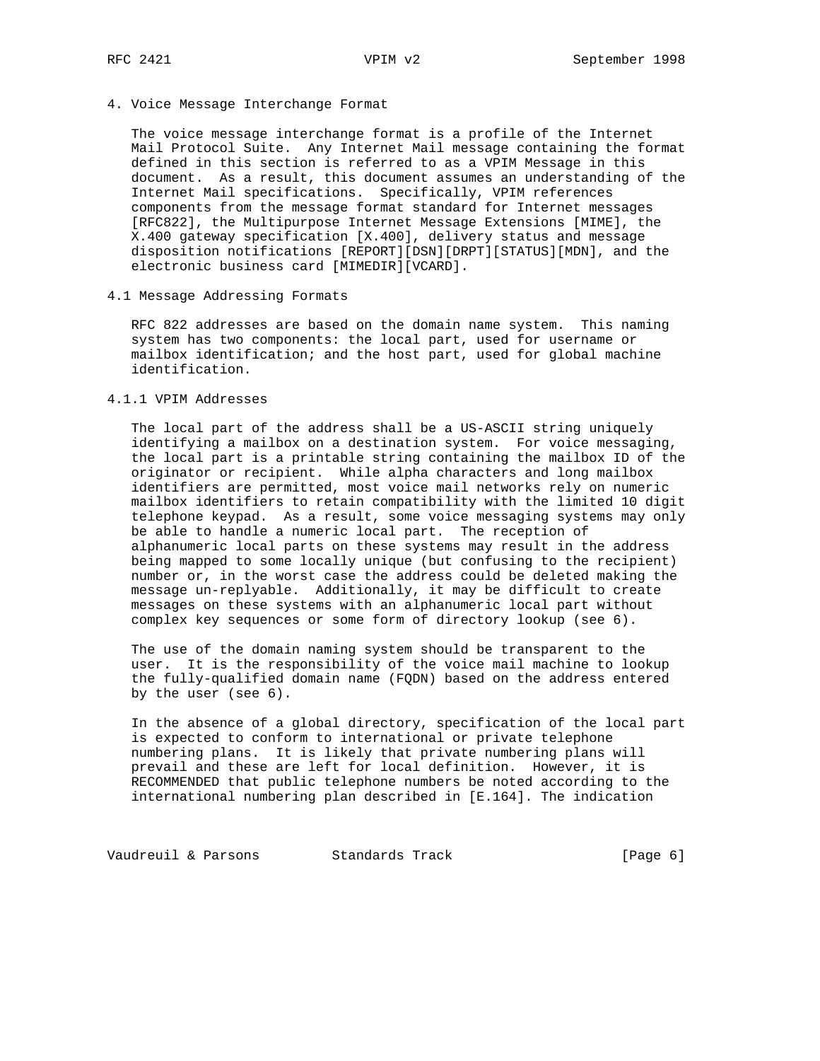## 4. Voice Message Interchange Format

The voice message interchange format is a profile of the Internet Mail Protocol Suite. Any Internet Mail message containing the format defined in this section is referred to as a VPIM Message in this document. As a result, this document assumes an understanding of the Internet Mail specifications. Specifically, VPIM references components from the message format standard for Internet messages [RFC822], the Multipurpose Internet Message Extensions [MIME], the X.400 gateway specification [X.400], delivery status and message disposition notifications [REPORT][DSN][DRPT][STATUS][MDN], and the electronic business card [MIMEDIR][VCARD].

### 4.1 Message Addressing Formats

RFC 822 addresses are based on the domain name system. This naming system has two components: the local part, used for username or mailbox identification; and the host part, used for global machine identification.

#### 4.1.1 VPIM Addresses

The local part of the address shall be a US-ASCII string uniquely identifying a mailbox on a destination system. For voice messaging, the local part is a printable string containing the mailbox ID of the originator or recipient. While alpha characters and long mailbox identifiers are permitted, most voice mail networks rely on numeric mailbox identifiers to retain compatibility with the limited 10 digit telephone keypad. As a result, some voice messaging systems may only be able to handle a numeric local part. The reception of alphanumeric local parts on these systems may result in the address being mapped to some locally unique (but confusing to the recipient) number or, in the worst case the address could be deleted making the message un-replyable. Additionally, it may be difficult to create messages on these systems with an alphanumeric local part without complex key sequences or some form of directory lookup (see 6).

The use of the domain naming system should be transparent to the user. It is the responsibility of the voice mail machine to lookup the fully-qualified domain name (FQDN) based on the address entered by the user (see 6).

In the absence of a global directory, specification of the local part is expected to conform to international or private telephone numbering plans. It is likely that private numbering plans will prevail and these are left for local definition. However, it is RECOMMENDED that public telephone numbers be noted according to the international numbering plan described in [E.164]. The indication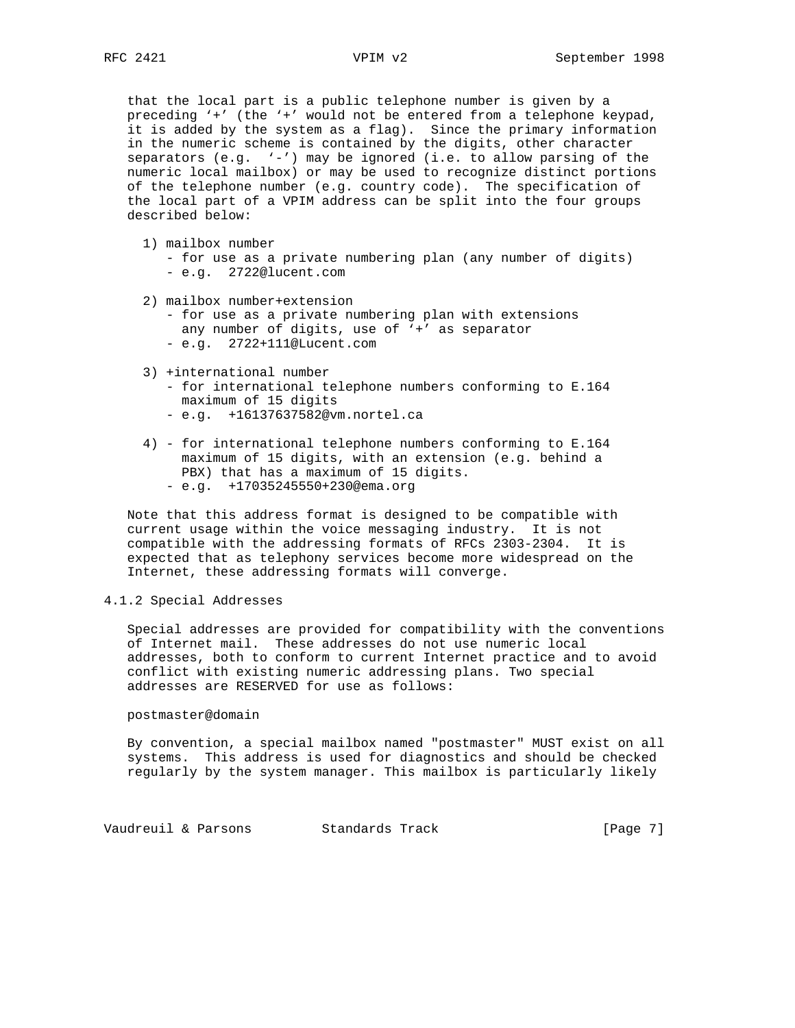that the local part is a public telephone number is given by a preceding '+' (the '+' would not be entered from a telephone keypad, it is added by the system as a flag). Since the primary information in the numeric scheme is contained by the digits, other character separators (e.g. '-') may be ignored (i.e. to allow parsing of the numeric local mailbox) or may be used to recognize distinct portions of the telephone number (e.g. country code). The specification of the local part of a VPIM address can be split into the four groups described below:

1) mailbox number
   - for use as a private numbering plan (any number of digits)
   - e.g. 2722@lucent.com

2) mailbox number+extension
   - for use as a private numbering plan with extensions any number of digits, use of '+' as separator
   - e.g. 2722+111@Lucent.com

3) +international number
   - for international telephone numbers conforming to E.164 maximum of 15 digits
   - e.g. +16137637582@vm.nortel.ca

4) - for international telephone numbers conforming to E.164 maximum of 15 digits, with an extension (e.g. behind a PBX) that has a maximum of 15 digits.
   - e.g. +17035245550+230@ema.org

Note that this address format is designed to be compatible with current usage within the voice messaging industry. It is not compatible with the addressing formats of RFCs 2303-2304. It is expected that as telephony services become more widespread on the Internet, these addressing formats will converge.

### 4.1.2 Special Addresses

Special addresses are provided for compatibility with the conventions of Internet mail. These addresses do not use numeric local addresses, both to conform to current Internet practice and to avoid conflict with existing numeric addressing plans. Two special addresses are RESERVED for use as follows:

postmaster@domain

By convention, a special mailbox named "postmaster" MUST exist on all systems. This address is used for diagnostics and should be checked regularly by the system manager. This mailbox is particularly likely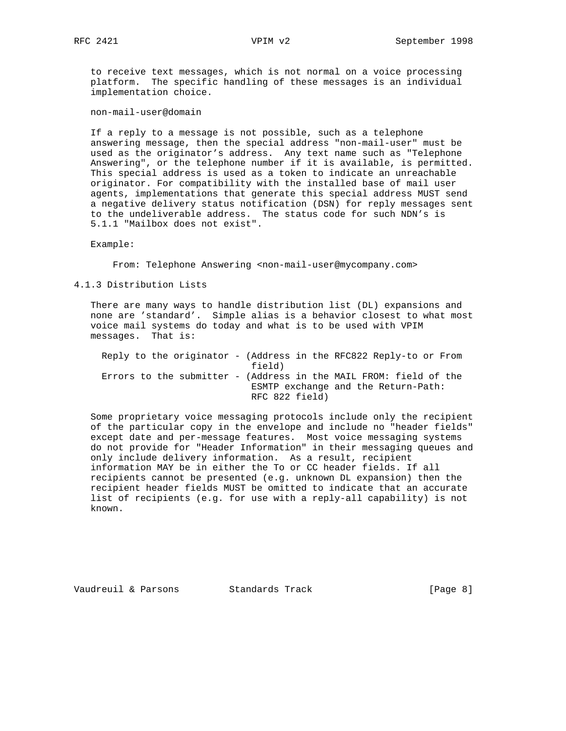to receive text messages, which is not normal on a voice processing platform. The specific handling of these messages is an individual implementation choice.

non-mail-user@domain

If a reply to a message is not possible, such as a telephone answering message, then the special address "non-mail-user" must be used as the originator's address. Any text name such as "Telephone Answering", or the telephone number if it is available, is permitted. This special address is used as a token to indicate an unreachable originator. For compatibility with the installed base of mail user agents, implementations that generate this special address MUST send a negative delivery status notification (DSN) for reply messages sent to the undeliverable address. The status code for such NDN's is 5.1.1 "Mailbox does not exist".

Example:

```
From: Telephone Answering <non-mail-user@mycompany.com>
```

### 4.1.3 Distribution Lists

There are many ways to handle distribution list (DL) expansions and none are 'standard'. Simple alias is a behavior closest to what most voice mail systems do today and what is to be used with VPIM messages. That is:

```
Reply to the originator - (Address in the RFC822 Reply-to or From
                           field)
Errors to the submitter - (Address in the MAIL FROM: field of the
                           ESMTP exchange and the Return-Path:
                           RFC 822 field)
```

Some proprietary voice messaging protocols include only the recipient of the particular copy in the envelope and include no "header fields" except date and per-message features. Most voice messaging systems do not provide for "Header Information" in their messaging queues and only include delivery information. As a result, recipient information MAY be in either the To or CC header fields. If all recipients cannot be presented (e.g. unknown DL expansion) then the recipient header fields MUST be omitted to indicate that an accurate list of recipients (e.g. for use with a reply-all capability) is not known.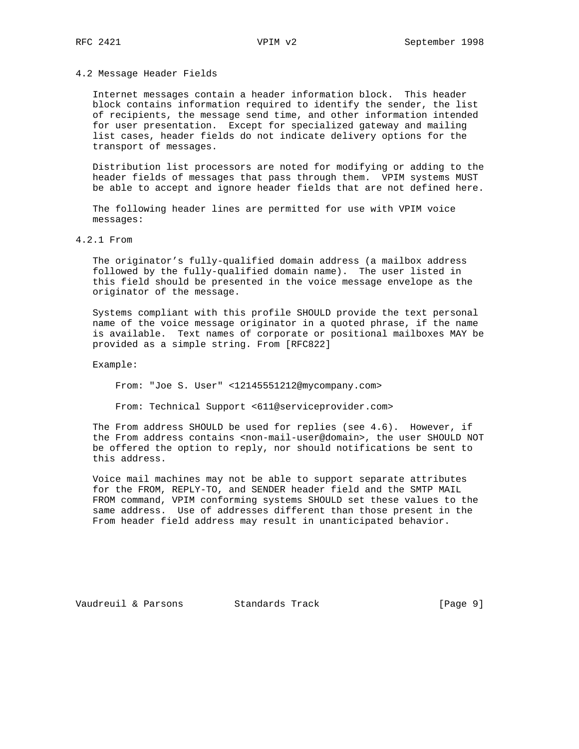### 4.2 Message Header Fields

Internet messages contain a header information block. This header block contains information required to identify the sender, the list of recipients, the message send time, and other information intended for user presentation. Except for specialized gateway and mailing list cases, header fields do not indicate delivery options for the transport of messages.

Distribution list processors are noted for modifying or adding to the header fields of messages that pass through them. VPIM systems MUST be able to accept and ignore header fields that are not defined here.

The following header lines are permitted for use with VPIM voice messages:

#### 4.2.1 From

The originator’s fully-qualified domain address (a mailbox address followed by the fully-qualified domain name). The user listed in this field should be presented in the voice message envelope as the originator of the message.

Systems compliant with this profile SHOULD provide the text personal name of the voice message originator in a quoted phrase, if the name is available. Text names of corporate or positional mailboxes MAY be provided as a simple string. From [RFC822]

Example:

```
From: "Joe S. User" <12145551212@mycompany.com>

From: Technical Support <611@serviceprovider.com>
```

The From address SHOULD be used for replies (see 4.6). However, if the From address contains <non-mail-user@domain>, the user SHOULD NOT be offered the option to reply, nor should notifications be sent to this address.

Voice mail machines may not be able to support separate attributes for the FROM, REPLY-TO, and SENDER header field and the SMTP MAIL FROM command, VPIM conforming systems SHOULD set these values to the same address. Use of addresses different than those present in the From header field address may result in unanticipated behavior.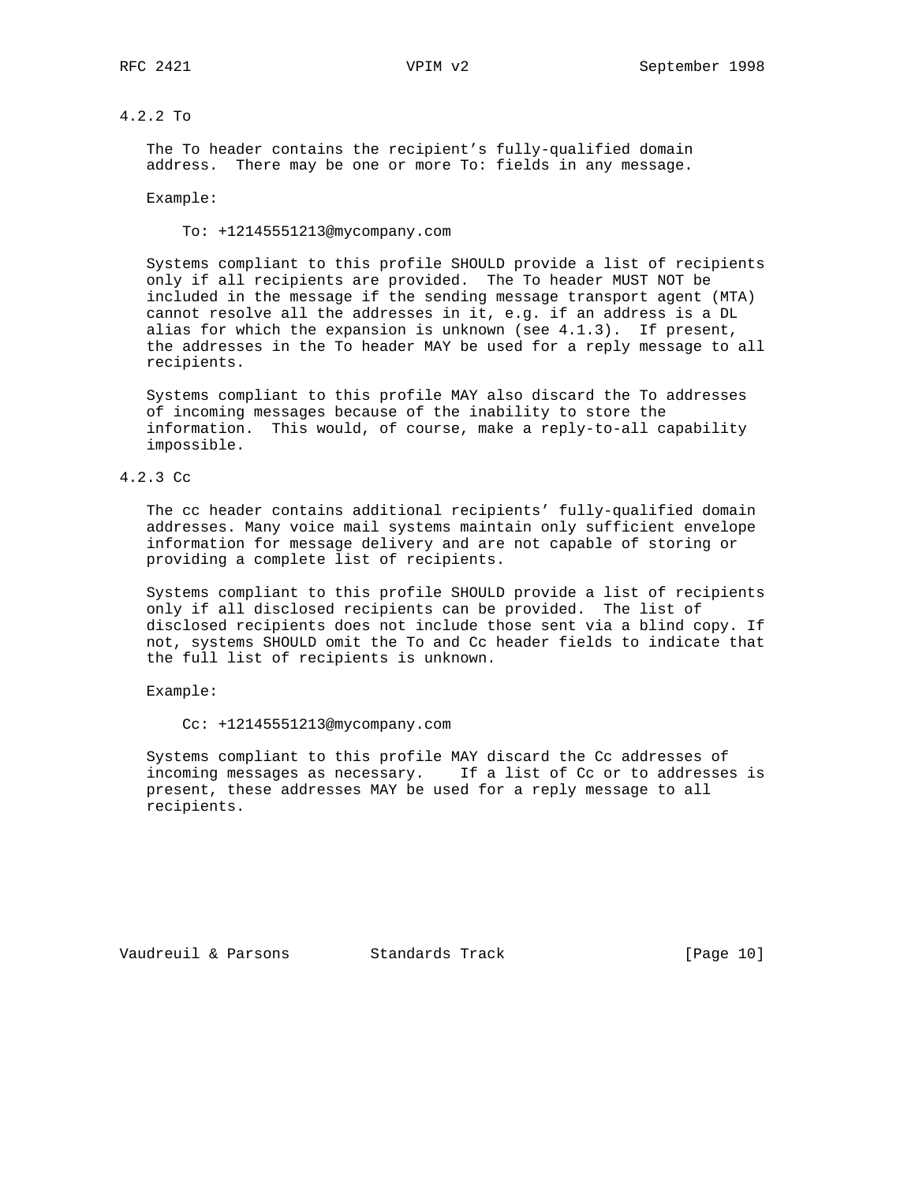### 4.2.2 To

The To header contains the recipient's fully-qualified domain address. There may be one or more To: fields in any message.

Example:

```
To: +12145551213@mycompany.com
```

Systems compliant to this profile SHOULD provide a list of recipients only if all recipients are provided. The To header MUST NOT be included in the message if the sending message transport agent (MTA) cannot resolve all the addresses in it, e.g. if an address is a DL alias for which the expansion is unknown (see 4.1.3). If present, the addresses in the To header MAY be used for a reply message to all recipients.

Systems compliant to this profile MAY also discard the To addresses of incoming messages because of the inability to store the information. This would, of course, make a reply-to-all capability impossible.

### 4.2.3 Cc

The cc header contains additional recipients' fully-qualified domain addresses. Many voice mail systems maintain only sufficient envelope information for message delivery and are not capable of storing or providing a complete list of recipients.

Systems compliant to this profile SHOULD provide a list of recipients only if all disclosed recipients can be provided. The list of disclosed recipients does not include those sent via a blind copy. If not, systems SHOULD omit the To and Cc header fields to indicate that the full list of recipients is unknown.

Example:

```
Cc: +12145551213@mycompany.com
```

Systems compliant to this profile MAY discard the Cc addresses of incoming messages as necessary. If a list of Cc or to addresses is present, these addresses MAY be used for a reply message to all recipients.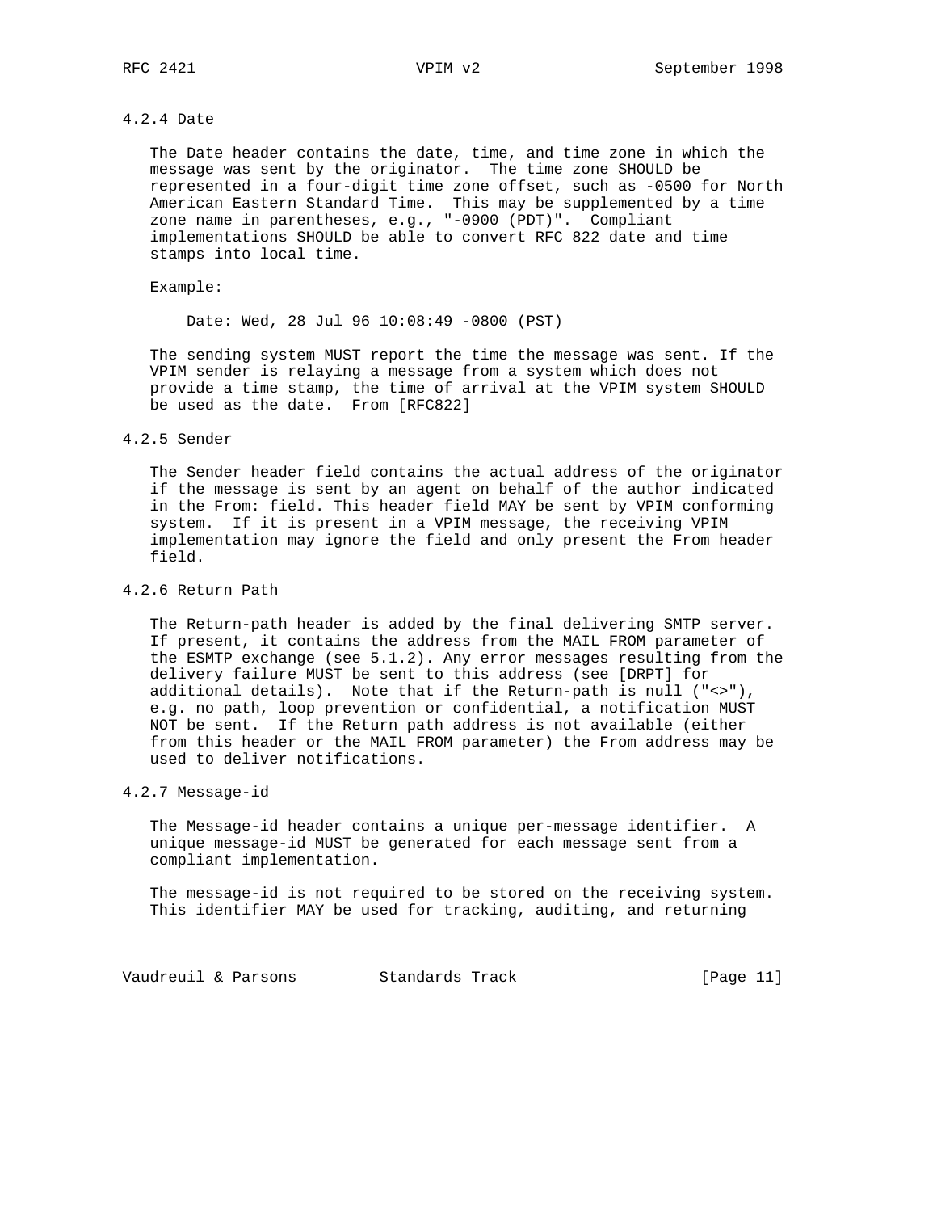#### 4.2.4 Date

The Date header contains the date, time, and time zone in which the message was sent by the originator. The time zone SHOULD be represented in a four-digit time zone offset, such as -0500 for North American Eastern Standard Time. This may be supplemented by a time zone name in parentheses, e.g., "-0900 (PDT)". Compliant implementations SHOULD be able to convert RFC 822 date and time stamps into local time.

Example:

```
Date: Wed, 28 Jul 96 10:08:49 -0800 (PST)
```

The sending system MUST report the time the message was sent. If the VPIM sender is relaying a message from a system which does not provide a time stamp, the time of arrival at the VPIM system SHOULD be used as the date. From [RFC822]

#### 4.2.5 Sender

The Sender header field contains the actual address of the originator if the message is sent by an agent on behalf of the author indicated in the From: field. This header field MAY be sent by VPIM conforming system. If it is present in a VPIM message, the receiving VPIM implementation may ignore the field and only present the From header field.

#### 4.2.6 Return Path

The Return-path header is added by the final delivering SMTP server. If present, it contains the address from the MAIL FROM parameter of the ESMTP exchange (see 5.1.2). Any error messages resulting from the delivery failure MUST be sent to this address (see [DRPT] for additional details). Note that if the Return-path is null ("<>"), e.g. no path, loop prevention or confidential, a notification MUST NOT be sent. If the Return path address is not available (either from this header or the MAIL FROM parameter) the From address may be used to deliver notifications.

#### 4.2.7 Message-id

The Message-id header contains a unique per-message identifier. A unique message-id MUST be generated for each message sent from a compliant implementation.

The message-id is not required to be stored on the receiving system. This identifier MAY be used for tracking, auditing, and returning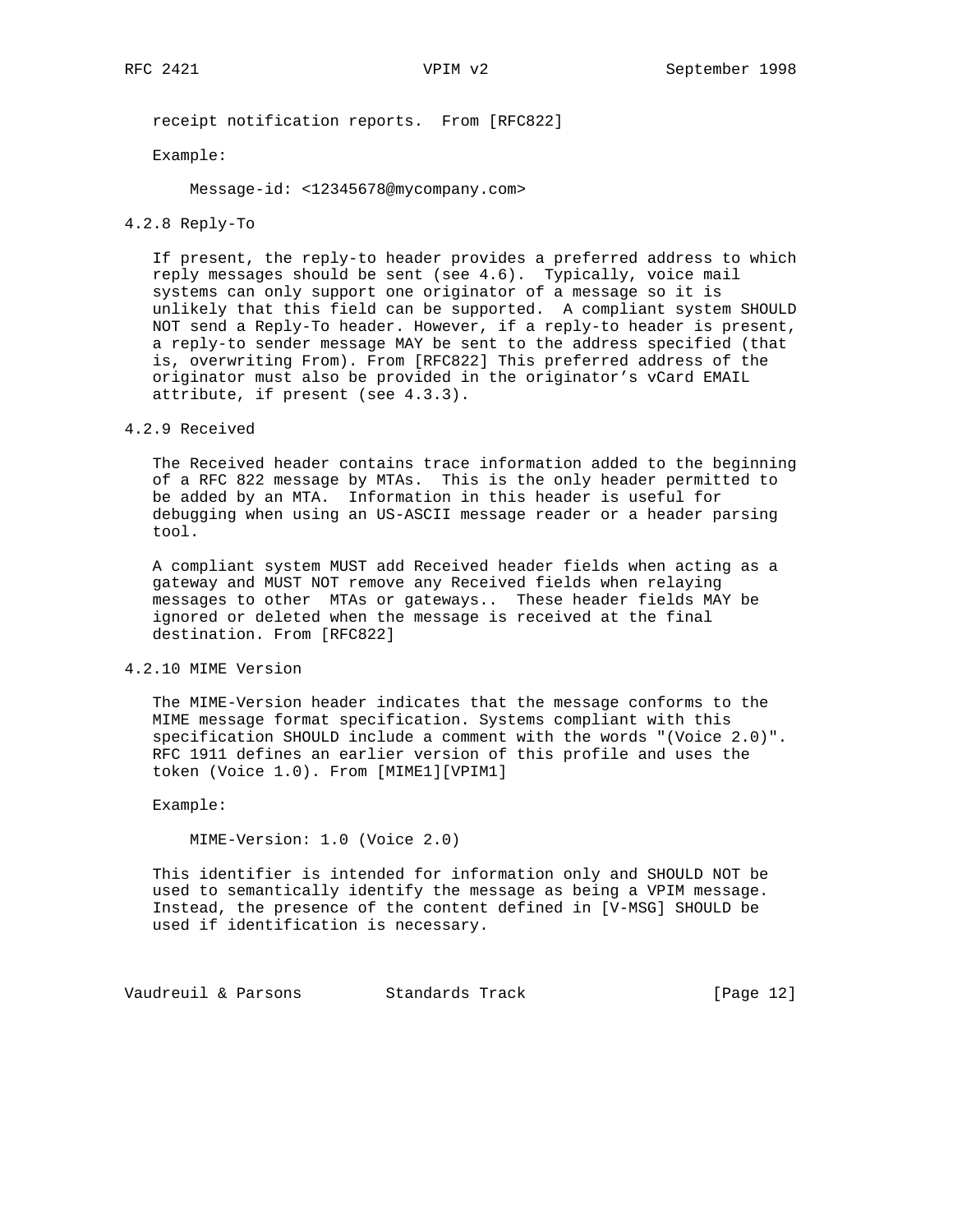receipt notification reports. From [RFC822]

Example:

```
Message-id: <12345678@mycompany.com>
```

### 4.2.8 Reply-To

If present, the reply-to header provides a preferred address to which reply messages should be sent (see 4.6). Typically, voice mail systems can only support one originator of a message so it is unlikely that this field can be supported. A compliant system SHOULD NOT send a Reply-To header. However, if a reply-to header is present, a reply-to sender message MAY be sent to the address specified (that is, overwriting From). From [RFC822] This preferred address of the originator must also be provided in the originator's vCard EMAIL attribute, if present (see 4.3.3).

### 4.2.9 Received

The Received header contains trace information added to the beginning of a RFC 822 message by MTAs. This is the only header permitted to be added by an MTA. Information in this header is useful for debugging when using an US-ASCII message reader or a header parsing tool.

A compliant system MUST add Received header fields when acting as a gateway and MUST NOT remove any Received fields when relaying messages to other MTAs or gateways.. These header fields MAY be ignored or deleted when the message is received at the final destination. From [RFC822]

### 4.2.10 MIME Version

The MIME-Version header indicates that the message conforms to the MIME message format specification. Systems compliant with this specification SHOULD include a comment with the words "(Voice 2.0)". RFC 1911 defines an earlier version of this profile and uses the token (Voice 1.0). From [MIME1][VPIM1]

Example:

```
MIME-Version: 1.0 (Voice 2.0)
```

This identifier is intended for information only and SHOULD NOT be used to semantically identify the message as being a VPIM message. Instead, the presence of the content defined in [V-MSG] SHOULD be used if identification is necessary.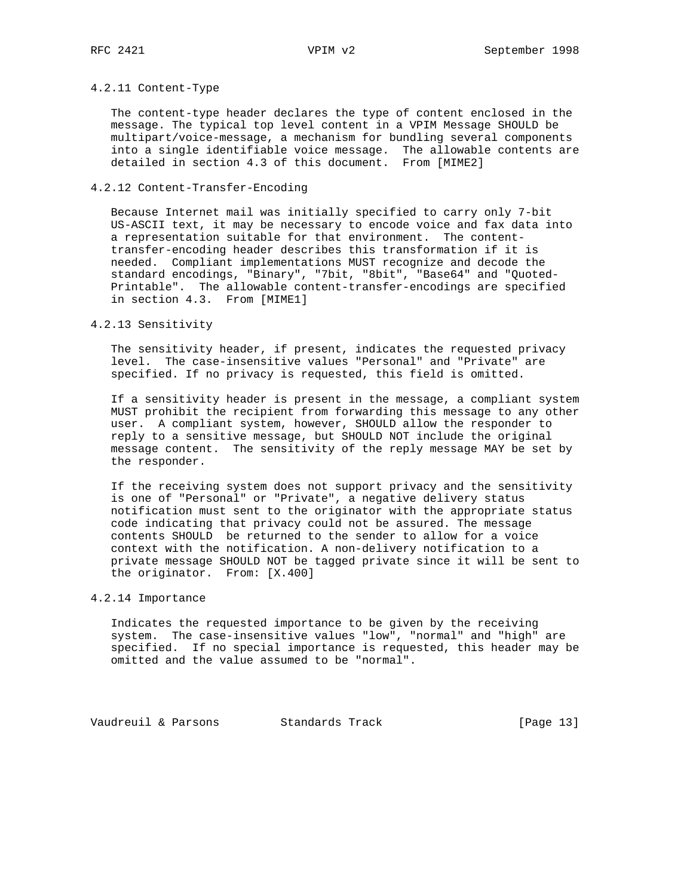#### 4.2.11 Content-Type

The content-type header declares the type of content enclosed in the message. The typical top level content in a VPIM Message SHOULD be multipart/voice-message, a mechanism for bundling several components into a single identifiable voice message. The allowable contents are detailed in section 4.3 of this document. From [MIME2]

#### 4.2.12 Content-Transfer-Encoding

Because Internet mail was initially specified to carry only 7-bit US-ASCII text, it may be necessary to encode voice and fax data into a representation suitable for that environment. The content-transfer-encoding header describes this transformation if it is needed. Compliant implementations MUST recognize and decode the standard encodings, "Binary", "7bit, "8bit", "Base64" and "Quoted-Printable". The allowable content-transfer-encodings are specified in section 4.3. From [MIME1]

#### 4.2.13 Sensitivity

The sensitivity header, if present, indicates the requested privacy level. The case-insensitive values "Personal" and "Private" are specified. If no privacy is requested, this field is omitted.

If a sensitivity header is present in the message, a compliant system MUST prohibit the recipient from forwarding this message to any other user. A compliant system, however, SHOULD allow the responder to reply to a sensitive message, but SHOULD NOT include the original message content. The sensitivity of the reply message MAY be set by the responder.

If the receiving system does not support privacy and the sensitivity is one of "Personal" or "Private", a negative delivery status notification must sent to the originator with the appropriate status code indicating that privacy could not be assured. The message contents SHOULD be returned to the sender to allow for a voice context with the notification. A non-delivery notification to a private message SHOULD NOT be tagged private since it will be sent to the originator. From: [X.400]

#### 4.2.14 Importance

Indicates the requested importance to be given by the receiving system. The case-insensitive values "low", "normal" and "high" are specified. If no special importance is requested, this header may be omitted and the value assumed to be "normal".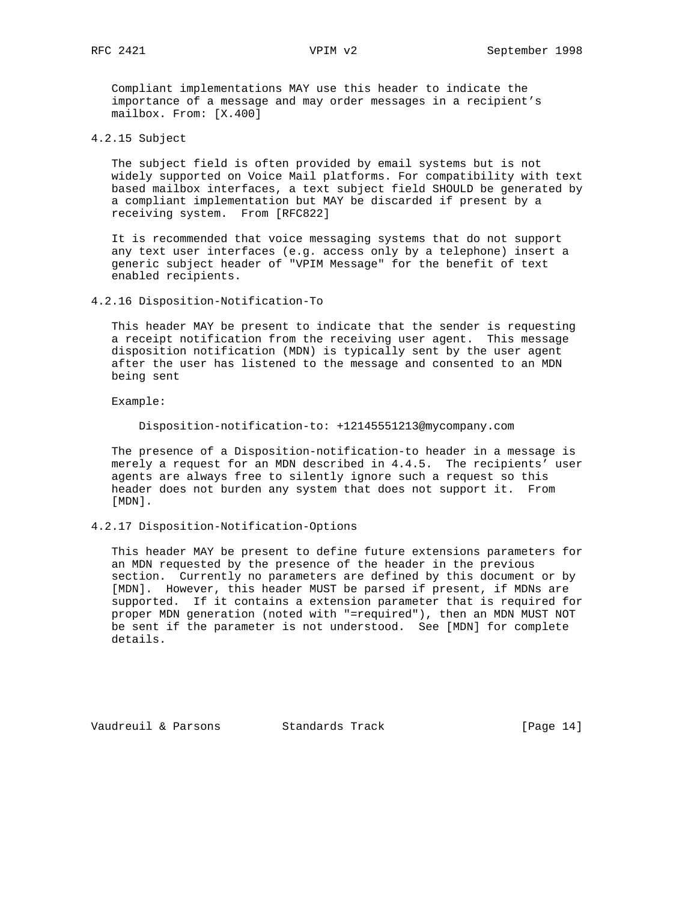Compliant implementations MAY use this header to indicate the importance of a message and may order messages in a recipient's mailbox. From: [X.400]

#### 4.2.15 Subject

The subject field is often provided by email systems but is not widely supported on Voice Mail platforms. For compatibility with text based mailbox interfaces, a text subject field SHOULD be generated by a compliant implementation but MAY be discarded if present by a receiving system. From [RFC822]

It is recommended that voice messaging systems that do not support any text user interfaces (e.g. access only by a telephone) insert a generic subject header of "VPIM Message" for the benefit of text enabled recipients.

#### 4.2.16 Disposition-Notification-To

This header MAY be present to indicate that the sender is requesting a receipt notification from the receiving user agent. This message disposition notification (MDN) is typically sent by the user agent after the user has listened to the message and consented to an MDN being sent

Example:

```
Disposition-notification-to: +12145551213@mycompany.com
```

The presence of a Disposition-notification-to header in a message is merely a request for an MDN described in 4.4.5. The recipients' user agents are always free to silently ignore such a request so this header does not burden any system that does not support it. From [MDN].

#### 4.2.17 Disposition-Notification-Options

This header MAY be present to define future extensions parameters for an MDN requested by the presence of the header in the previous section. Currently no parameters are defined by this document or by [MDN]. However, this header MUST be parsed if present, if MDNs are supported. If it contains a extension parameter that is required for proper MDN generation (noted with "=required"), then an MDN MUST NOT be sent if the parameter is not understood. See [MDN] for complete details.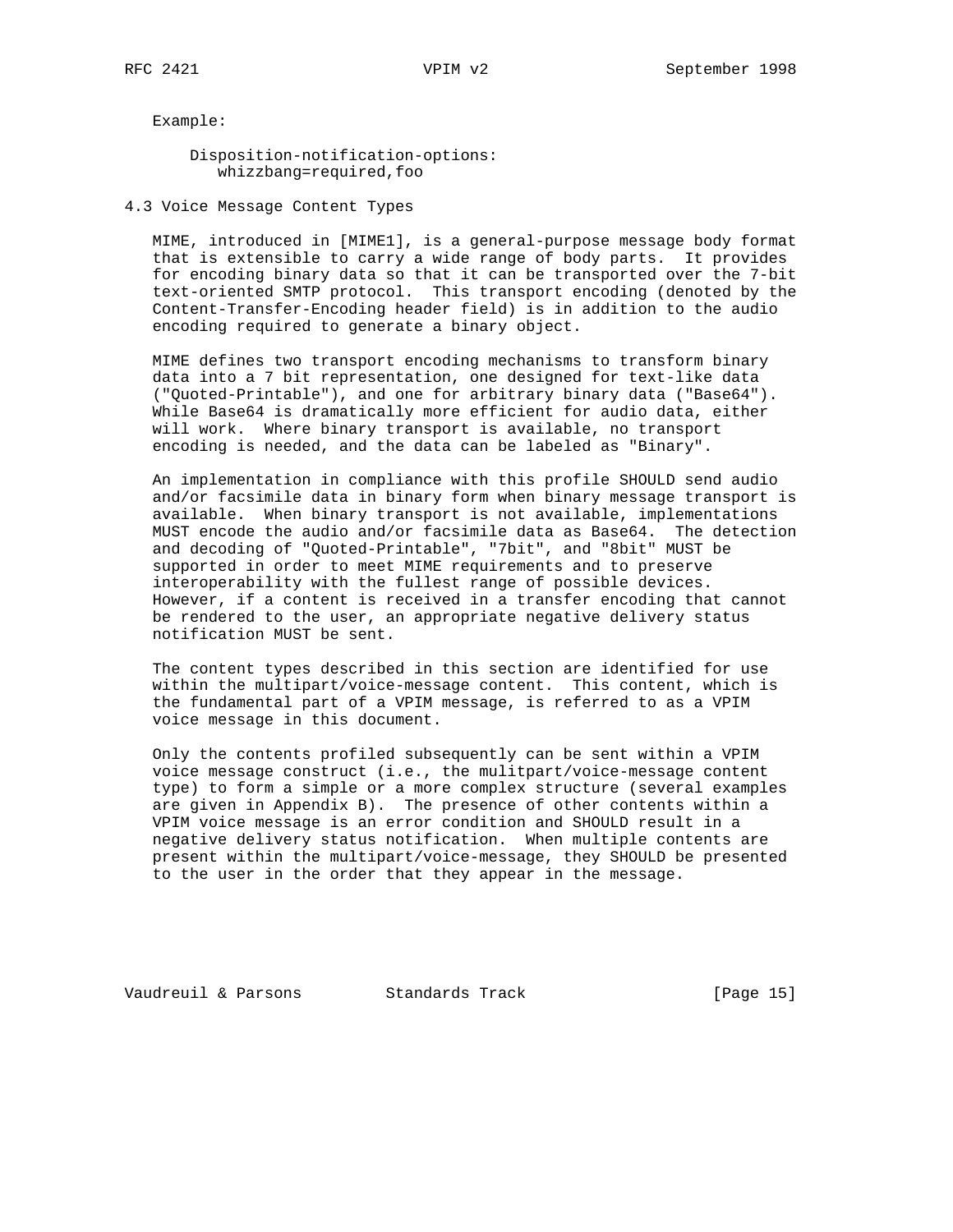Example:

```
Disposition-notification-options:
   whizzbang=required,foo
```

### 4.3 Voice Message Content Types

MIME, introduced in [MIME1], is a general-purpose message body format that is extensible to carry a wide range of body parts. It provides for encoding binary data so that it can be transported over the 7-bit text-oriented SMTP protocol. This transport encoding (denoted by the Content-Transfer-Encoding header field) is in addition to the audio encoding required to generate a binary object.

MIME defines two transport encoding mechanisms to transform binary data into a 7 bit representation, one designed for text-like data ("Quoted-Printable"), and one for arbitrary binary data ("Base64"). While Base64 is dramatically more efficient for audio data, either will work. Where binary transport is available, no transport encoding is needed, and the data can be labeled as "Binary".

An implementation in compliance with this profile SHOULD send audio and/or facsimile data in binary form when binary message transport is available. When binary transport is not available, implementations MUST encode the audio and/or facsimile data as Base64. The detection and decoding of "Quoted-Printable", "7bit", and "8bit" MUST be supported in order to meet MIME requirements and to preserve interoperability with the fullest range of possible devices. However, if a content is received in a transfer encoding that cannot be rendered to the user, an appropriate negative delivery status notification MUST be sent.

The content types described in this section are identified for use within the multipart/voice-message content. This content, which is the fundamental part of a VPIM message, is referred to as a VPIM voice message in this document.

Only the contents profiled subsequently can be sent within a VPIM voice message construct (i.e., the mulitpart/voice-message content type) to form a simple or a more complex structure (several examples are given in Appendix B). The presence of other contents within a VPIM voice message is an error condition and SHOULD result in a negative delivery status notification. When multiple contents are present within the multipart/voice-message, they SHOULD be presented to the user in the order that they appear in the message.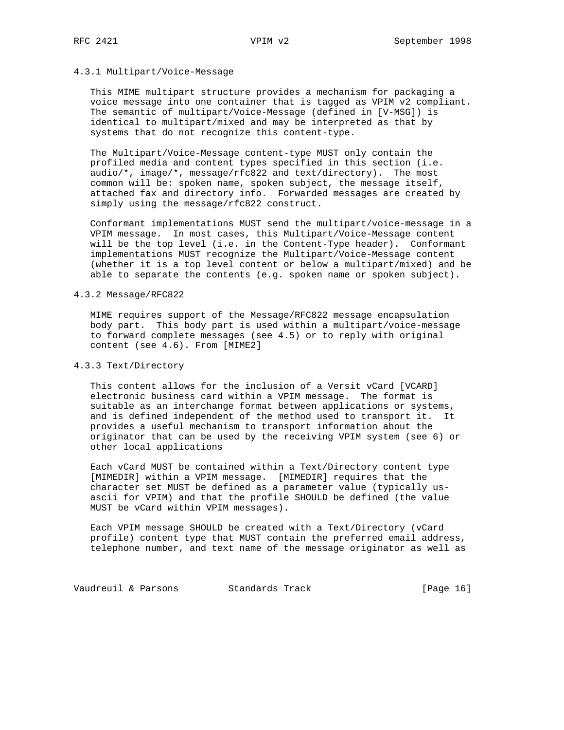### 4.3.1 Multipart/Voice-Message

This MIME multipart structure provides a mechanism for packaging a voice message into one container that is tagged as VPIM v2 compliant. The semantic of multipart/Voice-Message (defined in [V-MSG]) is identical to multipart/mixed and may be interpreted as that by systems that do not recognize this content-type.

The Multipart/Voice-Message content-type MUST only contain the profiled media and content types specified in this section (i.e. audio/*, image/*, message/rfc822 and text/directory). The most common will be: spoken name, spoken subject, the message itself, attached fax and directory info. Forwarded messages are created by simply using the message/rfc822 construct.

Conformant implementations MUST send the multipart/voice-message in a VPIM message. In most cases, this Multipart/Voice-Message content will be the top level (i.e. in the Content-Type header). Conformant implementations MUST recognize the Multipart/Voice-Message content (whether it is a top level content or below a multipart/mixed) and be able to separate the contents (e.g. spoken name or spoken subject).

### 4.3.2 Message/RFC822

MIME requires support of the Message/RFC822 message encapsulation body part. This body part is used within a multipart/voice-message to forward complete messages (see 4.5) or to reply with original content (see 4.6). From [MIME2]

### 4.3.3 Text/Directory

This content allows for the inclusion of a Versit vCard [VCARD] electronic business card within a VPIM message. The format is suitable as an interchange format between applications or systems, and is defined independent of the method used to transport it. It provides a useful mechanism to transport information about the originator that can be used by the receiving VPIM system (see 6) or other local applications

Each vCard MUST be contained within a Text/Directory content type [MIMEDIR] within a VPIM message. [MIMEDIR] requires that the character set MUST be defined as a parameter value (typically us-ascii for VPIM) and that the profile SHOULD be defined (the value MUST be vCard within VPIM messages).

Each VPIM message SHOULD be created with a Text/Directory (vCard profile) content type that MUST contain the preferred email address, telephone number, and text name of the message originator as well as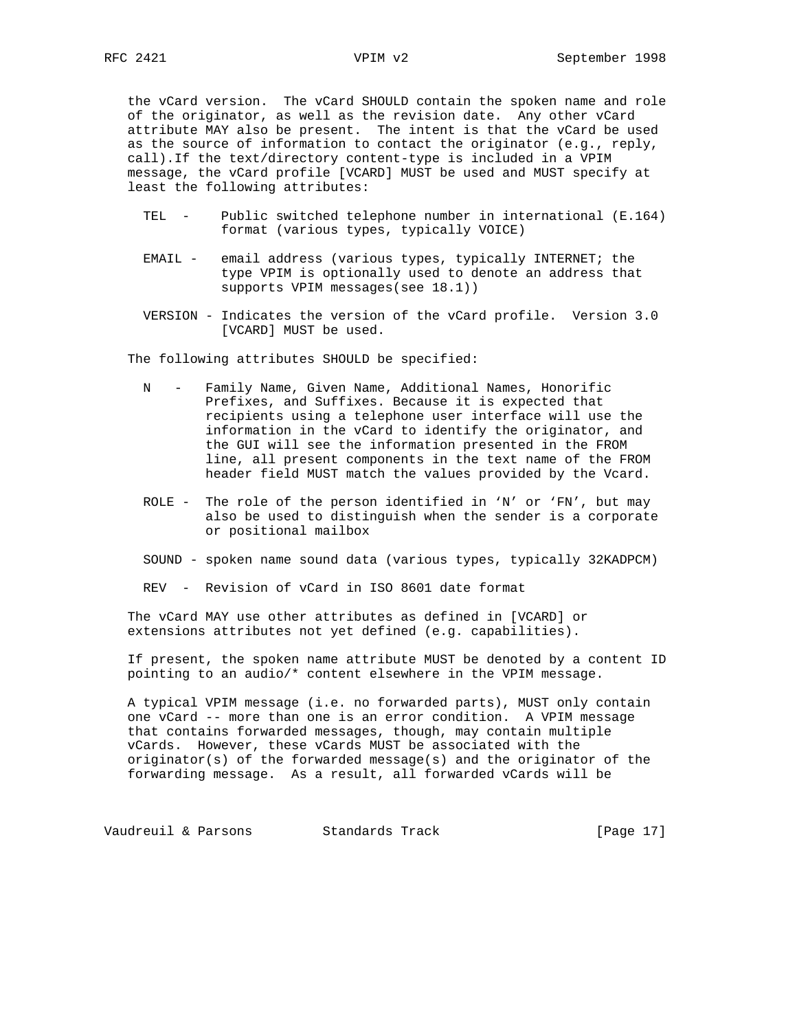the vCard version. The vCard SHOULD contain the spoken name and role of the originator, as well as the revision date. Any other vCard attribute MAY also be present. The intent is that the vCard be used as the source of information to contact the originator (e.g., reply, call).If the text/directory content-type is included in a VPIM message, the vCard profile [VCARD] MUST be used and MUST specify at least the following attributes:

- TEL - Public switched telephone number in international (E.164) format (various types, typically VOICE)
- EMAIL - email address (various types, typically INTERNET; the type VPIM is optionally used to denote an address that supports VPIM messages(see 18.1))
- VERSION - Indicates the version of the vCard profile. Version 3.0 [VCARD] MUST be used.

The following attributes SHOULD be specified:

- N - Family Name, Given Name, Additional Names, Honorific Prefixes, and Suffixes. Because it is expected that recipients using a telephone user interface will use the information in the vCard to identify the originator, and the GUI will see the information presented in the FROM line, all present components in the text name of the FROM header field MUST match the values provided by the Vcard.
- ROLE - The role of the person identified in ‘N’ or ‘FN’, but may also be used to distinguish when the sender is a corporate or positional mailbox
- SOUND - spoken name sound data (various types, typically 32KADPCM)
- REV - Revision of vCard in ISO 8601 date format

The vCard MAY use other attributes as defined in [VCARD] or extensions attributes not yet defined (e.g. capabilities).

If present, the spoken name attribute MUST be denoted by a content ID pointing to an audio/* content elsewhere in the VPIM message.

A typical VPIM message (i.e. no forwarded parts), MUST only contain one vCard -- more than one is an error condition. A VPIM message that contains forwarded messages, though, may contain multiple vCards. However, these vCards MUST be associated with the originator(s) of the forwarded message(s) and the originator of the forwarding message. As a result, all forwarded vCards will be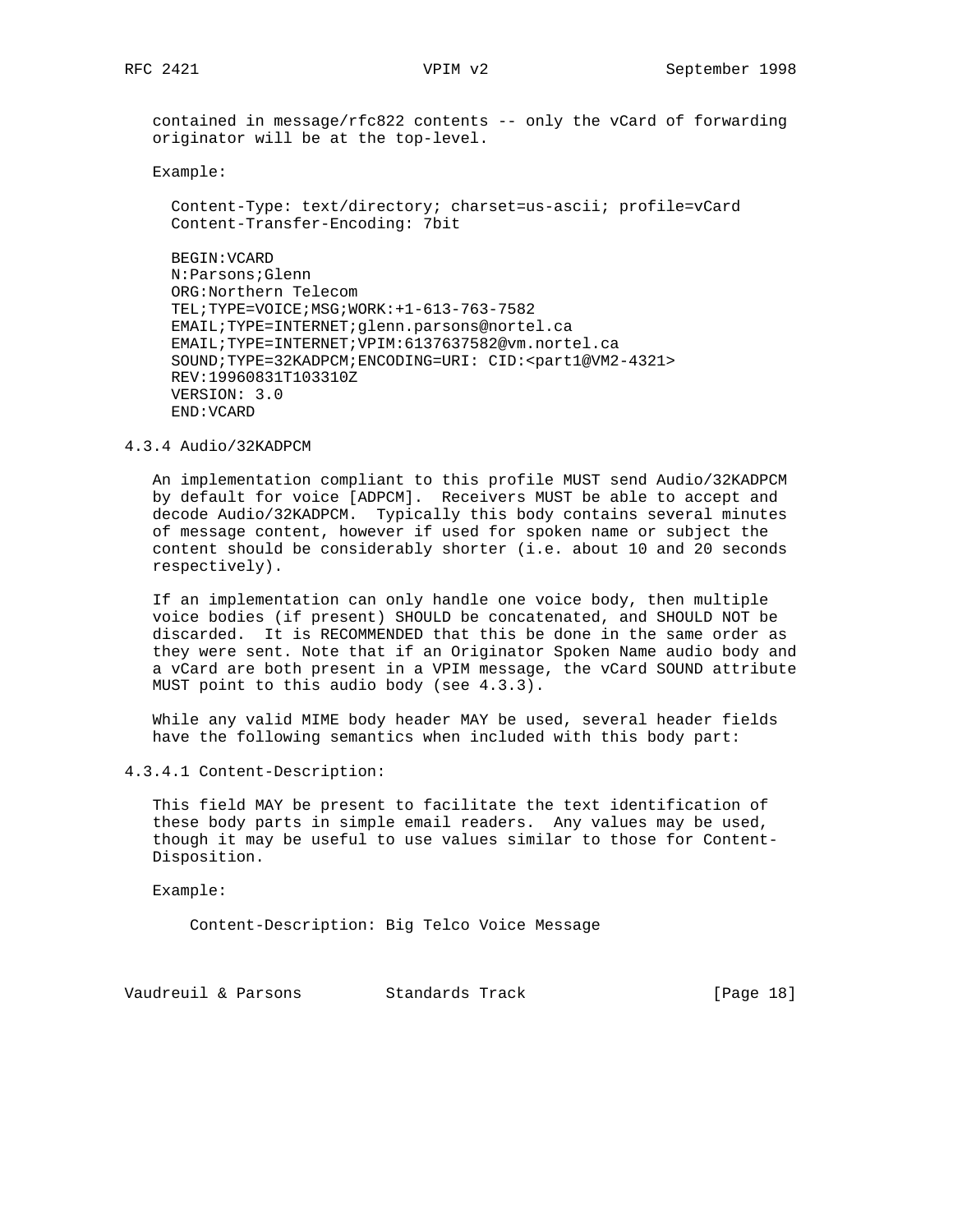contained in message/rfc822 contents -- only the vCard of forwarding originator will be at the top-level.

Example:

```
Content-Type: text/directory; charset=us-ascii; profile=vCard
Content-Transfer-Encoding: 7bit

BEGIN:VCARD
N:Parsons;Glenn
ORG:Northern Telecom
TEL;TYPE=VOICE;MSG;WORK:+1-613-763-7582
EMAIL;TYPE=INTERNET;glenn.parsons@nortel.ca
EMAIL;TYPE=INTERNET;VPIM:6137637582@vm.nortel.ca
SOUND;TYPE=32KADPCM;ENCODING=URI: CID:<part1@VM2-4321>
REV:19960831T103310Z
VERSION: 3.0
END:VCARD
```

#### 4.3.4 Audio/32KADPCM

An implementation compliant to this profile MUST send Audio/32KADPCM by default for voice [ADPCM]. Receivers MUST be able to accept and decode Audio/32KADPCM. Typically this body contains several minutes of message content, however if used for spoken name or subject the content should be considerably shorter (i.e. about 10 and 20 seconds respectively).

If an implementation can only handle one voice body, then multiple voice bodies (if present) SHOULD be concatenated, and SHOULD NOT be discarded. It is RECOMMENDED that this be done in the same order as they were sent. Note that if an Originator Spoken Name audio body and a vCard are both present in a VPIM message, the vCard SOUND attribute MUST point to this audio body (see 4.3.3).

While any valid MIME body header MAY be used, several header fields have the following semantics when included with this body part:

##### 4.3.4.1 Content-Description:

This field MAY be present to facilitate the text identification of these body parts in simple email readers. Any values may be used, though it may be useful to use values similar to those for Content-Disposition.

Example:

```
Content-Description: Big Telco Voice Message
```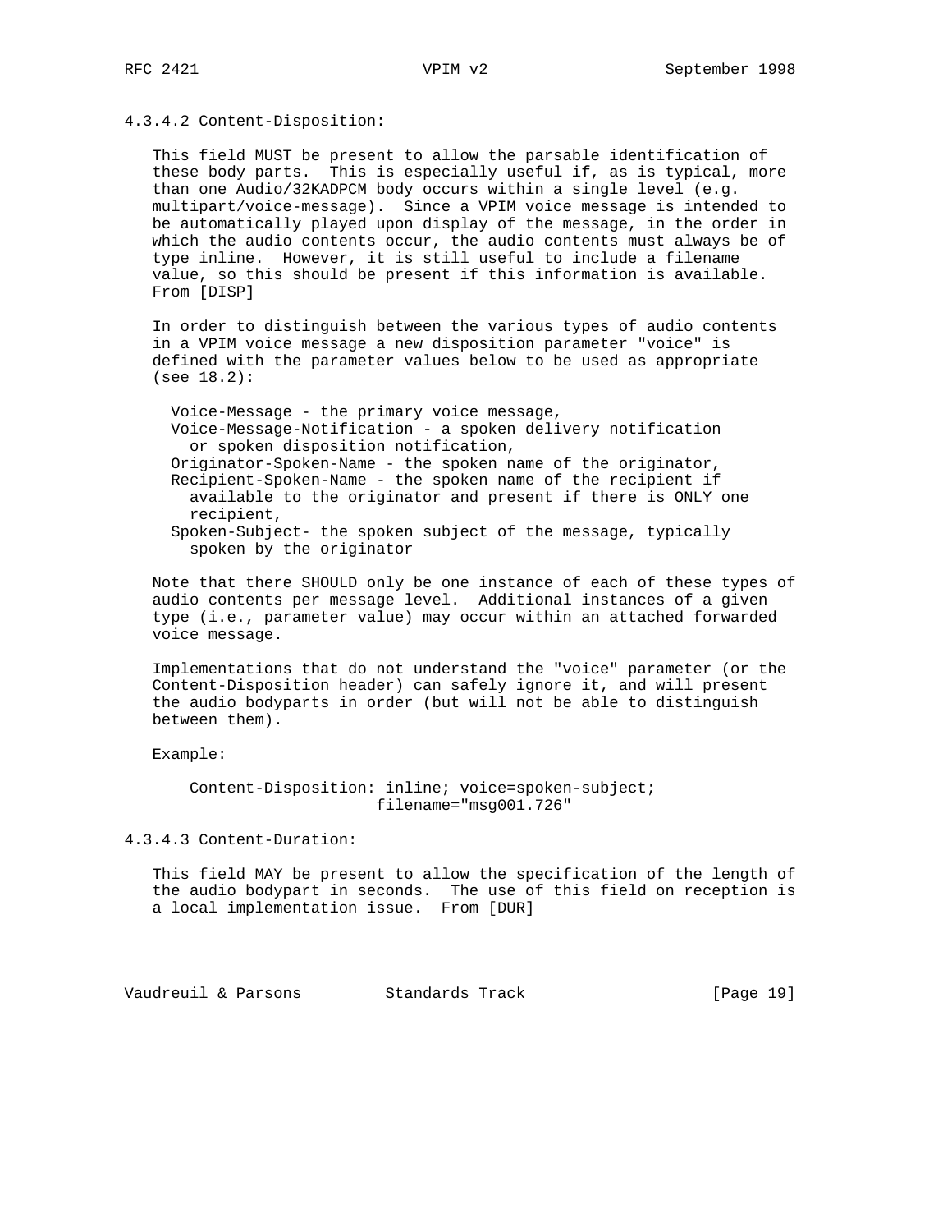#### 4.3.4.2 Content-Disposition:

This field MUST be present to allow the parsable identification of these body parts. This is especially useful if, as is typical, more than one Audio/32KADPCM body occurs within a single level (e.g. multipart/voice-message). Since a VPIM voice message is intended to be automatically played upon display of the message, in the order in which the audio contents occur, the audio contents must always be of type inline. However, it is still useful to include a filename value, so this should be present if this information is available. From [DISP]

In order to distinguish between the various types of audio contents in a VPIM voice message a new disposition parameter "voice" is defined with the parameter values below to be used as appropriate (see 18.2):

- Voice-Message - the primary voice message,
- Voice-Message-Notification - a spoken delivery notification or spoken disposition notification,
- Originator-Spoken-Name - the spoken name of the originator,
- Recipient-Spoken-Name - the spoken name of the recipient if available to the originator and present if there is ONLY one recipient,
- Spoken-Subject- the spoken subject of the message, typically spoken by the originator

Note that there SHOULD only be one instance of each of these types of audio contents per message level. Additional instances of a given type (i.e., parameter value) may occur within an attached forwarded voice message.

Implementations that do not understand the "voice" parameter (or the Content-Disposition header) can safely ignore it, and will present the audio bodyparts in order (but will not be able to distinguish between them).

Example:

```
Content-Disposition: inline; voice=spoken-subject;
                     filename="msg001.726"
```

#### 4.3.4.3 Content-Duration:

This field MAY be present to allow the specification of the length of the audio bodypart in seconds. The use of this field on reception is a local implementation issue. From [DUR]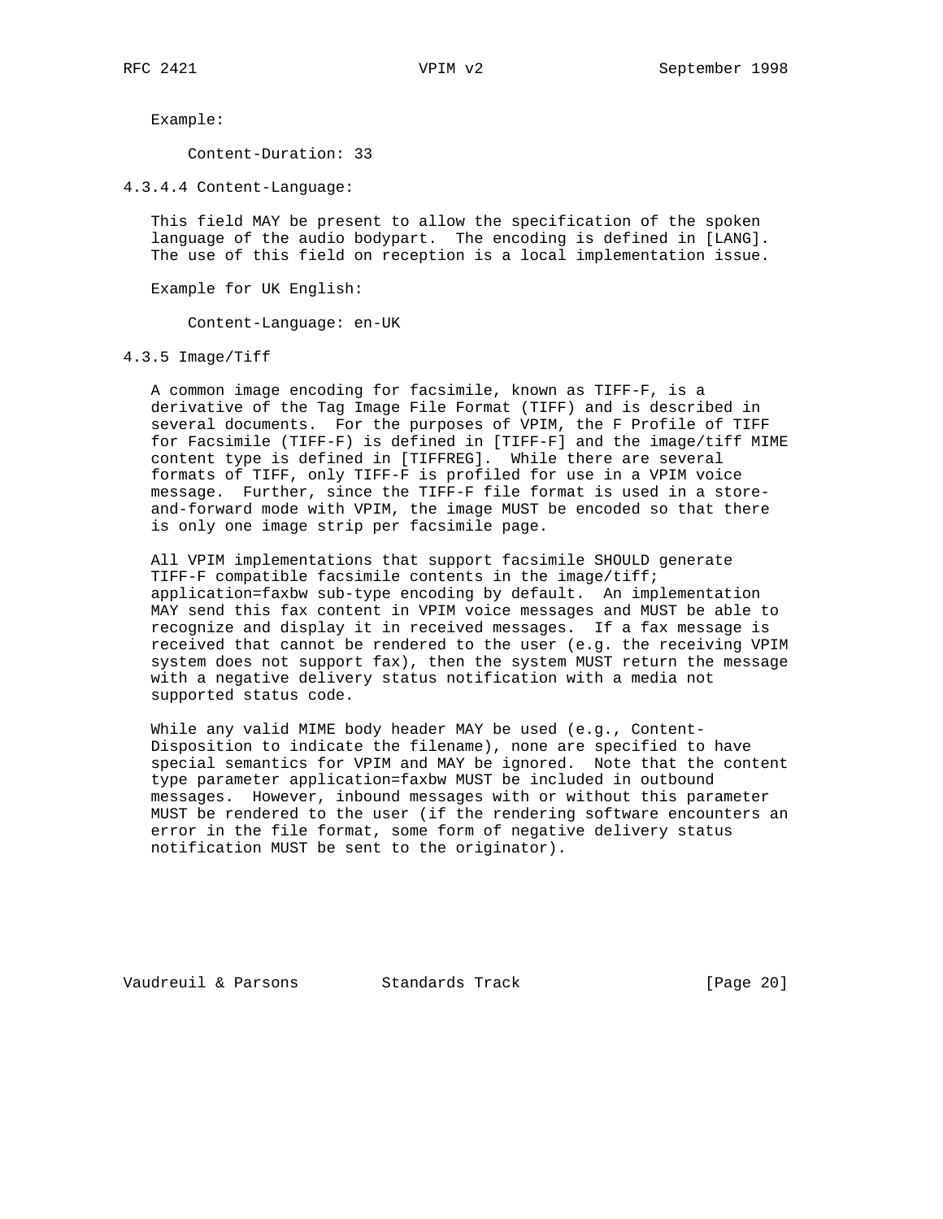Example:

```
Content-Duration: 33
```

#### 4.3.4.4 Content-Language:

This field MAY be present to allow the specification of the spoken language of the audio bodypart. The encoding is defined in [LANG]. The use of this field on reception is a local implementation issue.

Example for UK English:

```
Content-Language: en-UK
```

### 4.3.5 Image/Tiff

A common image encoding for facsimile, known as TIFF-F, is a derivative of the Tag Image File Format (TIFF) and is described in several documents. For the purposes of VPIM, the F Profile of TIFF for Facsimile (TIFF-F) is defined in [TIFF-F] and the image/tiff MIME content type is defined in [TIFFREG]. While there are several formats of TIFF, only TIFF-F is profiled for use in a VPIM voice message. Further, since the TIFF-F file format is used in a store-and-forward mode with VPIM, the image MUST be encoded so that there is only one image strip per facsimile page.

All VPIM implementations that support facsimile SHOULD generate TIFF-F compatible facsimile contents in the image/tiff; application=faxbw sub-type encoding by default. An implementation MAY send this fax content in VPIM voice messages and MUST be able to recognize and display it in received messages. If a fax message is received that cannot be rendered to the user (e.g. the receiving VPIM system does not support fax), then the system MUST return the message with a negative delivery status notification with a media not supported status code.

While any valid MIME body header MAY be used (e.g., Content-Disposition to indicate the filename), none are specified to have special semantics for VPIM and MAY be ignored. Note that the content type parameter application=faxbw MUST be included in outbound messages. However, inbound messages with or without this parameter MUST be rendered to the user (if the rendering software encounters an error in the file format, some form of negative delivery status notification MUST be sent to the originator).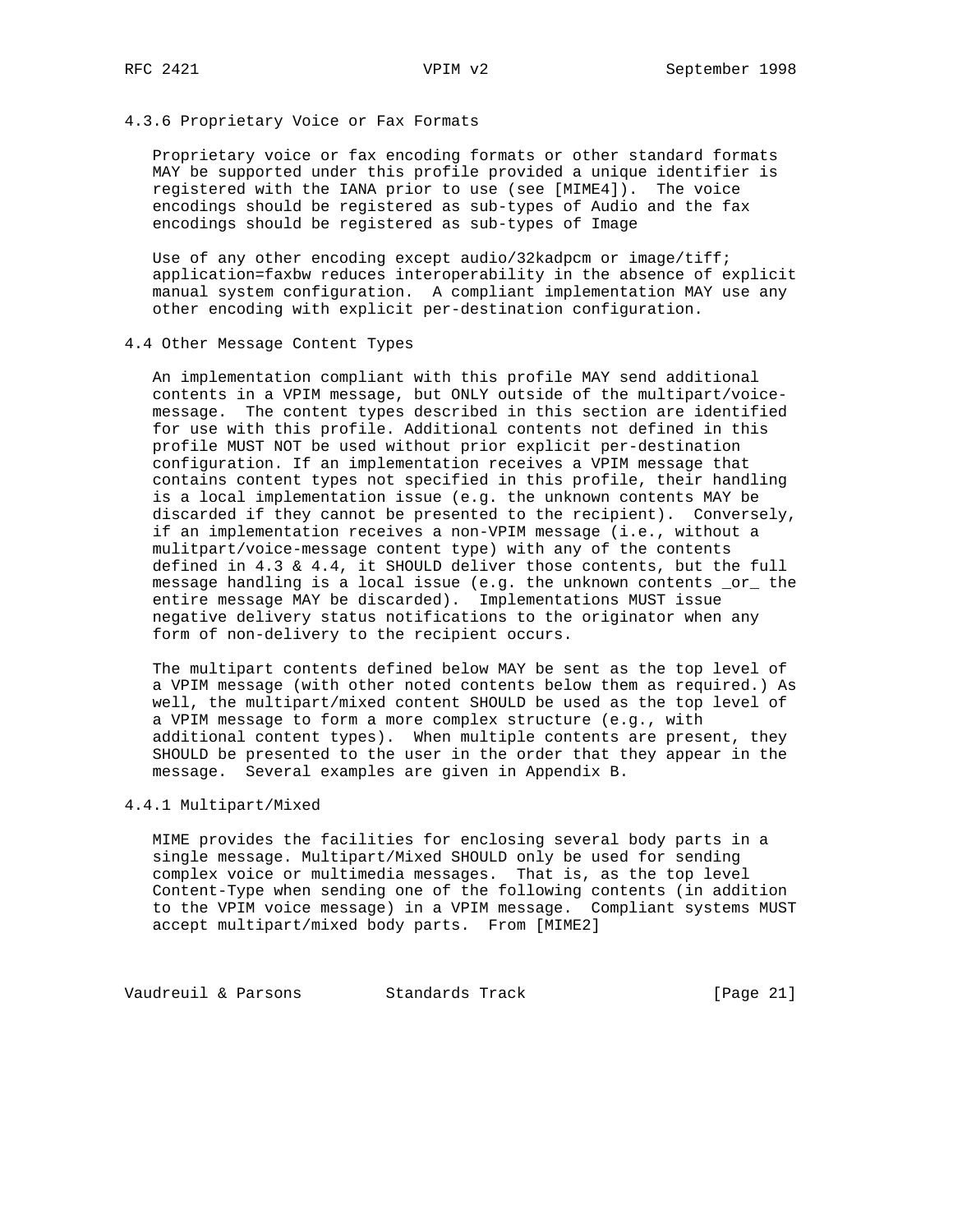### 4.3.6 Proprietary Voice or Fax Formats

Proprietary voice or fax encoding formats or other standard formats MAY be supported under this profile provided a unique identifier is registered with the IANA prior to use (see [MIME4]). The voice encodings should be registered as sub-types of Audio and the fax encodings should be registered as sub-types of Image

Use of any other encoding except audio/32kadpcm or image/tiff; application=faxbw reduces interoperability in the absence of explicit manual system configuration. A compliant implementation MAY use any other encoding with explicit per-destination configuration.

### 4.4 Other Message Content Types

An implementation compliant with this profile MAY send additional contents in a VPIM message, but ONLY outside of the multipart/voice-message. The content types described in this section are identified for use with this profile. Additional contents not defined in this profile MUST NOT be used without prior explicit per-destination configuration. If an implementation receives a VPIM message that contains content types not specified in this profile, their handling is a local implementation issue (e.g. the unknown contents MAY be discarded if they cannot be presented to the recipient). Conversely, if an implementation receives a non-VPIM message (i.e., without a mulitpart/voice-message content type) with any of the contents defined in 4.3 & 4.4, it SHOULD deliver those contents, but the full message handling is a local issue (e.g. the unknown contents _or_ the entire message MAY be discarded). Implementations MUST issue negative delivery status notifications to the originator when any form of non-delivery to the recipient occurs.

The multipart contents defined below MAY be sent as the top level of a VPIM message (with other noted contents below them as required.) As well, the multipart/mixed content SHOULD be used as the top level of a VPIM message to form a more complex structure (e.g., with additional content types). When multiple contents are present, they SHOULD be presented to the user in the order that they appear in the message. Several examples are given in Appendix B.

#### 4.4.1 Multipart/Mixed

MIME provides the facilities for enclosing several body parts in a single message. Multipart/Mixed SHOULD only be used for sending complex voice or multimedia messages. That is, as the top level Content-Type when sending one of the following contents (in addition to the VPIM voice message) in a VPIM message. Compliant systems MUST accept multipart/mixed body parts. From [MIME2]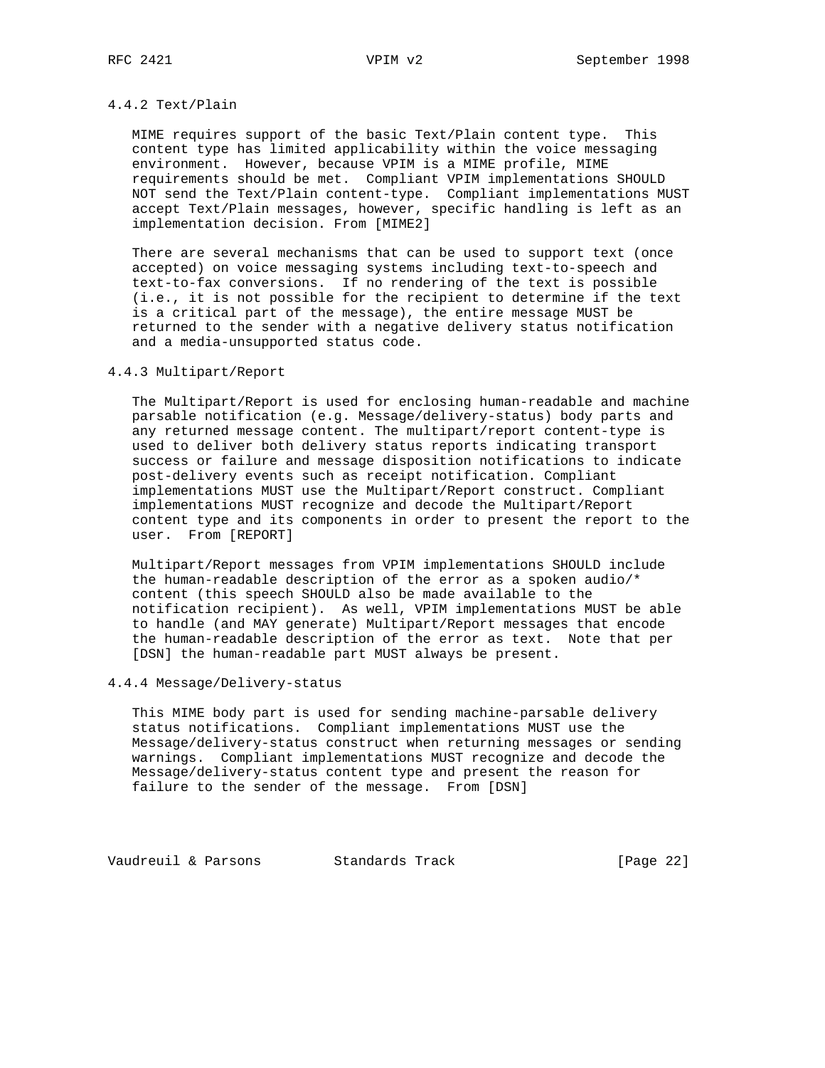#### 4.4.2 Text/Plain

MIME requires support of the basic Text/Plain content type. This content type has limited applicability within the voice messaging environment. However, because VPIM is a MIME profile, MIME requirements should be met. Compliant VPIM implementations SHOULD NOT send the Text/Plain content-type. Compliant implementations MUST accept Text/Plain messages, however, specific handling is left as an implementation decision. From [MIME2]

There are several mechanisms that can be used to support text (once accepted) on voice messaging systems including text-to-speech and text-to-fax conversions. If no rendering of the text is possible (i.e., it is not possible for the recipient to determine if the text is a critical part of the message), the entire message MUST be returned to the sender with a negative delivery status notification and a media-unsupported status code.

#### 4.4.3 Multipart/Report

The Multipart/Report is used for enclosing human-readable and machine parsable notification (e.g. Message/delivery-status) body parts and any returned message content. The multipart/report content-type is used to deliver both delivery status reports indicating transport success or failure and message disposition notifications to indicate post-delivery events such as receipt notification. Compliant implementations MUST use the Multipart/Report construct. Compliant implementations MUST recognize and decode the Multipart/Report content type and its components in order to present the report to the user. From [REPORT]

Multipart/Report messages from VPIM implementations SHOULD include the human-readable description of the error as a spoken audio/* content (this speech SHOULD also be made available to the notification recipient). As well, VPIM implementations MUST be able to handle (and MAY generate) Multipart/Report messages that encode the human-readable description of the error as text. Note that per [DSN] the human-readable part MUST always be present.

#### 4.4.4 Message/Delivery-status

This MIME body part is used for sending machine-parsable delivery status notifications. Compliant implementations MUST use the Message/delivery-status construct when returning messages or sending warnings. Compliant implementations MUST recognize and decode the Message/delivery-status content type and present the reason for failure to the sender of the message. From [DSN]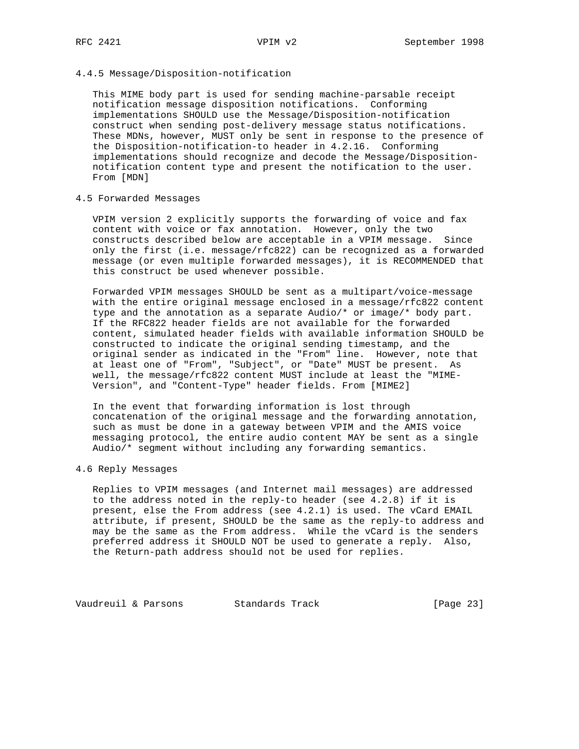### 4.4.5 Message/Disposition-notification

This MIME body part is used for sending machine-parsable receipt notification message disposition notifications. Conforming implementations SHOULD use the Message/Disposition-notification construct when sending post-delivery message status notifications. These MDNs, however, MUST only be sent in response to the presence of the Disposition-notification-to header in 4.2.16. Conforming implementations should recognize and decode the Message/Disposition-notification content type and present the notification to the user. From [MDN]

## 4.5 Forwarded Messages

VPIM version 2 explicitly supports the forwarding of voice and fax content with voice or fax annotation. However, only the two constructs described below are acceptable in a VPIM message. Since only the first (i.e. message/rfc822) can be recognized as a forwarded message (or even multiple forwarded messages), it is RECOMMENDED that this construct be used whenever possible.

Forwarded VPIM messages SHOULD be sent as a multipart/voice-message with the entire original message enclosed in a message/rfc822 content type and the annotation as a separate Audio/* or image/* body part. If the RFC822 header fields are not available for the forwarded content, simulated header fields with available information SHOULD be constructed to indicate the original sending timestamp, and the original sender as indicated in the "From" line. However, note that at least one of "From", "Subject", or "Date" MUST be present. As well, the message/rfc822 content MUST include at least the "MIME-Version", and "Content-Type" header fields. From [MIME2]

In the event that forwarding information is lost through concatenation of the original message and the forwarding annotation, such as must be done in a gateway between VPIM and the AMIS voice messaging protocol, the entire audio content MAY be sent as a single Audio/* segment without including any forwarding semantics.

## 4.6 Reply Messages

Replies to VPIM messages (and Internet mail messages) are addressed to the address noted in the reply-to header (see 4.2.8) if it is present, else the From address (see 4.2.1) is used. The vCard EMAIL attribute, if present, SHOULD be the same as the reply-to address and may be the same as the From address. While the vCard is the senders preferred address it SHOULD NOT be used to generate a reply. Also, the Return-path address should not be used for replies.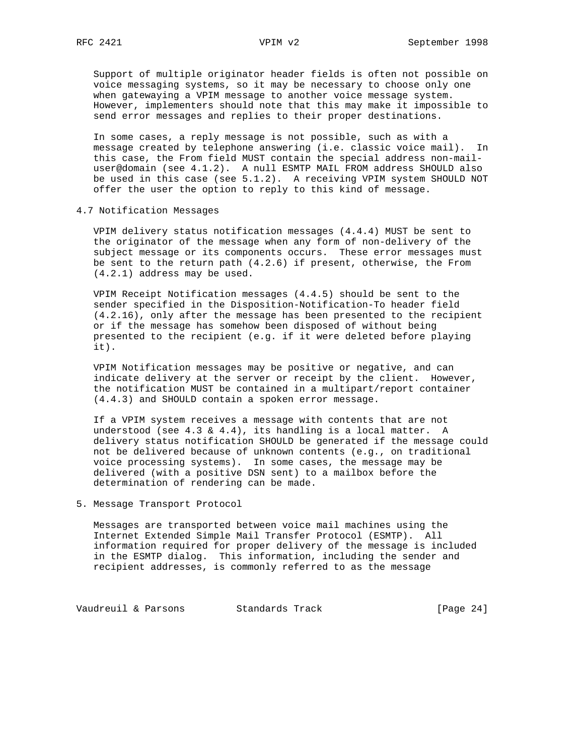Support of multiple originator header fields is often not possible on voice messaging systems, so it may be necessary to choose only one when gatewaying a VPIM message to another voice message system. However, implementers should note that this may make it impossible to send error messages and replies to their proper destinations.

In some cases, a reply message is not possible, such as with a message created by telephone answering (i.e. classic voice mail). In this case, the From field MUST contain the special address non-mail-user@domain (see 4.1.2). A null ESMTP MAIL FROM address SHOULD also be used in this case (see 5.1.2). A receiving VPIM system SHOULD NOT offer the user the option to reply to this kind of message.

## 4.7 Notification Messages

VPIM delivery status notification messages (4.4.4) MUST be sent to the originator of the message when any form of non-delivery of the subject message or its components occurs. These error messages must be sent to the return path (4.2.6) if present, otherwise, the From (4.2.1) address may be used.

VPIM Receipt Notification messages (4.4.5) should be sent to the sender specified in the Disposition-Notification-To header field (4.2.16), only after the message has been presented to the recipient or if the message has somehow been disposed of without being presented to the recipient (e.g. if it were deleted before playing it).

VPIM Notification messages may be positive or negative, and can indicate delivery at the server or receipt by the client. However, the notification MUST be contained in a multipart/report container (4.4.3) and SHOULD contain a spoken error message.

If a VPIM system receives a message with contents that are not understood (see 4.3 & 4.4), its handling is a local matter. A delivery status notification SHOULD be generated if the message could not be delivered because of unknown contents (e.g., on traditional voice processing systems). In some cases, the message may be delivered (with a positive DSN sent) to a mailbox before the determination of rendering can be made.

# 5. Message Transport Protocol

Messages are transported between voice mail machines using the Internet Extended Simple Mail Transfer Protocol (ESMTP). All information required for proper delivery of the message is included in the ESMTP dialog. This information, including the sender and recipient addresses, is commonly referred to as the message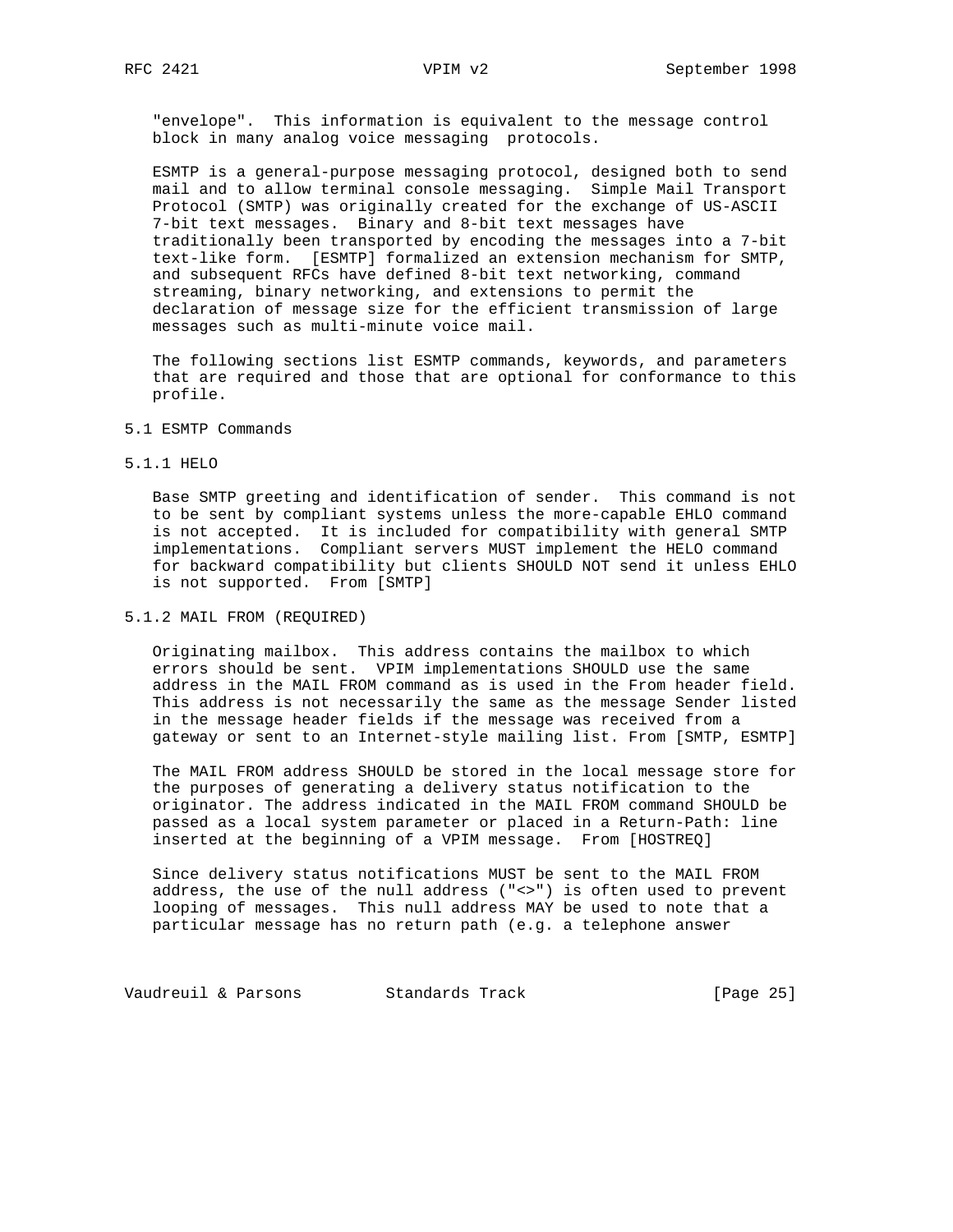"envelope". This information is equivalent to the message control block in many analog voice messaging protocols.

ESMTP is a general-purpose messaging protocol, designed both to send mail and to allow terminal console messaging. Simple Mail Transport Protocol (SMTP) was originally created for the exchange of US-ASCII 7-bit text messages. Binary and 8-bit text messages have traditionally been transported by encoding the messages into a 7-bit text-like form. [ESMTP] formalized an extension mechanism for SMTP, and subsequent RFCs have defined 8-bit text networking, command streaming, binary networking, and extensions to permit the declaration of message size for the efficient transmission of large messages such as multi-minute voice mail.

The following sections list ESMTP commands, keywords, and parameters that are required and those that are optional for conformance to this profile.

### 5.1 ESMTP Commands

#### 5.1.1 HELO

Base SMTP greeting and identification of sender. This command is not to be sent by compliant systems unless the more-capable EHLO command is not accepted. It is included for compatibility with general SMTP implementations. Compliant servers MUST implement the HELO command for backward compatibility but clients SHOULD NOT send it unless EHLO is not supported. From [SMTP]

#### 5.1.2 MAIL FROM (REQUIRED)

Originating mailbox. This address contains the mailbox to which errors should be sent. VPIM implementations SHOULD use the same address in the MAIL FROM command as is used in the From header field. This address is not necessarily the same as the message Sender listed in the message header fields if the message was received from a gateway or sent to an Internet-style mailing list. From [SMTP, ESMTP]

The MAIL FROM address SHOULD be stored in the local message store for the purposes of generating a delivery status notification to the originator. The address indicated in the MAIL FROM command SHOULD be passed as a local system parameter or placed in a Return-Path: line inserted at the beginning of a VPIM message. From [HOSTREQ]

Since delivery status notifications MUST be sent to the MAIL FROM address, the use of the null address ("<>") is often used to prevent looping of messages. This null address MAY be used to note that a particular message has no return path (e.g. a telephone answer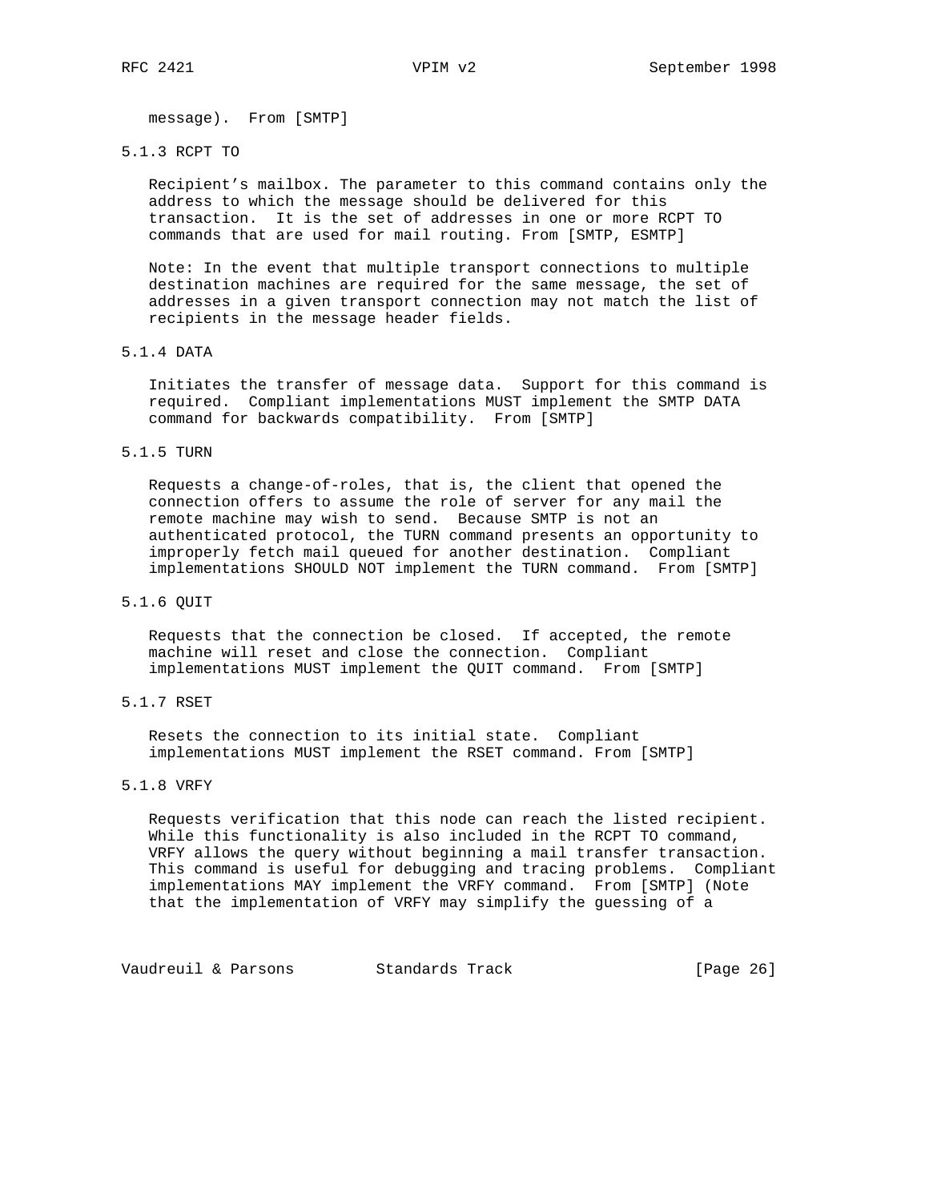message). From [SMTP]

### 5.1.3 RCPT TO

Recipient's mailbox. The parameter to this command contains only the address to which the message should be delivered for this transaction. It is the set of addresses in one or more RCPT TO commands that are used for mail routing. From [SMTP, ESMTP]

Note: In the event that multiple transport connections to multiple destination machines are required for the same message, the set of addresses in a given transport connection may not match the list of recipients in the message header fields.

### 5.1.4 DATA

Initiates the transfer of message data. Support for this command is required. Compliant implementations MUST implement the SMTP DATA command for backwards compatibility. From [SMTP]

### 5.1.5 TURN

Requests a change-of-roles, that is, the client that opened the connection offers to assume the role of server for any mail the remote machine may wish to send. Because SMTP is not an authenticated protocol, the TURN command presents an opportunity to improperly fetch mail queued for another destination. Compliant implementations SHOULD NOT implement the TURN command. From [SMTP]

### 5.1.6 QUIT

Requests that the connection be closed. If accepted, the remote machine will reset and close the connection. Compliant implementations MUST implement the QUIT command. From [SMTP]

### 5.1.7 RSET

Resets the connection to its initial state. Compliant implementations MUST implement the RSET command. From [SMTP]

### 5.1.8 VRFY

Requests verification that this node can reach the listed recipient. While this functionality is also included in the RCPT TO command, VRFY allows the query without beginning a mail transfer transaction. This command is useful for debugging and tracing problems. Compliant implementations MAY implement the VRFY command. From [SMTP] (Note that the implementation of VRFY may simplify the guessing of a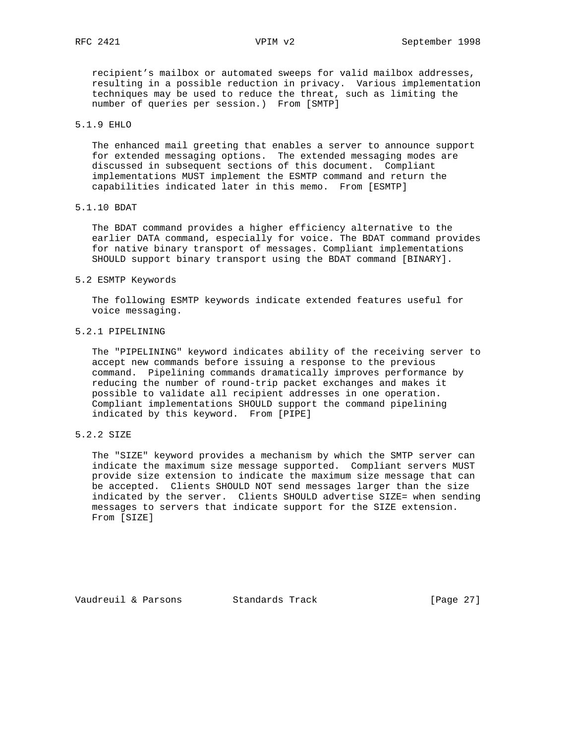recipient’s mailbox or automated sweeps for valid mailbox addresses, resulting in a possible reduction in privacy. Various implementation techniques may be used to reduce the threat, such as limiting the number of queries per session.) From [SMTP]

#### 5.1.9 EHLO

The enhanced mail greeting that enables a server to announce support for extended messaging options. The extended messaging modes are discussed in subsequent sections of this document. Compliant implementations MUST implement the ESMTP command and return the capabilities indicated later in this memo. From [ESMTP]

#### 5.1.10 BDAT

The BDAT command provides a higher efficiency alternative to the earlier DATA command, especially for voice. The BDAT command provides for native binary transport of messages. Compliant implementations SHOULD support binary transport using the BDAT command [BINARY].

### 5.2 ESMTP Keywords

The following ESMTP keywords indicate extended features useful for voice messaging.

#### 5.2.1 PIPELINING

The "PIPELINING" keyword indicates ability of the receiving server to accept new commands before issuing a response to the previous command. Pipelining commands dramatically improves performance by reducing the number of round-trip packet exchanges and makes it possible to validate all recipient addresses in one operation. Compliant implementations SHOULD support the command pipelining indicated by this keyword. From [PIPE]

#### 5.2.2 SIZE

The "SIZE" keyword provides a mechanism by which the SMTP server can indicate the maximum size message supported. Compliant servers MUST provide size extension to indicate the maximum size message that can be accepted. Clients SHOULD NOT send messages larger than the size indicated by the server. Clients SHOULD advertise SIZE= when sending messages to servers that indicate support for the SIZE extension. From [SIZE]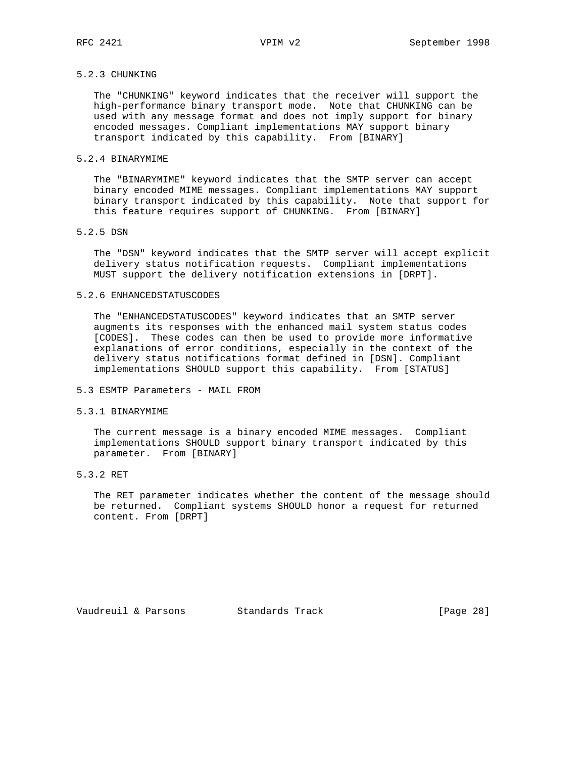#### 5.2.3 CHUNKING

The "CHUNKING" keyword indicates that the receiver will support the high-performance binary transport mode. Note that CHUNKING can be used with any message format and does not imply support for binary encoded messages. Compliant implementations MAY support binary transport indicated by this capability. From [BINARY]

#### 5.2.4 BINARYMIME

The "BINARYMIME" keyword indicates that the SMTP server can accept binary encoded MIME messages. Compliant implementations MAY support binary transport indicated by this capability. Note that support for this feature requires support of CHUNKING. From [BINARY]

#### 5.2.5 DSN

The "DSN" keyword indicates that the SMTP server will accept explicit delivery status notification requests. Compliant implementations MUST support the delivery notification extensions in [DRPT].

#### 5.2.6 ENHANCEDSTATUSCODES

The "ENHANCEDSTATUSCODES" keyword indicates that an SMTP server augments its responses with the enhanced mail system status codes [CODES]. These codes can then be used to provide more informative explanations of error conditions, especially in the context of the delivery status notifications format defined in [DSN]. Compliant implementations SHOULD support this capability. From [STATUS]

### 5.3 ESMTP Parameters - MAIL FROM

#### 5.3.1 BINARYMIME

The current message is a binary encoded MIME messages. Compliant implementations SHOULD support binary transport indicated by this parameter. From [BINARY]

#### 5.3.2 RET

The RET parameter indicates whether the content of the message should be returned. Compliant systems SHOULD honor a request for returned content. From [DRPT]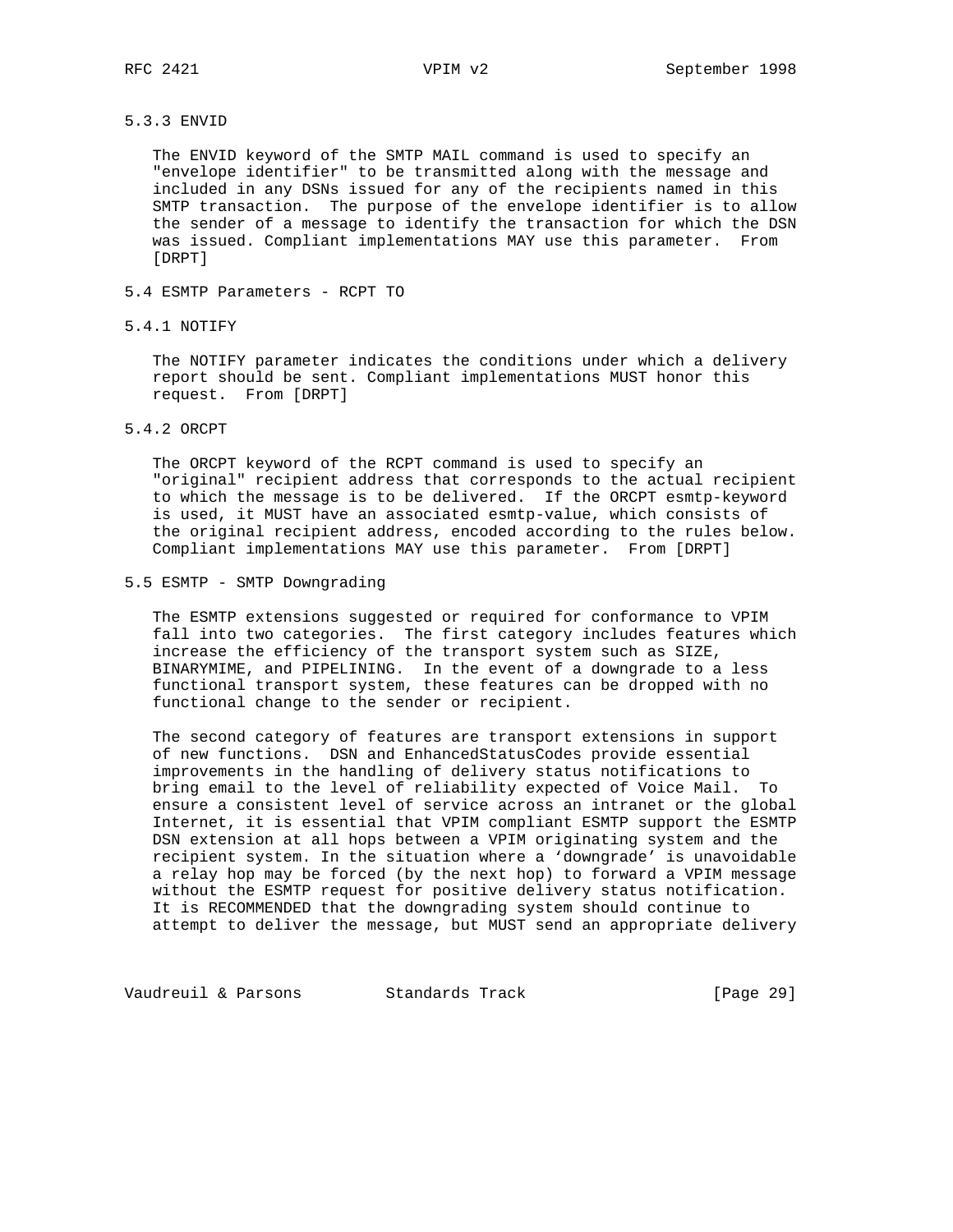### 5.3.3 ENVID

The ENVID keyword of the SMTP MAIL command is used to specify an "envelope identifier" to be transmitted along with the message and included in any DSNs issued for any of the recipients named in this SMTP transaction. The purpose of the envelope identifier is to allow the sender of a message to identify the transaction for which the DSN was issued. Compliant implementations MAY use this parameter. From [DRPT]

## 5.4 ESMTP Parameters - RCPT TO

### 5.4.1 NOTIFY

The NOTIFY parameter indicates the conditions under which a delivery report should be sent. Compliant implementations MUST honor this request. From [DRPT]

### 5.4.2 ORCPT

The ORCPT keyword of the RCPT command is used to specify an "original" recipient address that corresponds to the actual recipient to which the message is to be delivered. If the ORCPT esmtp-keyword is used, it MUST have an associated esmtp-value, which consists of the original recipient address, encoded according to the rules below. Compliant implementations MAY use this parameter. From [DRPT]

## 5.5 ESMTP - SMTP Downgrading

The ESMTP extensions suggested or required for conformance to VPIM fall into two categories. The first category includes features which increase the efficiency of the transport system such as SIZE, BINARYMIME, and PIPELINING. In the event of a downgrade to a less functional transport system, these features can be dropped with no functional change to the sender or recipient.

The second category of features are transport extensions in support of new functions. DSN and EnhancedStatusCodes provide essential improvements in the handling of delivery status notifications to bring email to the level of reliability expected of Voice Mail. To ensure a consistent level of service across an intranet or the global Internet, it is essential that VPIM compliant ESMTP support the ESMTP DSN extension at all hops between a VPIM originating system and the recipient system. In the situation where a 'downgrade' is unavoidable a relay hop may be forced (by the next hop) to forward a VPIM message without the ESMTP request for positive delivery status notification. It is RECOMMENDED that the downgrading system should continue to attempt to deliver the message, but MUST send an appropriate delivery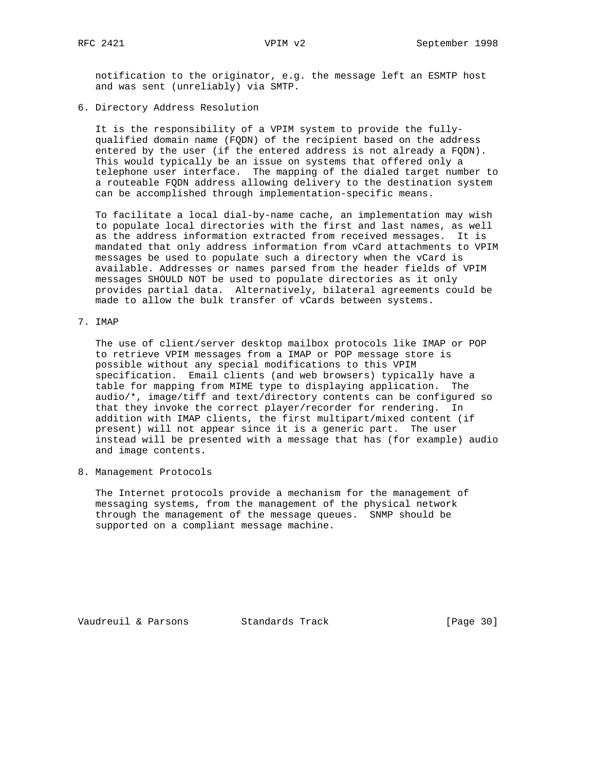notification to the originator, e.g. the message left an ESMTP host and was sent (unreliably) via SMTP.

## 6. Directory Address Resolution

It is the responsibility of a VPIM system to provide the fully-qualified domain name (FQDN) of the recipient based on the address entered by the user (if the entered address is not already a FQDN). This would typically be an issue on systems that offered only a telephone user interface. The mapping of the dialed target number to a routeable FQDN address allowing delivery to the destination system can be accomplished through implementation-specific means.

To facilitate a local dial-by-name cache, an implementation may wish to populate local directories with the first and last names, as well as the address information extracted from received messages. It is mandated that only address information from vCard attachments to VPIM messages be used to populate such a directory when the vCard is available. Addresses or names parsed from the header fields of VPIM messages SHOULD NOT be used to populate directories as it only provides partial data. Alternatively, bilateral agreements could be made to allow the bulk transfer of vCards between systems.

## 7. IMAP

The use of client/server desktop mailbox protocols like IMAP or POP to retrieve VPIM messages from a IMAP or POP message store is possible without any special modifications to this VPIM specification. Email clients (and web browsers) typically have a table for mapping from MIME type to displaying application. The audio/*, image/tiff and text/directory contents can be configured so that they invoke the correct player/recorder for rendering. In addition with IMAP clients, the first multipart/mixed content (if present) will not appear since it is a generic part. The user instead will be presented with a message that has (for example) audio and image contents.

## 8. Management Protocols

The Internet protocols provide a mechanism for the management of messaging systems, from the management of the physical network through the management of the message queues. SNMP should be supported on a compliant message machine.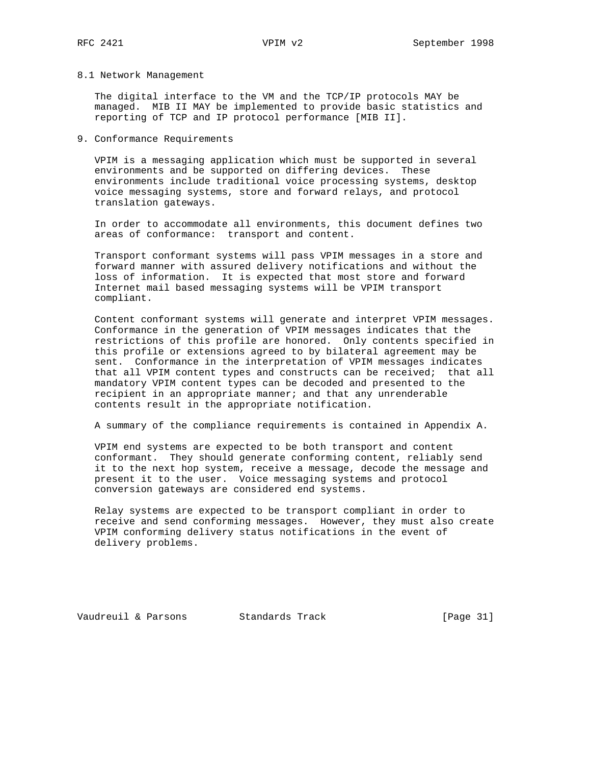### 8.1 Network Management

The digital interface to the VM and the TCP/IP protocols MAY be managed. MIB II MAY be implemented to provide basic statistics and reporting of TCP and IP protocol performance [MIB II].

## 9. Conformance Requirements

VPIM is a messaging application which must be supported in several environments and be supported on differing devices. These environments include traditional voice processing systems, desktop voice messaging systems, store and forward relays, and protocol translation gateways.

In order to accommodate all environments, this document defines two areas of conformance: transport and content.

Transport conformant systems will pass VPIM messages in a store and forward manner with assured delivery notifications and without the loss of information. It is expected that most store and forward Internet mail based messaging systems will be VPIM transport compliant.

Content conformant systems will generate and interpret VPIM messages. Conformance in the generation of VPIM messages indicates that the restrictions of this profile are honored. Only contents specified in this profile or extensions agreed to by bilateral agreement may be sent. Conformance in the interpretation of VPIM messages indicates that all VPIM content types and constructs can be received; that all mandatory VPIM content types can be decoded and presented to the recipient in an appropriate manner; and that any unrenderable contents result in the appropriate notification.

A summary of the compliance requirements is contained in Appendix A.

VPIM end systems are expected to be both transport and content conformant. They should generate conforming content, reliably send it to the next hop system, receive a message, decode the message and present it to the user. Voice messaging systems and protocol conversion gateways are considered end systems.

Relay systems are expected to be transport compliant in order to receive and send conforming messages. However, they must also create VPIM conforming delivery status notifications in the event of delivery problems.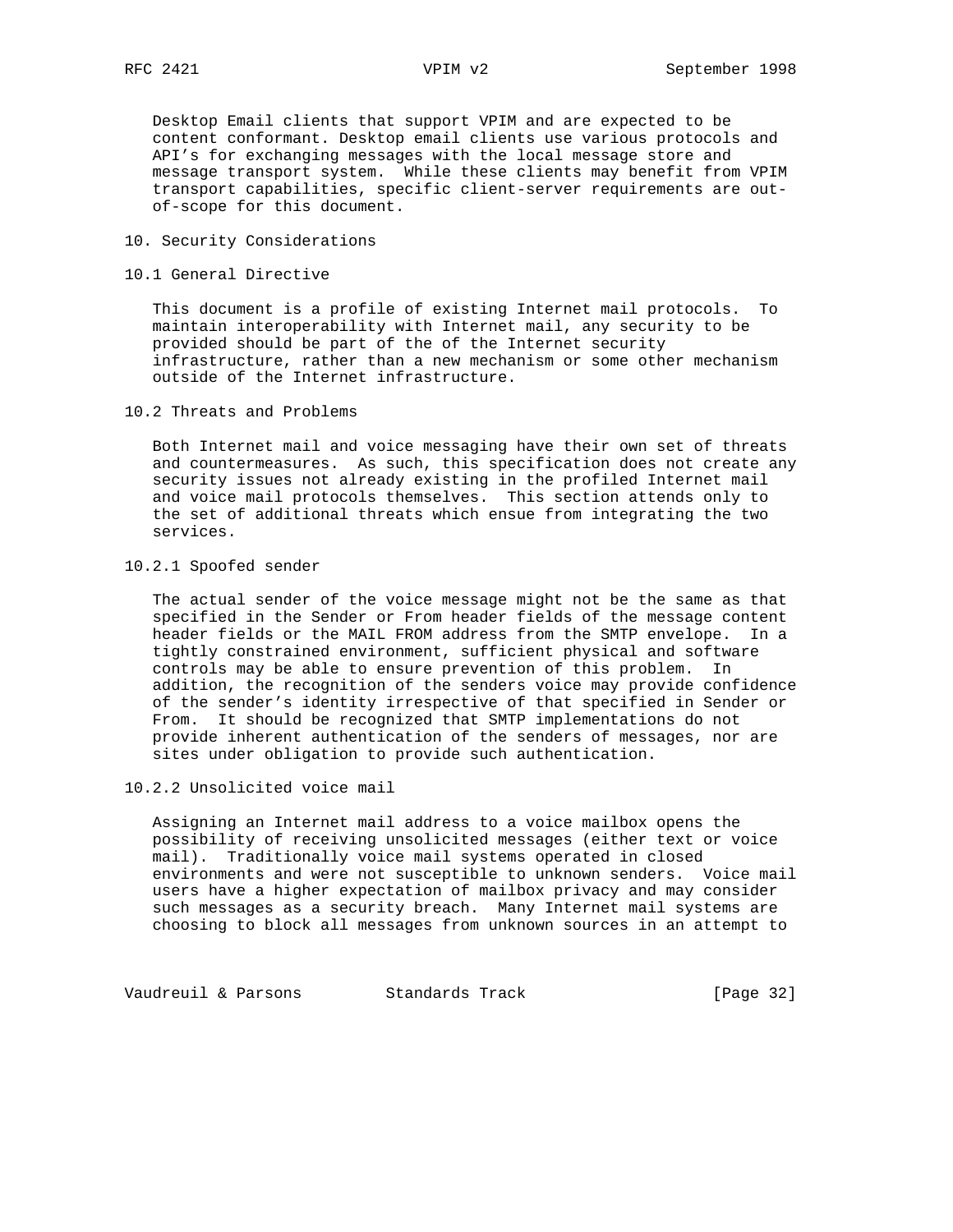Desktop Email clients that support VPIM and are expected to be content conformant. Desktop email clients use various protocols and API's for exchanging messages with the local message store and message transport system. While these clients may benefit from VPIM transport capabilities, specific client-server requirements are out-of-scope for this document.

## 10. Security Considerations

### 10.1 General Directive

This document is a profile of existing Internet mail protocols. To maintain interoperability with Internet mail, any security to be provided should be part of the of the Internet security infrastructure, rather than a new mechanism or some other mechanism outside of the Internet infrastructure.

### 10.2 Threats and Problems

Both Internet mail and voice messaging have their own set of threats and countermeasures. As such, this specification does not create any security issues not already existing in the profiled Internet mail and voice mail protocols themselves. This section attends only to the set of additional threats which ensue from integrating the two services.

#### 10.2.1 Spoofed sender

The actual sender of the voice message might not be the same as that specified in the Sender or From header fields of the message content header fields or the MAIL FROM address from the SMTP envelope. In a tightly constrained environment, sufficient physical and software controls may be able to ensure prevention of this problem. In addition, the recognition of the senders voice may provide confidence of the sender's identity irrespective of that specified in Sender or From. It should be recognized that SMTP implementations do not provide inherent authentication of the senders of messages, nor are sites under obligation to provide such authentication.

#### 10.2.2 Unsolicited voice mail

Assigning an Internet mail address to a voice mailbox opens the possibility of receiving unsolicited messages (either text or voice mail). Traditionally voice mail systems operated in closed environments and were not susceptible to unknown senders. Voice mail users have a higher expectation of mailbox privacy and may consider such messages as a security breach. Many Internet mail systems are choosing to block all messages from unknown sources in an attempt to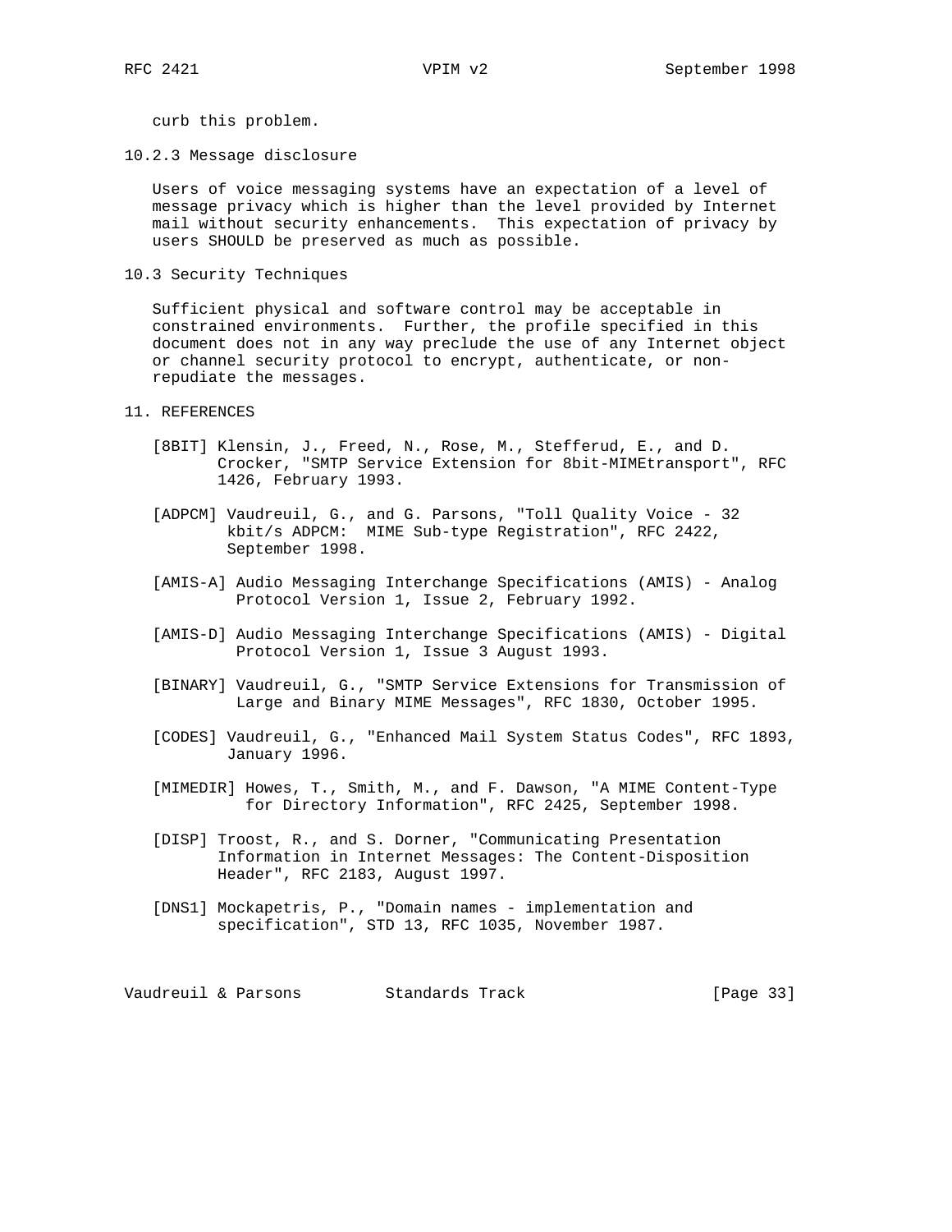curb this problem.

### 10.2.3 Message disclosure

Users of voice messaging systems have an expectation of a level of message privacy which is higher than the level provided by Internet mail without security enhancements. This expectation of privacy by users SHOULD be preserved as much as possible.

## 10.3 Security Techniques

Sufficient physical and software control may be acceptable in constrained environments. Further, the profile specified in this document does not in any way preclude the use of any Internet object or channel security protocol to encrypt, authenticate, or non-repudiate the messages.

# 11. REFERENCES

[8BIT] Klensin, J., Freed, N., Rose, M., Stefferud, E., and D. Crocker, "SMTP Service Extension for 8bit-MIMEtransport", RFC 1426, February 1993.

[ADPCM] Vaudreuil, G., and G. Parsons, "Toll Quality Voice - 32 kbit/s ADPCM: MIME Sub-type Registration", RFC 2422, September 1998.

[AMIS-A] Audio Messaging Interchange Specifications (AMIS) - Analog Protocol Version 1, Issue 2, February 1992.

[AMIS-D] Audio Messaging Interchange Specifications (AMIS) - Digital Protocol Version 1, Issue 3 August 1993.

[BINARY] Vaudreuil, G., "SMTP Service Extensions for Transmission of Large and Binary MIME Messages", RFC 1830, October 1995.

[CODES] Vaudreuil, G., "Enhanced Mail System Status Codes", RFC 1893, January 1996.

[MIMEDIR] Howes, T., Smith, M., and F. Dawson, "A MIME Content-Type for Directory Information", RFC 2425, September 1998.

[DISP] Troost, R., and S. Dorner, "Communicating Presentation Information in Internet Messages: The Content-Disposition Header", RFC 2183, August 1997.

[DNS1] Mockapetris, P., "Domain names - implementation and specification", STD 13, RFC 1035, November 1987.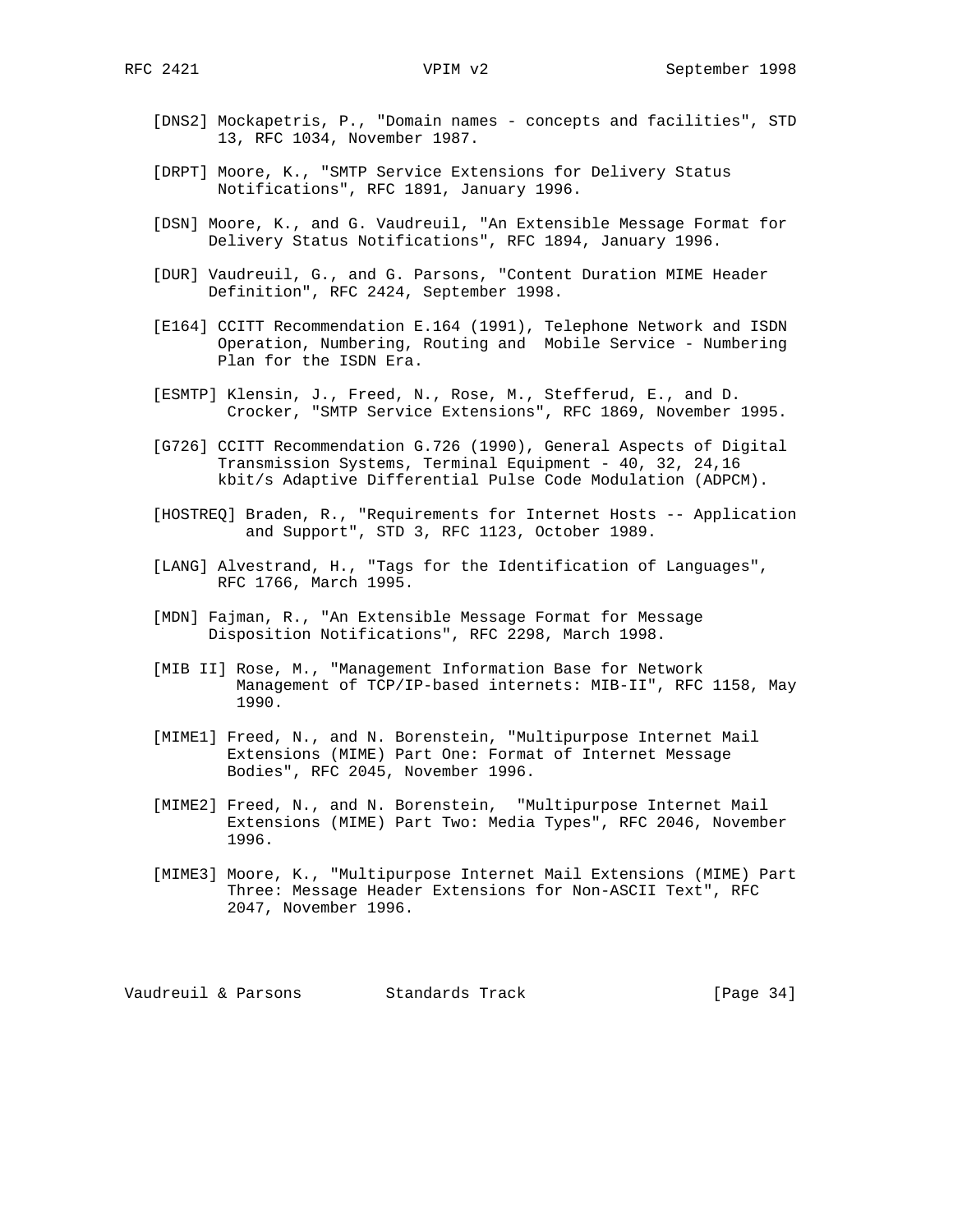[DNS2] Mockapetris, P., "Domain names - concepts and facilities", STD 13, RFC 1034, November 1987.

[DRPT] Moore, K., "SMTP Service Extensions for Delivery Status Notifications", RFC 1891, January 1996.

[DSN] Moore, K., and G. Vaudreuil, "An Extensible Message Format for Delivery Status Notifications", RFC 1894, January 1996.

[DUR] Vaudreuil, G., and G. Parsons, "Content Duration MIME Header Definition", RFC 2424, September 1998.

[E164] CCITT Recommendation E.164 (1991), Telephone Network and ISDN Operation, Numbering, Routing and  Mobile Service - Numbering Plan for the ISDN Era.

[ESMTP] Klensin, J., Freed, N., Rose, M., Stefferud, E., and D. Crocker, "SMTP Service Extensions", RFC 1869, November 1995.

[G726] CCITT Recommendation G.726 (1990), General Aspects of Digital Transmission Systems, Terminal Equipment - 40, 32, 24,16 kbit/s Adaptive Differential Pulse Code Modulation (ADPCM).

[HOSTREQ] Braden, R., "Requirements for Internet Hosts -- Application and Support", STD 3, RFC 1123, October 1989.

[LANG] Alvestrand, H., "Tags for the Identification of Languages", RFC 1766, March 1995.

[MDN] Fajman, R., "An Extensible Message Format for Message Disposition Notifications", RFC 2298, March 1998.

[MIB II] Rose, M., "Management Information Base for Network Management of TCP/IP-based internets: MIB-II", RFC 1158, May 1990.

[MIME1] Freed, N., and N. Borenstein, "Multipurpose Internet Mail Extensions (MIME) Part One: Format of Internet Message Bodies", RFC 2045, November 1996.

[MIME2] Freed, N., and N. Borenstein,  "Multipurpose Internet Mail Extensions (MIME) Part Two: Media Types", RFC 2046, November 1996.

[MIME3] Moore, K., "Multipurpose Internet Mail Extensions (MIME) Part Three: Message Header Extensions for Non-ASCII Text", RFC 2047, November 1996.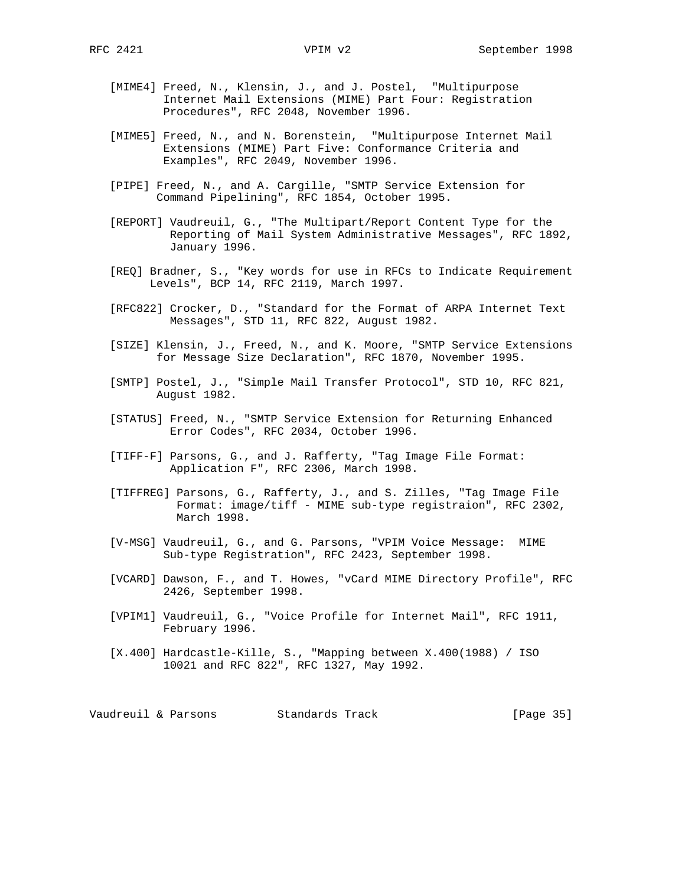[MIME4] Freed, N., Klensin, J., and J. Postel, "Multipurpose Internet Mail Extensions (MIME) Part Four: Registration Procedures", RFC 2048, November 1996.

[MIME5] Freed, N., and N. Borenstein, "Multipurpose Internet Mail Extensions (MIME) Part Five: Conformance Criteria and Examples", RFC 2049, November 1996.

[PIPE] Freed, N., and A. Cargille, "SMTP Service Extension for Command Pipelining", RFC 1854, October 1995.

[REPORT] Vaudreuil, G., "The Multipart/Report Content Type for the Reporting of Mail System Administrative Messages", RFC 1892, January 1996.

[REQ] Bradner, S., "Key words for use in RFCs to Indicate Requirement Levels", BCP 14, RFC 2119, March 1997.

[RFC822] Crocker, D., "Standard for the Format of ARPA Internet Text Messages", STD 11, RFC 822, August 1982.

[SIZE] Klensin, J., Freed, N., and K. Moore, "SMTP Service Extensions for Message Size Declaration", RFC 1870, November 1995.

[SMTP] Postel, J., "Simple Mail Transfer Protocol", STD 10, RFC 821, August 1982.

[STATUS] Freed, N., "SMTP Service Extension for Returning Enhanced Error Codes", RFC 2034, October 1996.

[TIFF-F] Parsons, G., and J. Rafferty, "Tag Image File Format: Application F", RFC 2306, March 1998.

[TIFFREG] Parsons, G., Rafferty, J., and S. Zilles, "Tag Image File Format: image/tiff - MIME sub-type registraion", RFC 2302, March 1998.

[V-MSG] Vaudreuil, G., and G. Parsons, "VPIM Voice Message: MIME Sub-type Registration", RFC 2423, September 1998.

[VCARD] Dawson, F., and T. Howes, "vCard MIME Directory Profile", RFC 2426, September 1998.

[VPIM1] Vaudreuil, G., "Voice Profile for Internet Mail", RFC 1911, February 1996.

[X.400] Hardcastle-Kille, S., "Mapping between X.400(1988) / ISO 10021 and RFC 822", RFC 1327, May 1992.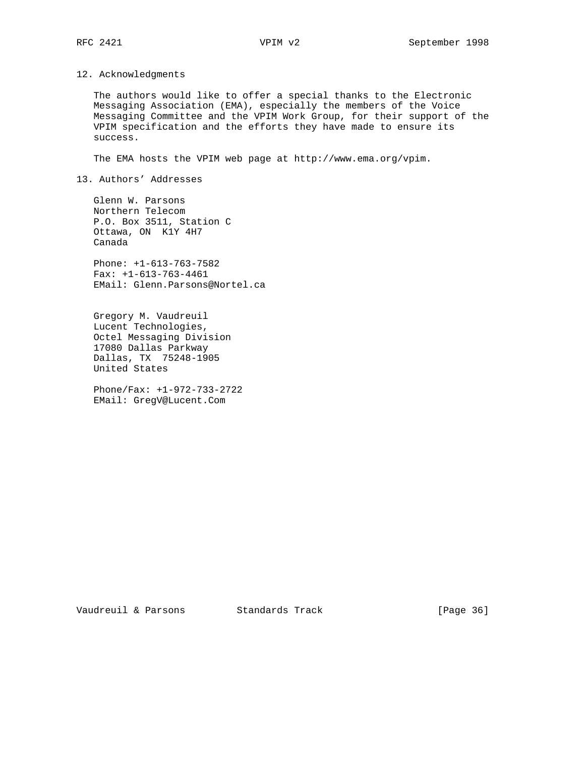## 12. Acknowledgments

The authors would like to offer a special thanks to the Electronic Messaging Association (EMA), especially the members of the Voice Messaging Committee and the VPIM Work Group, for their support of the VPIM specification and the efforts they have made to ensure its success.

The EMA hosts the VPIM web page at http://www.ema.org/vpim.

## 13. Authors' Addresses

Glenn W. Parsons
Northern Telecom
P.O. Box 3511, Station C
Ottawa, ON  K1Y 4H7
Canada

Phone: +1-613-763-7582
Fax: +1-613-763-4461
EMail: Glenn.Parsons@Nortel.ca

Gregory M. Vaudreuil
Lucent Technologies,
Octel Messaging Division
17080 Dallas Parkway
Dallas, TX  75248-1905
United States

Phone/Fax: +1-972-733-2722
EMail: GregV@Lucent.Com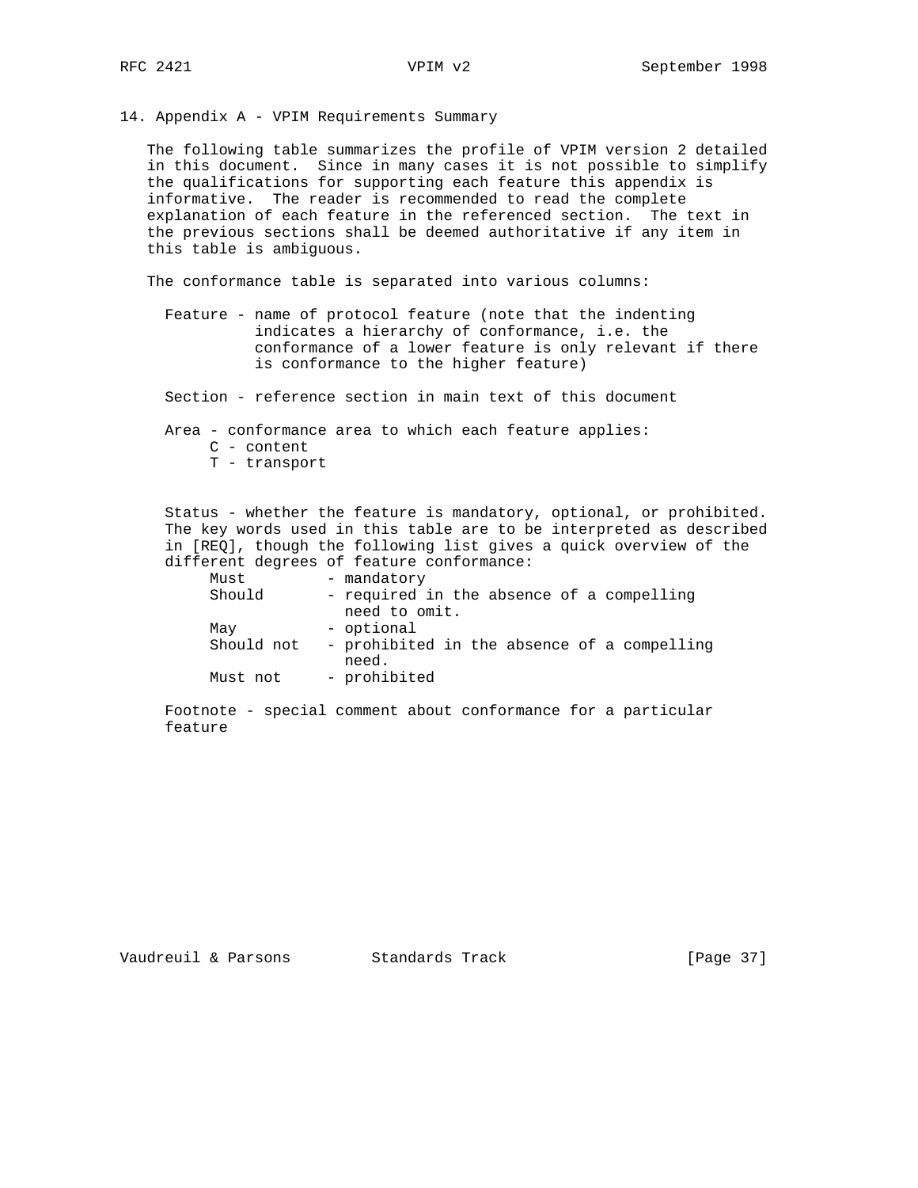## 14. Appendix A - VPIM Requirements Summary

The following table summarizes the profile of VPIM version 2 detailed in this document. Since in many cases it is not possible to simplify the qualifications for supporting each feature this appendix is informative. The reader is recommended to read the complete explanation of each feature in the referenced section. The text in the previous sections shall be deemed authoritative if any item in this table is ambiguous.

The conformance table is separated into various columns:

Feature - name of protocol feature (note that the indenting indicates a hierarchy of conformance, i.e. the conformance of a lower feature is only relevant if there is conformance to the higher feature)

Section - reference section in main text of this document

Area - conformance area to which each feature applies:
- C - content
- T - transport

Status - whether the feature is mandatory, optional, or prohibited. The key words used in this table are to be interpreted as described in [REQ], though the following list gives a quick overview of the different degrees of feature conformance:

- Must - mandatory
- Should - required in the absence of a compelling need to omit.
- May - optional
- Should not - prohibited in the absence of a compelling need.
- Must not - prohibited

Footnote - special comment about conformance for a particular feature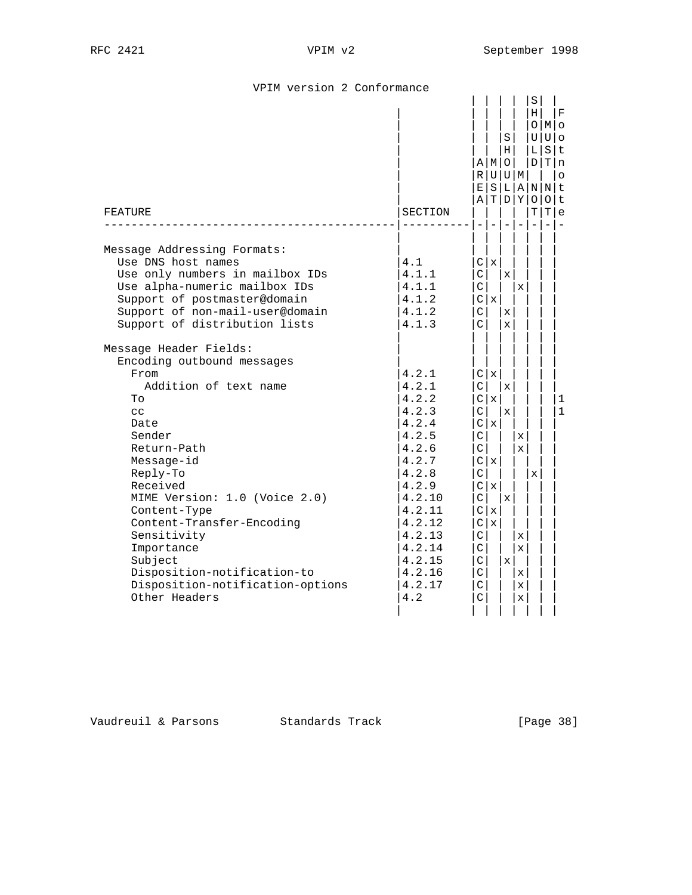VPIM version 2 Conformance

| FEATURE | SECTION | AREA | MUST | SHOULD | MAY | SHOULD NOT | MUST NOT | Footnote |
|---|---|---|---|---|---|---|---|---|
| Message Addressing Formats: | | | | | | | | |
| Use DNS host names | 4.1 | C | x | | | | | |
| Use only numbers in mailbox IDs | 4.1.1 | C | | x | | | | |
| Use alpha-numeric mailbox IDs | 4.1.1 | C | | | x | | | |
| Support of postmaster@domain | 4.1.2 | C | x | | | | | |
| Support of non-mail-user@domain | 4.1.2 | C | | x | | | | |
| Support of distribution lists | 4.1.3 | C | | x | | | | |
| Message Header Fields: | | | | | | | | |
| Encoding outbound messages | | | | | | | | |
| From | 4.2.1 | C | x | | | | | |
| Addition of text name | 4.2.1 | C | | x | | | | |
| To | 4.2.2 | C | x | | | | | 1 |
| cc | 4.2.3 | C | | x | | | | 1 |
| Date | 4.2.4 | C | x | | | | | |
| Sender | 4.2.5 | C | | | x | | | |
| Return-Path | 4.2.6 | C | | | x | | | |
| Message-id | 4.2.7 | C | x | | | | | |
| Reply-To | 4.2.8 | C | | | | x | | |
| Received | 4.2.9 | C | x | | | | | |
| MIME Version: 1.0 (Voice 2.0) | 4.2.10 | C | | x | | | | |
| Content-Type | 4.2.11 | C | x | | | | | |
| Content-Transfer-Encoding | 4.2.12 | C | x | | | | | |
| Sensitivity | 4.2.13 | C | | | x | | | |
| Importance | 4.2.14 | C | | | x | | | |
| Subject | 4.2.15 | C | | x | | | | |
| Disposition-notification-to | 4.2.16 | C | | | x | | | |
| Disposition-notification-options | 4.2.17 | C | | | x | | | |
| Other Headers | 4.2 | C | | | x | | | |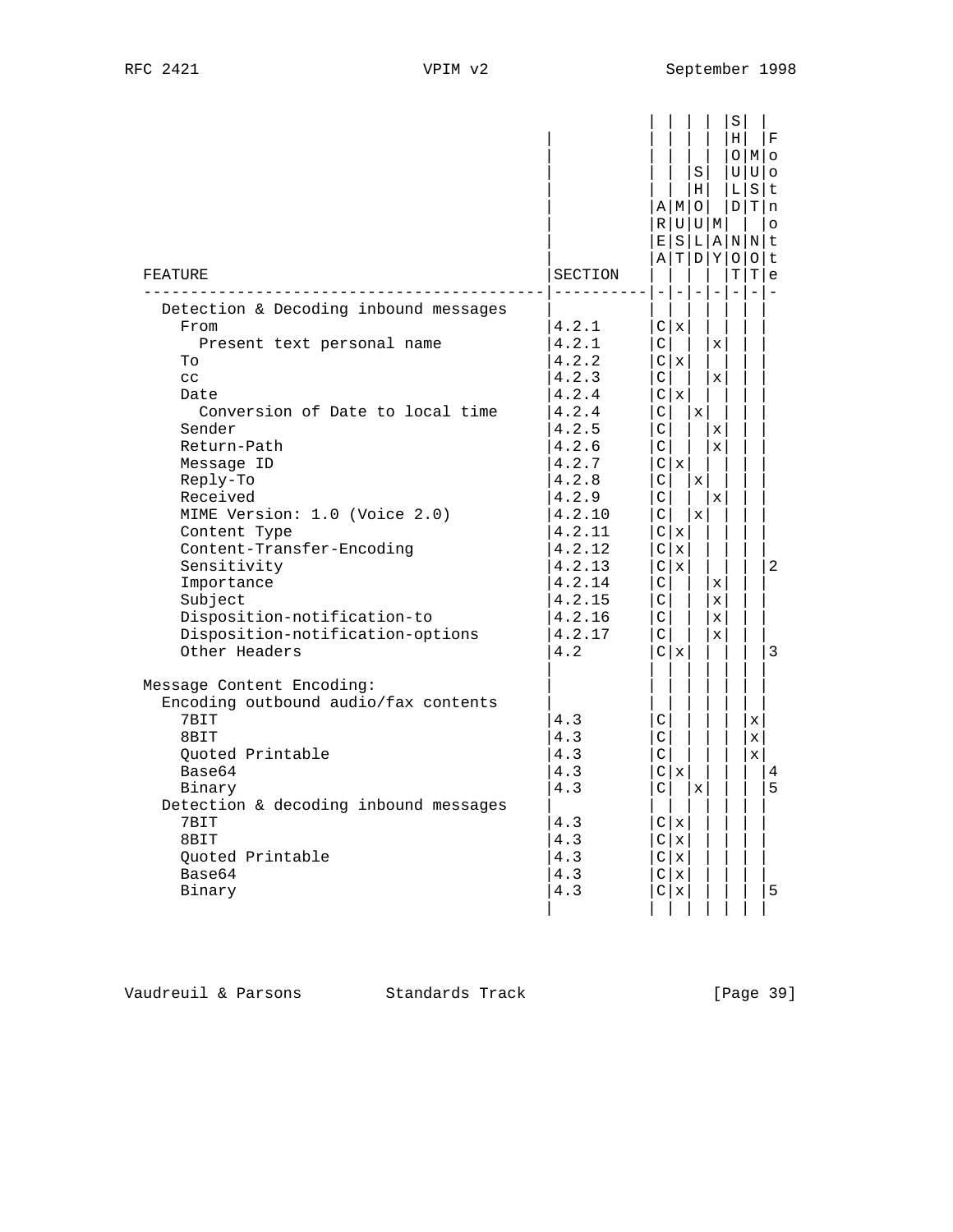| FEATURE | SECTION | AREA | MUST | SHOULD | MAY | SHOULD NOT | MUST NOT | Footnote |
|---|---|---|---|---|---|---|---|---|
| Detection & Decoding inbound messages | | | | | | | | |
| From | 4.2.1 | C | x | | | | | |
| Present text personal name | 4.2.1 | C | | | x | | | |
| To | 4.2.2 | C | x | | | | | |
| cc | 4.2.3 | C | | | x | | | |
| Date | 4.2.4 | C | x | | | | | |
| Conversion of Date to local time | 4.2.4 | C | | x | | | | |
| Sender | 4.2.5 | C | | | x | | | |
| Return-Path | 4.2.6 | C | | | x | | | |
| Message ID | 4.2.7 | C | x | | | | | |
| Reply-To | 4.2.8 | C | | x | | | | |
| Received | 4.2.9 | C | | | x | | | |
| MIME Version: 1.0 (Voice 2.0) | 4.2.10 | C | | x | | | | |
| Content Type | 4.2.11 | C | x | | | | | |
| Content-Transfer-Encoding | 4.2.12 | C | x | | | | | |
| Sensitivity | 4.2.13 | C | x | | | | | 2 |
| Importance | 4.2.14 | C | | | x | | | |
| Subject | 4.2.15 | C | | | x | | | |
| Disposition-notification-to | 4.2.16 | C | | | x | | | |
| Disposition-notification-options | 4.2.17 | C | | | x | | | |
| Other Headers | 4.2 | C | x | | | | | 3 |
| Message Content Encoding: | | | | | | | | |
| Encoding outbound audio/fax contents | | | | | | | | |
| 7BIT | 4.3 | C | | | | | x | |
| 8BIT | 4.3 | C | | | | | x | |
| Quoted Printable | 4.3 | C | | | | | x | |
| Base64 | 4.3 | C | x | | | | | 4 |
| Binary | 4.3 | C | | x | | | | 5 |
| Detection & decoding inbound messages | | | | | | | | |
| 7BIT | 4.3 | C | x | | | | | |
| 8BIT | 4.3 | C | x | | | | | |
| Quoted Printable | 4.3 | C | x | | | | | |
| Base64 | 4.3 | C | x | | | | | |
| Binary | 4.3 | C | x | | | | | 5 |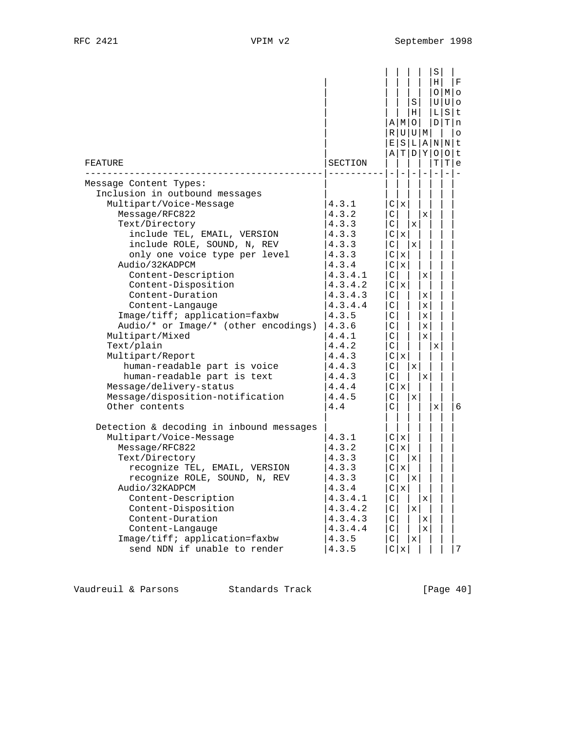| FEATURE | SECTION | AREA | MUST | SHOULD | MAY | SHOULD NOT | MUST NOT | Footnote |
|---|---|---|---|---|---|---|---|---|
| Message Content Types: | | | | | | | | |
| Inclusion in outbound messages | | | | | | | | |
| Multipart/Voice-Message | 4.3.1 | C | x | | | | | |
| Message/RFC822 | 4.3.2 | C | | | x | | | |
| Text/Directory | 4.3.3 | C | | x | | | | |
| include TEL, EMAIL, VERSION | 4.3.3 | C | x | | | | | |
| include ROLE, SOUND, N, REV | 4.3.3 | C | | x | | | | |
| only one voice type per level | 4.3.3 | C | x | | | | | |
| Audio/32KADPCM | 4.3.4 | C | x | | | | | |
| Content-Description | 4.3.4.1 | C | | | x | | | |
| Content-Disposition | 4.3.4.2 | C | x | | | | | |
| Content-Duration | 4.3.4.3 | C | | | x | | | |
| Content-Langauge | 4.3.4.4 | C | | | x | | | |
| Image/tiff; application=faxbw | 4.3.5 | C | | | x | | | |
| Audio/* or Image/* (other encodings) | 4.3.6 | C | | | x | | | |
| Multipart/Mixed | 4.4.1 | C | | | x | | | |
| Text/plain | 4.4.2 | C | | | | x | | |
| Multipart/Report | 4.4.3 | C | x | | | | | |
| human-readable part is voice | 4.4.3 | C | | x | | | | |
| human-readable part is text | 4.4.3 | C | | | x | | | |
| Message/delivery-status | 4.4.4 | C | x | | | | | |
| Message/disposition-notification | 4.4.5 | C | | x | | | | |
| Other contents | 4.4 | C | | | | x | | 6 |
| Detection & decoding in inbound messages | | | | | | | | |
| Multipart/Voice-Message | 4.3.1 | C | x | | | | | |
| Message/RFC822 | 4.3.2 | C | x | | | | | |
| Text/Directory | 4.3.3 | C | | x | | | | |
| recognize TEL, EMAIL, VERSION | 4.3.3 | C | x | | | | | |
| recognize ROLE, SOUND, N, REV | 4.3.3 | C | | x | | | | |
| Audio/32KADPCM | 4.3.4 | C | x | | | | | |
| Content-Description | 4.3.4.1 | C | | | x | | | |
| Content-Disposition | 4.3.4.2 | C | | x | | | | |
| Content-Duration | 4.3.4.3 | C | | | x | | | |
| Content-Langauge | 4.3.4.4 | C | | | x | | | |
| Image/tiff; application=faxbw | 4.3.5 | C | | x | | | | |
| send NDN if unable to render | 4.3.5 | C | x | | | | | 7 |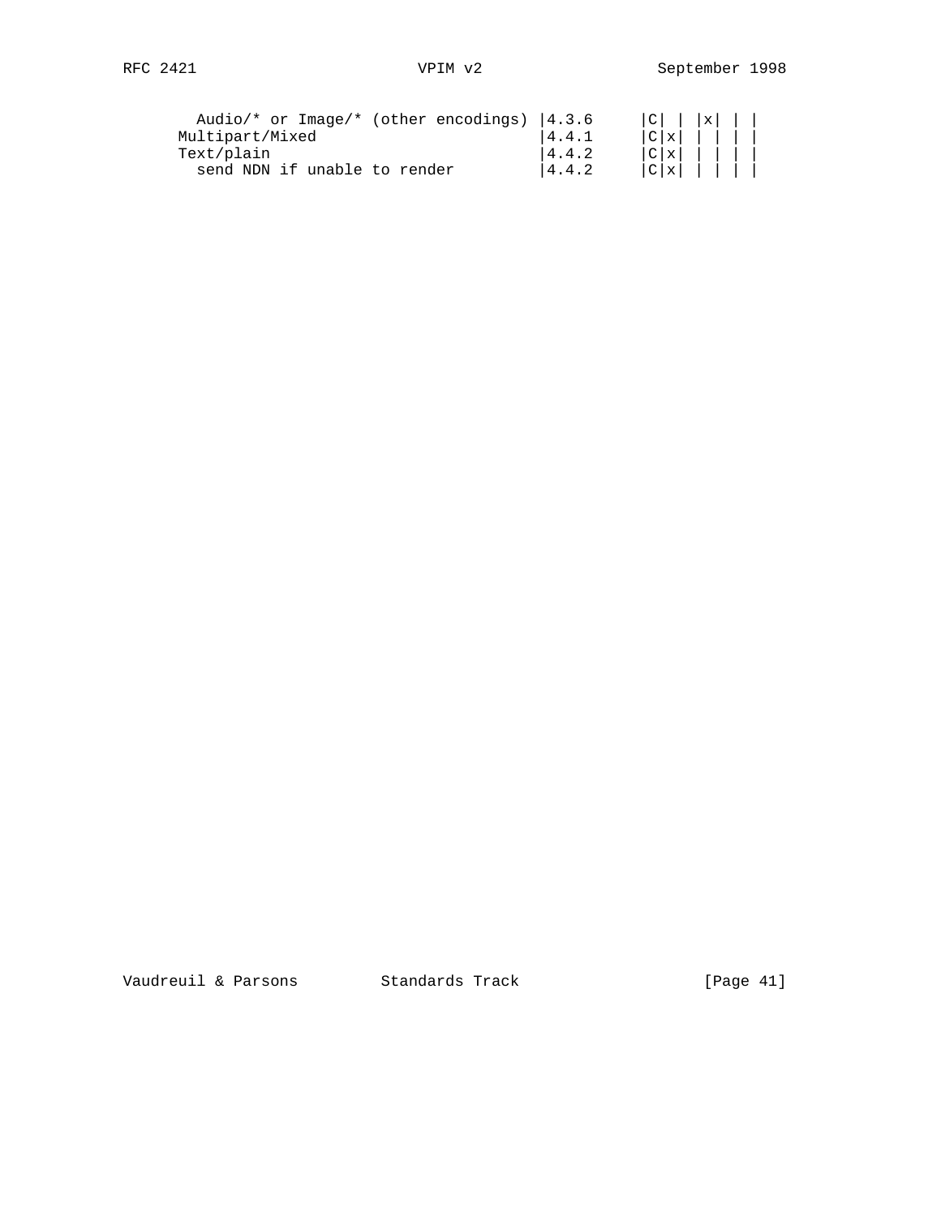```
  Audio/* or Image/* (other encodings) |4.3.6     |C| | |x| | |
Multipart/Mixed                        |4.4.1     |C|x| | | | |
Text/plain                             |4.4.2     |C|x| | | | |
  send NDN if unable to render         |4.4.2     |C|x| | | | |
```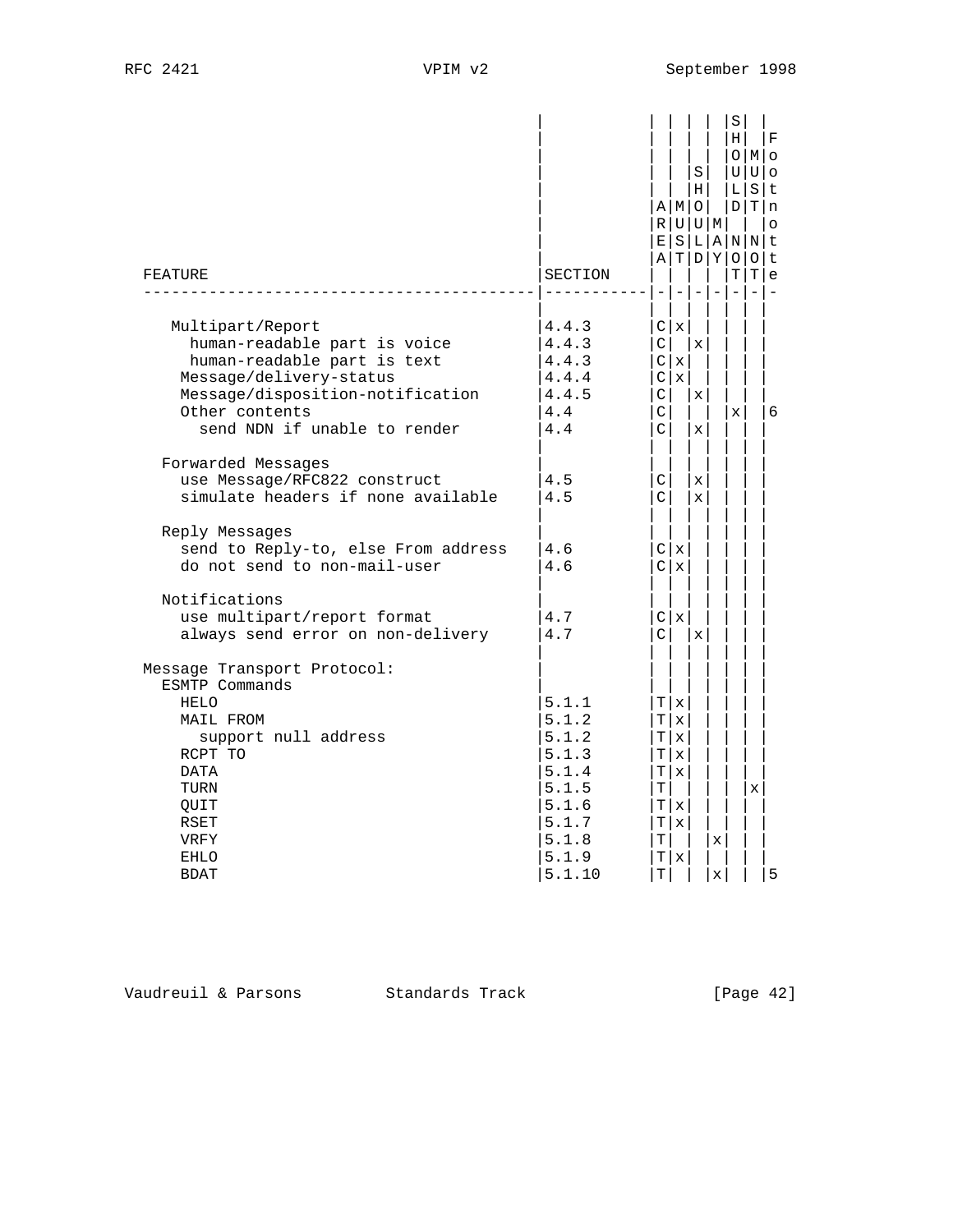| FEATURE | SECTION | AREA | MUST | SHOULD | MAY | SHOULD NOT | MUST NOT | Footnote |
|---|---|---|---|---|---|---|---|---|
| Multipart/Report | 4.4.3 | C | x | | | | | |
| human-readable part is voice | 4.4.3 | C | | x | | | | |
| human-readable part is text | 4.4.3 | C | x | | | | | |
| Message/delivery-status | 4.4.4 | C | x | | | | | |
| Message/disposition-notification | 4.4.5 | C | | x | | | | |
| Other contents | 4.4 | C | | | | x | | 6 |
| send NDN if unable to render | 4.4 | C | | x | | | | |
| Forwarded Messages | | | | | | | | |
| use Message/RFC822 construct | 4.5 | C | | x | | | | |
| simulate headers if none available | 4.5 | C | | x | | | | |
| Reply Messages | | | | | | | | |
| send to Reply-to, else From address | 4.6 | C | x | | | | | |
| do not send to non-mail-user | 4.6 | C | x | | | | | |
| Notifications | | | | | | | | |
| use multipart/report format | 4.7 | C | x | | | | | |
| always send error on non-delivery | 4.7 | C | | x | | | | |
| Message Transport Protocol: | | | | | | | | |
| ESMTP Commands | | | | | | | | |
| HELO | 5.1.1 | T | x | | | | | |
| MAIL FROM | 5.1.2 | T | x | | | | | |
| support null address | 5.1.2 | T | x | | | | | |
| RCPT TO | 5.1.3 | T | x | | | | | |
| DATA | 5.1.4 | T | x | | | | | |
| TURN | 5.1.5 | T | | | | | x | |
| QUIT | 5.1.6 | T | x | | | | | |
| RSET | 5.1.7 | T | x | | | | | |
| VRFY | 5.1.8 | T | | | x | | | |
| EHLO | 5.1.9 | T | x | | | | | |
| BDAT | 5.1.10 | T | | | x | | | 5 |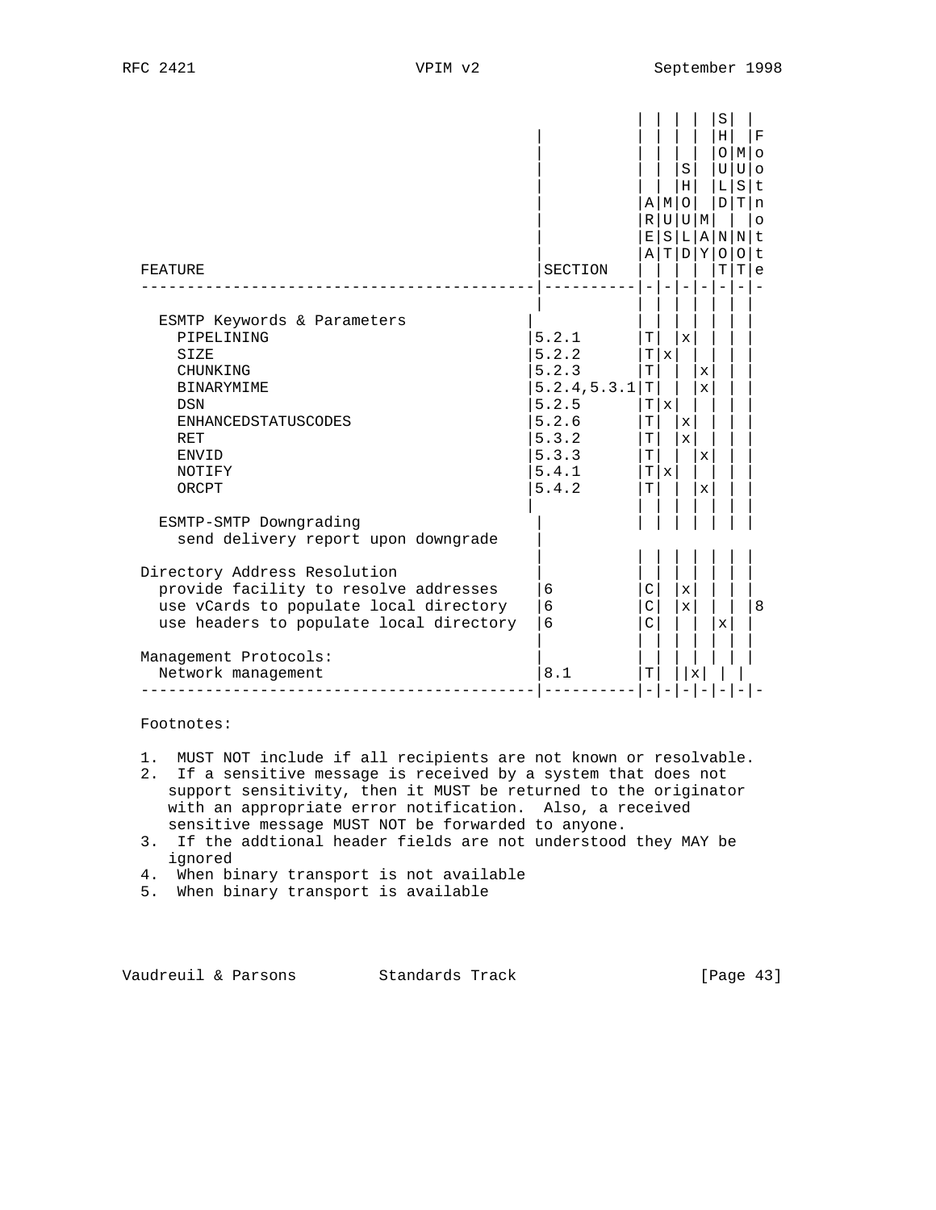| FEATURE | SECTION | AREA | MUST | SHOULD | MAY | SHOULD NOT | MUST NOT | Footnote |
|---|---|---|---|---|---|---|---|---|
| ESMTP Keywords & Parameters | | | | | | | | |
| PIPELINING | 5.2.1 | T | | x | | | | |
| SIZE | 5.2.2 | T | x | | | | | |
| CHUNKING | 5.2.3 | T | | | x | | | |
| BINARYMIME | 5.2.4,5.3.1 | T | | | x | | | |
| DSN | 5.2.5 | T | x | | | | | |
| ENHANCEDSTATUSCODES | 5.2.6 | T | | x | | | | |
| RET | 5.3.2 | T | | x | | | | |
| ENVID | 5.3.3 | T | | | x | | | |
| NOTIFY | 5.4.1 | T | x | | | | | |
| ORCPT | 5.4.2 | T | | | x | | | |
| ESMTP-SMTP Downgrading | | | | | | | | |
| send delivery report upon downgrade | | | | | | | | |
| Directory Address Resolution | | | | | | | | |
| provide facility to resolve addresses | 6 | C | | x | | | | |
| use vCards to populate local directory | 6 | C | | x | | | | 8 |
| use headers to populate local directory | 6 | C | | | x | | | |
| Management Protocols: | | | | | | | | |
| Network management | 8.1 | T | | | x | | | |

Footnotes:

1. MUST NOT include if all recipients are not known or resolvable.
2. If a sensitive message is received by a system that does not support sensitivity, then it MUST be returned to the originator with an appropriate error notification. Also, a received sensitive message MUST NOT be forwarded to anyone.
3. If the addtional header fields are not understood they MAY be ignored
4. When binary transport is not available
5. When binary transport is available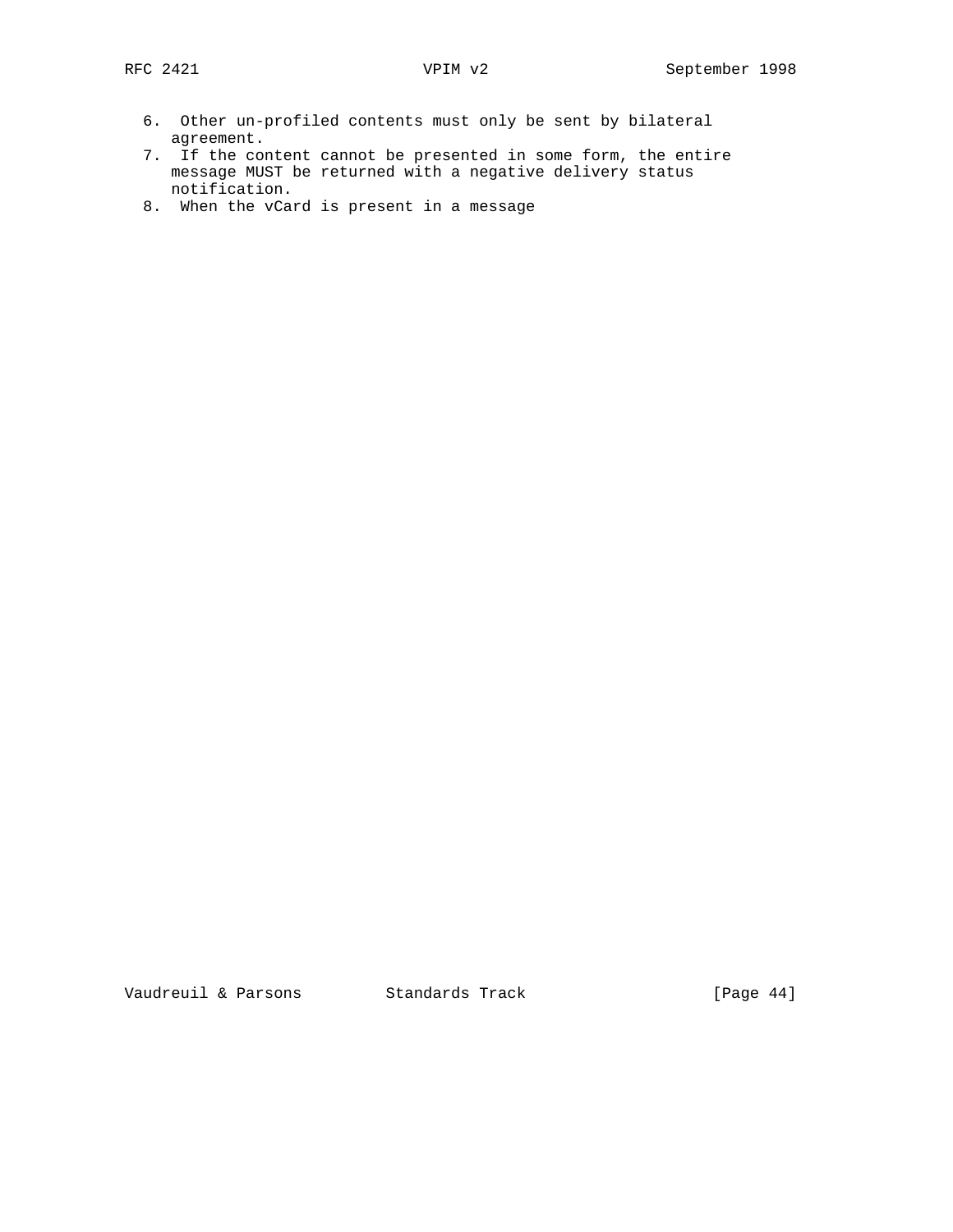6. Other un-profiled contents must only be sent by bilateral agreement.
7. If the content cannot be presented in some form, the entire message MUST be returned with a negative delivery status notification.
8. When the vCard is present in a message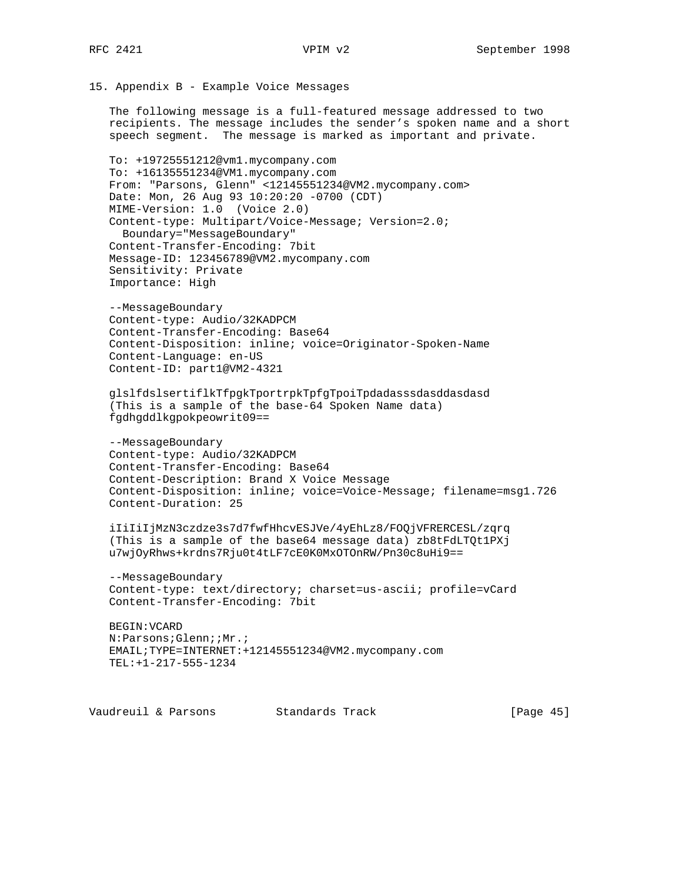## 15. Appendix B - Example Voice Messages

The following message is a full-featured message addressed to two recipients. The message includes the sender's spoken name and a short speech segment. The message is marked as important and private.

```
To: +19725551212@vm1.mycompany.com
To: +16135551234@VM1.mycompany.com
From: "Parsons, Glenn" <12145551234@VM2.mycompany.com>
Date: Mon, 26 Aug 93 10:20:20 -0700 (CDT)
MIME-Version: 1.0  (Voice 2.0)
Content-type: Multipart/Voice-Message; Version=2.0;
  Boundary="MessageBoundary"
Content-Transfer-Encoding: 7bit
Message-ID: 123456789@VM2.mycompany.com
Sensitivity: Private
Importance: High

--MessageBoundary
Content-type: Audio/32KADPCM
Content-Transfer-Encoding: Base64
Content-Disposition: inline; voice=Originator-Spoken-Name
Content-Language: en-US
Content-ID: part1@VM2-4321

glslfdslsertiflkTfpgkTportrpkTpfgTpoiTpdadasssdasddasdasd
(This is a sample of the base-64 Spoken Name data)
fgdhgddlkgpokpeowrit09==

--MessageBoundary
Content-type: Audio/32KADPCM
Content-Transfer-Encoding: Base64
Content-Description: Brand X Voice Message
Content-Disposition: inline; voice=Voice-Message; filename=msg1.726
Content-Duration: 25

iIiIiIjMzN3czdze3s7d7fwfHhcvESJVe/4yEhLz8/FOQjVFRERCESL/zqrq
(This is a sample of the base64 message data) zb8tFdLTQt1PXj
u7wjOyRhws+krdns7Rju0t4tLF7cE0K0MxOTOnRW/Pn30c8uHi9==

--MessageBoundary
Content-type: text/directory; charset=us-ascii; profile=vCard
Content-Transfer-Encoding: 7bit

BEGIN:VCARD
N:Parsons;Glenn;;Mr.;
EMAIL;TYPE=INTERNET:+12145551234@VM2.mycompany.com
TEL:+1-217-555-1234
```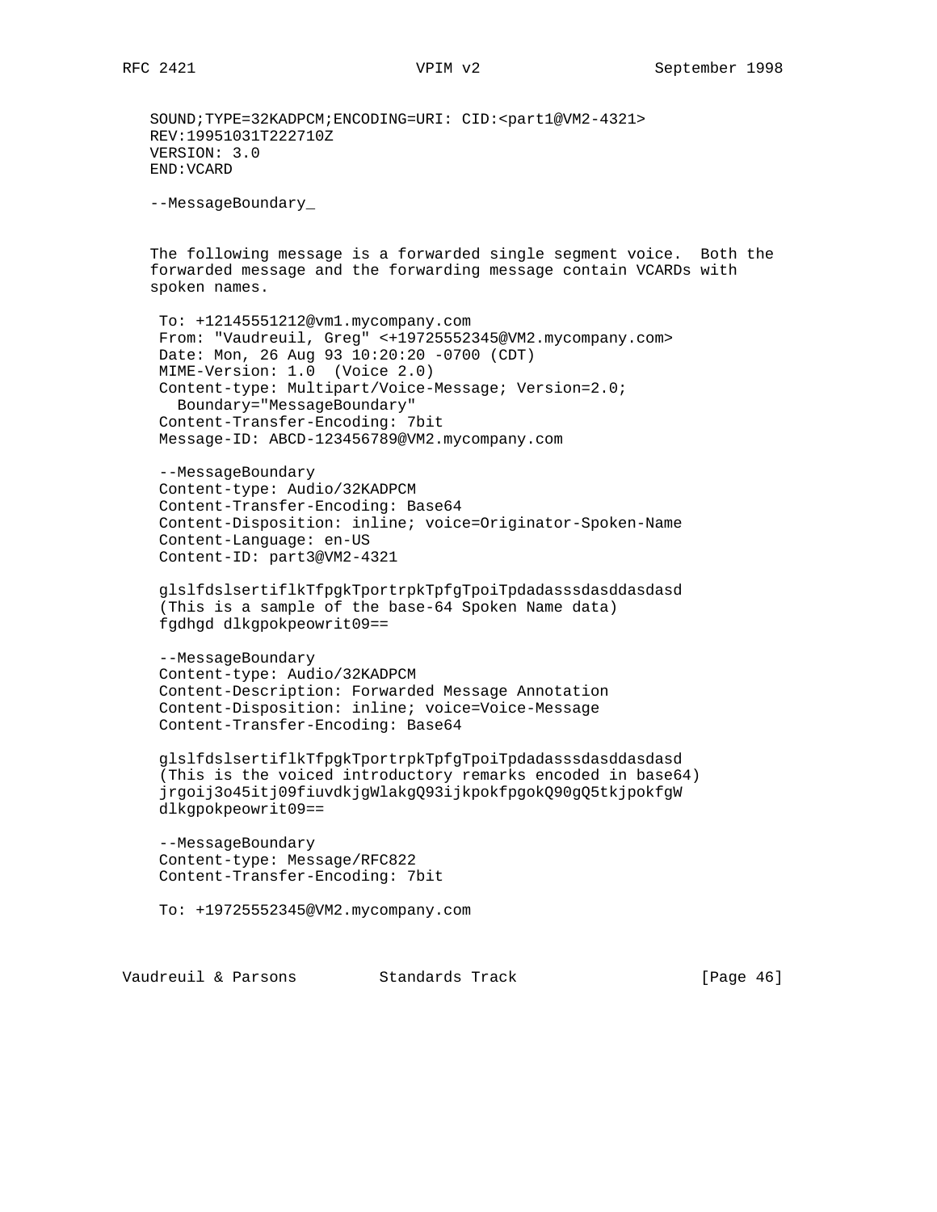```
SOUND;TYPE=32KADPCM;ENCODING=URI: CID:<part1@VM2-4321>
REV:19951031T222710Z
VERSION: 3.0
END:VCARD

--MessageBoundary_
```

The following message is a forwarded single segment voice. Both the forwarded message and the forwarding message contain VCARDs with spoken names.

```
 To: +12145551212@vm1.mycompany.com
 From: "Vaudreuil, Greg" <+19725552345@VM2.mycompany.com>
 Date: Mon, 26 Aug 93 10:20:20 -0700 (CDT)
 MIME-Version: 1.0  (Voice 2.0)
 Content-type: Multipart/Voice-Message; Version=2.0;
   Boundary="MessageBoundary"
 Content-Transfer-Encoding: 7bit
 Message-ID: ABCD-123456789@VM2.mycompany.com

 --MessageBoundary
 Content-type: Audio/32KADPCM
 Content-Transfer-Encoding: Base64
 Content-Disposition: inline; voice=Originator-Spoken-Name
 Content-Language: en-US
 Content-ID: part3@VM2-4321

 glslfdslsertiflkTfpgkTportrpkTpfgTpoiTpdadasssdasddasdasd
 (This is a sample of the base-64 Spoken Name data)
 fgdhgd dlkgpokpeowrit09==

 --MessageBoundary
 Content-type: Audio/32KADPCM
 Content-Description: Forwarded Message Annotation
 Content-Disposition: inline; voice=Voice-Message
 Content-Transfer-Encoding: Base64

 glslfdslsertiflkTfpgkTportrpkTpfgTpoiTpdadasssdasddasdasd
 (This is the voiced introductory remarks encoded in base64)
 jrgoij3o45itj09fiuvdkjgWlakgQ93ijkpokfpgokQ90gQ5tkjpokfgW
 dlkgpokpeowrit09==

 --MessageBoundary
 Content-type: Message/RFC822
 Content-Transfer-Encoding: 7bit

 To: +19725552345@VM2.mycompany.com
```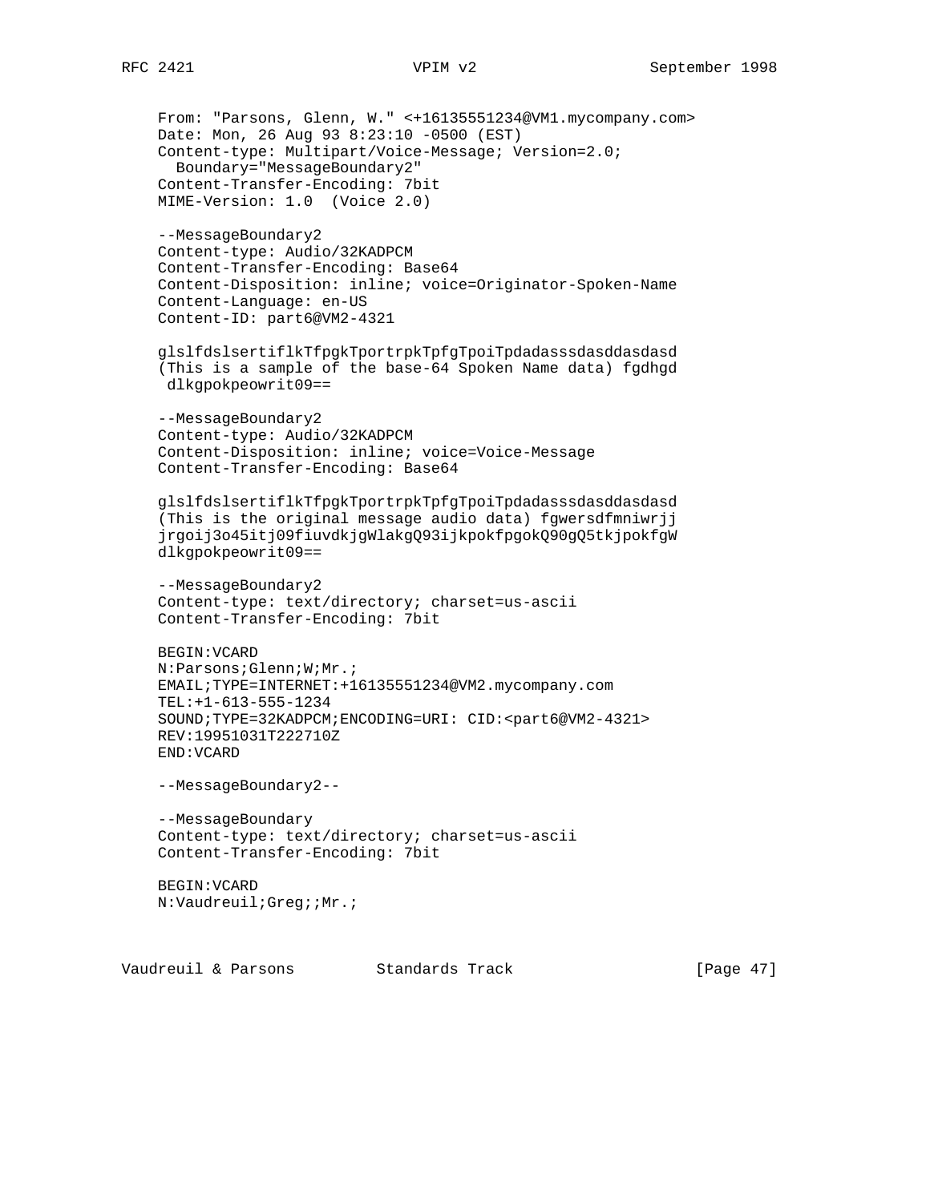```
From: "Parsons, Glenn, W." <+16135551234@VM1.mycompany.com>
Date: Mon, 26 Aug 93 8:23:10 -0500 (EST)
Content-type: Multipart/Voice-Message; Version=2.0;
  Boundary="MessageBoundary2"
Content-Transfer-Encoding: 7bit
MIME-Version: 1.0  (Voice 2.0)

--MessageBoundary2
Content-type: Audio/32KADPCM
Content-Transfer-Encoding: Base64
Content-Disposition: inline; voice=Originator-Spoken-Name
Content-Language: en-US
Content-ID: part6@VM2-4321

glslfdslsertiflkTfpgkTportrpkTpfgTpoiTpdadasssdasddasdasd
(This is a sample of the base-64 Spoken Name data) fgdhgd
 dlkgpokpeowrit09==

--MessageBoundary2
Content-type: Audio/32KADPCM
Content-Disposition: inline; voice=Voice-Message
Content-Transfer-Encoding: Base64

glslfdslsertiflkTfpgkTportrpkTpfgTpoiTpdadasssdasddasdasd
(This is the original message audio data) fgwersdfmniwrjj
jrgoij3o45itj09fiuvdkjgWlakgQ93ijkpokfpgokQ90gQ5tkjpokfgW
dlkgpokpeowrit09==

--MessageBoundary2
Content-type: text/directory; charset=us-ascii
Content-Transfer-Encoding: 7bit

BEGIN:VCARD
N:Parsons;Glenn;W;Mr.;
EMAIL;TYPE=INTERNET:+16135551234@VM2.mycompany.com
TEL:+1-613-555-1234
SOUND;TYPE=32KADPCM;ENCODING=URI: CID:<part6@VM2-4321>
REV:19951031T222710Z
END:VCARD

--MessageBoundary2--

--MessageBoundary
Content-type: text/directory; charset=us-ascii
Content-Transfer-Encoding: 7bit

BEGIN:VCARD
N:Vaudreuil;Greg;;Mr.;
```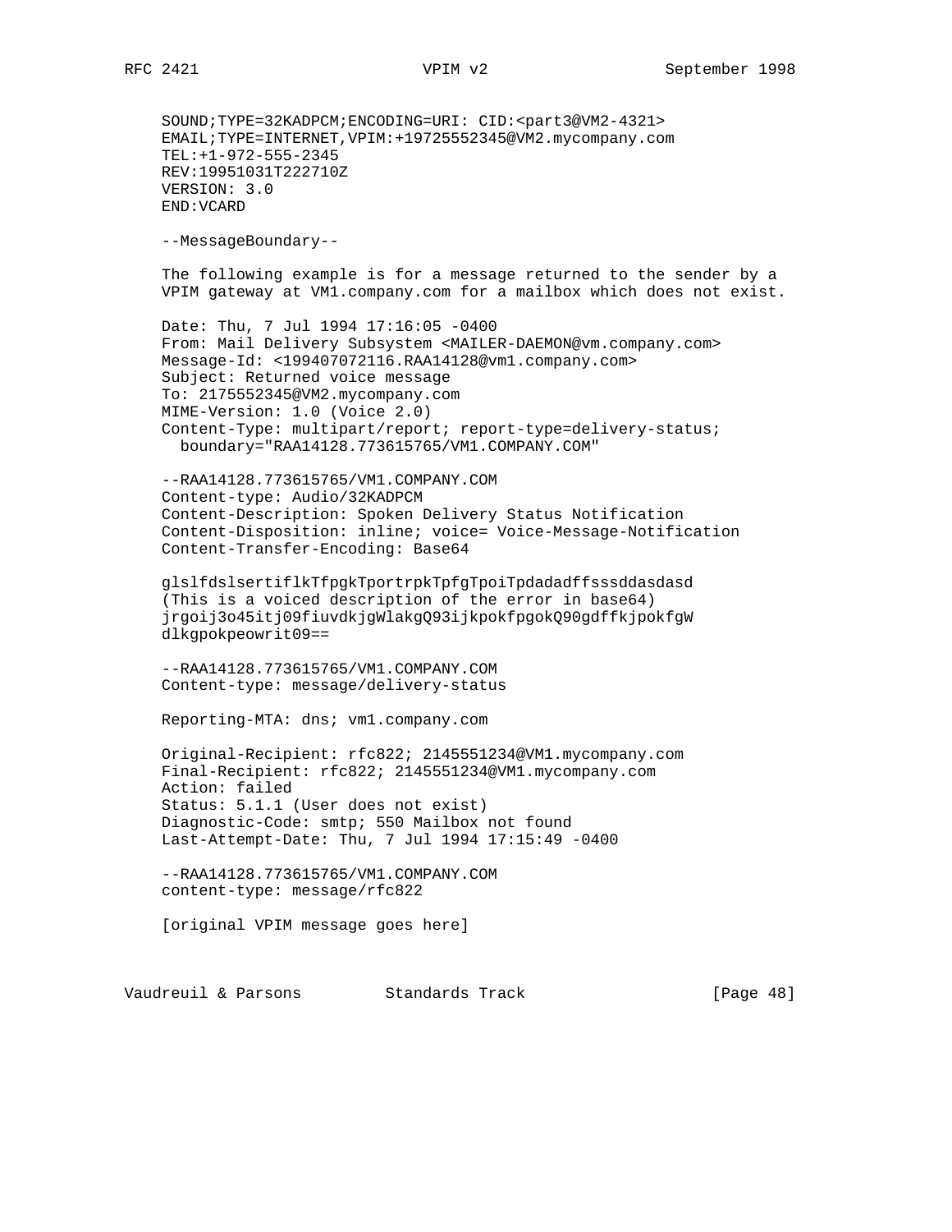```
SOUND;TYPE=32KADPCM;ENCODING=URI: CID:<part3@VM2-4321>
EMAIL;TYPE=INTERNET,VPIM:+19725552345@VM2.mycompany.com
TEL:+1-972-555-2345
REV:19951031T222710Z
VERSION: 3.0
END:VCARD

--MessageBoundary--
```

The following example is for a message returned to the sender by a VPIM gateway at VM1.company.com for a mailbox which does not exist.

```
Date: Thu, 7 Jul 1994 17:16:05 -0400
From: Mail Delivery Subsystem <MAILER-DAEMON@vm.company.com>
Message-Id: <199407072116.RAA14128@vm1.company.com>
Subject: Returned voice message
To: 2175552345@VM2.mycompany.com
MIME-Version: 1.0 (Voice 2.0)
Content-Type: multipart/report; report-type=delivery-status;
  boundary="RAA14128.773615765/VM1.COMPANY.COM"

--RAA14128.773615765/VM1.COMPANY.COM
Content-type: Audio/32KADPCM
Content-Description: Spoken Delivery Status Notification
Content-Disposition: inline; voice= Voice-Message-Notification
Content-Transfer-Encoding: Base64

glslfdslsertiflkTfpgkTportrpkTpfgTpoiTpdadadffsssddasdasd
(This is a voiced description of the error in base64)
jrgoij3o45itj09fiuvdkjgWlakgQ93ijkpokfpgokQ90gdffkjpokfgW
dlkgpokpeowrit09==

--RAA14128.773615765/VM1.COMPANY.COM
Content-type: message/delivery-status

Reporting-MTA: dns; vm1.company.com

Original-Recipient: rfc822; 2145551234@VM1.mycompany.com
Final-Recipient: rfc822; 2145551234@VM1.mycompany.com
Action: failed
Status: 5.1.1 (User does not exist)
Diagnostic-Code: smtp; 550 Mailbox not found
Last-Attempt-Date: Thu, 7 Jul 1994 17:15:49 -0400

--RAA14128.773615765/VM1.COMPANY.COM
content-type: message/rfc822

[original VPIM message goes here]
```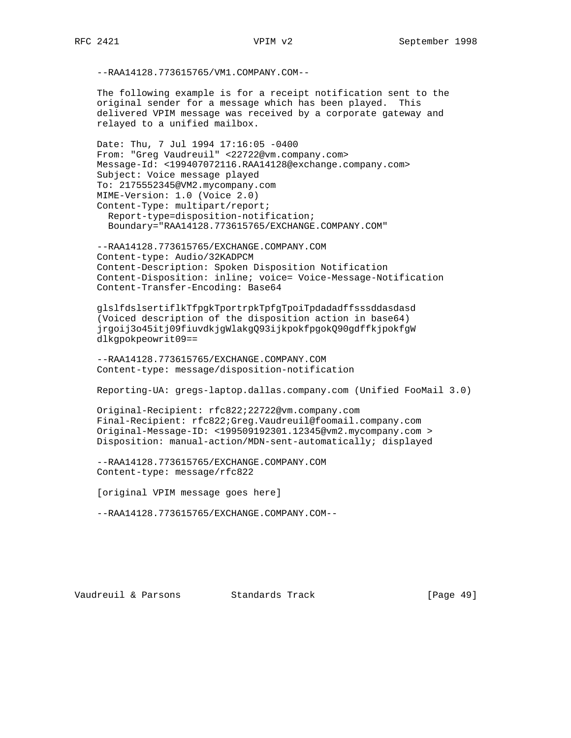```
--RAA14128.773615765/VM1.COMPANY.COM--
```

The following example is for a receipt notification sent to the original sender for a message which has been played. This delivered VPIM message was received by a corporate gateway and relayed to a unified mailbox.

```
Date: Thu, 7 Jul 1994 17:16:05 -0400
From: "Greg Vaudreuil" <22722@vm.company.com>
Message-Id: <199407072116.RAA14128@exchange.company.com>
Subject: Voice message played
To: 2175552345@VM2.mycompany.com
MIME-Version: 1.0 (Voice 2.0)
Content-Type: multipart/report;
  Report-type=disposition-notification;
  Boundary="RAA14128.773615765/EXCHANGE.COMPANY.COM"

--RAA14128.773615765/EXCHANGE.COMPANY.COM
Content-type: Audio/32KADPCM
Content-Description: Spoken Disposition Notification
Content-Disposition: inline; voice= Voice-Message-Notification
Content-Transfer-Encoding: Base64

glslfdslsertiflkTfpgkTportrpkTpfgTpoiTpdadadffsssddasdasd
(Voiced description of the disposition action in base64)
jrgoij3o45itj09fiuvdkjgWlakgQ93ijkpokfpgokQ90gdffkjpokfgW
dlkgpokpeowrit09==

--RAA14128.773615765/EXCHANGE.COMPANY.COM
Content-type: message/disposition-notification

Reporting-UA: gregs-laptop.dallas.company.com (Unified FooMail 3.0)

Original-Recipient: rfc822;22722@vm.company.com
Final-Recipient: rfc822;Greg.Vaudreuil@foomail.company.com
Original-Message-ID: <199509192301.12345@vm2.mycompany.com >
Disposition: manual-action/MDN-sent-automatically; displayed

--RAA14128.773615765/EXCHANGE.COMPANY.COM
Content-type: message/rfc822

[original VPIM message goes here]

--RAA14128.773615765/EXCHANGE.COMPANY.COM--
```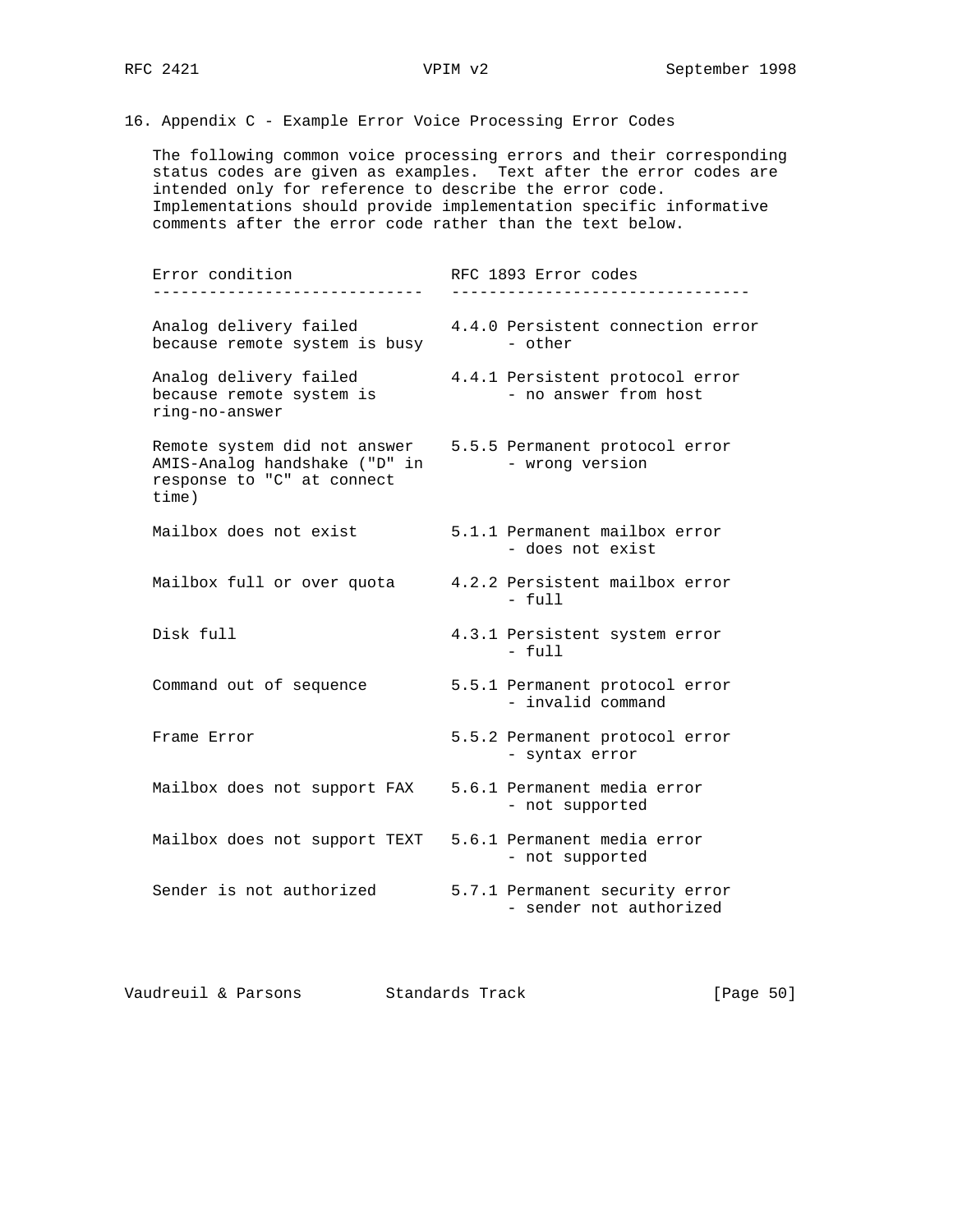## 16. Appendix C - Example Error Voice Processing Error Codes

The following common voice processing errors and their corresponding status codes are given as examples. Text after the error codes are intended only for reference to describe the error code. Implementations should provide implementation specific informative comments after the error code rather than the text below.

| Error condition | RFC 1893 Error codes |
| --- | --- |
| Analog delivery failed because remote system is busy | 4.4.0 Persistent connection error - other |
| Analog delivery failed because remote system is ring-no-answer | 4.4.1 Persistent protocol error - no answer from host |
| Remote system did not answer AMIS-Analog handshake ("D" in response to "C" at connect time) | 5.5.5 Permanent protocol error - wrong version |
| Mailbox does not exist | 5.1.1 Permanent mailbox error - does not exist |
| Mailbox full or over quota | 4.2.2 Persistent mailbox error - full |
| Disk full | 4.3.1 Persistent system error - full |
| Command out of sequence | 5.5.1 Permanent protocol error - invalid command |
| Frame Error | 5.5.2 Permanent protocol error - syntax error |
| Mailbox does not support FAX | 5.6.1 Permanent media error - not supported |
| Mailbox does not support TEXT | 5.6.1 Permanent media error - not supported |
| Sender is not authorized | 5.7.1 Permanent security error - sender not authorized |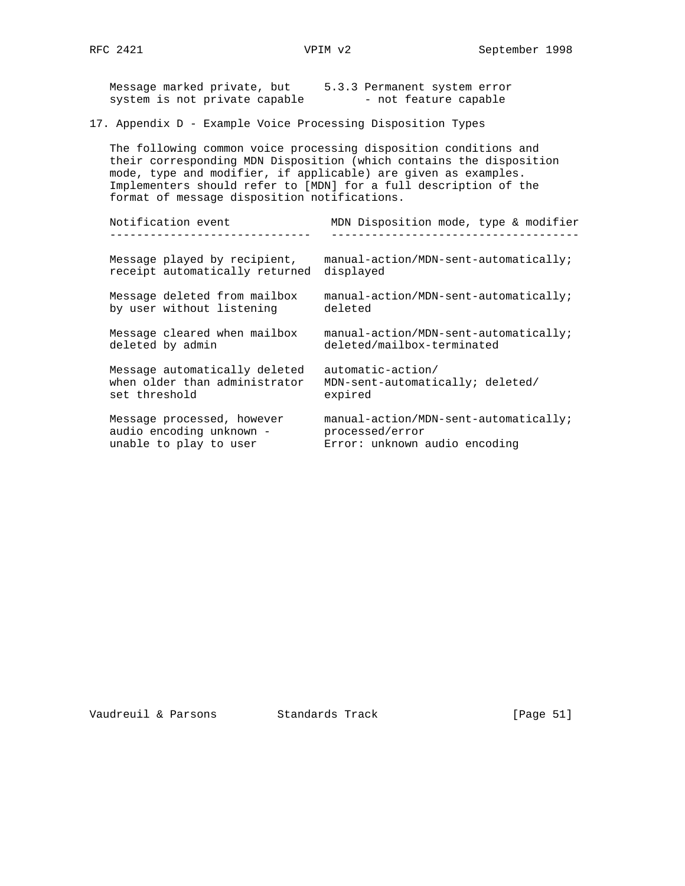| | |
|---|---|
| Message marked private, but system is not private capable | 5.3.3 Permanent system error - not feature capable |

## 17. Appendix D - Example Voice Processing Disposition Types

The following common voice processing disposition conditions and their corresponding MDN Disposition (which contains the disposition mode, type and modifier, if applicable) are given as examples. Implementers should refer to [MDN] for a full description of the format of message disposition notifications.

| Notification event | MDN Disposition mode, type & modifier |
|---|---|
| Message played by recipient, receipt automatically returned | manual-action/MDN-sent-automatically; displayed |
| Message deleted from mailbox by user without listening | manual-action/MDN-sent-automatically; deleted |
| Message cleared when mailbox deleted by admin | manual-action/MDN-sent-automatically; deleted/mailbox-terminated |
| Message automatically deleted when older than administrator set threshold | automatic-action/ MDN-sent-automatically; deleted/ expired |
| Message processed, however audio encoding unknown - unable to play to user | manual-action/MDN-sent-automatically; processed/error Error: unknown audio encoding |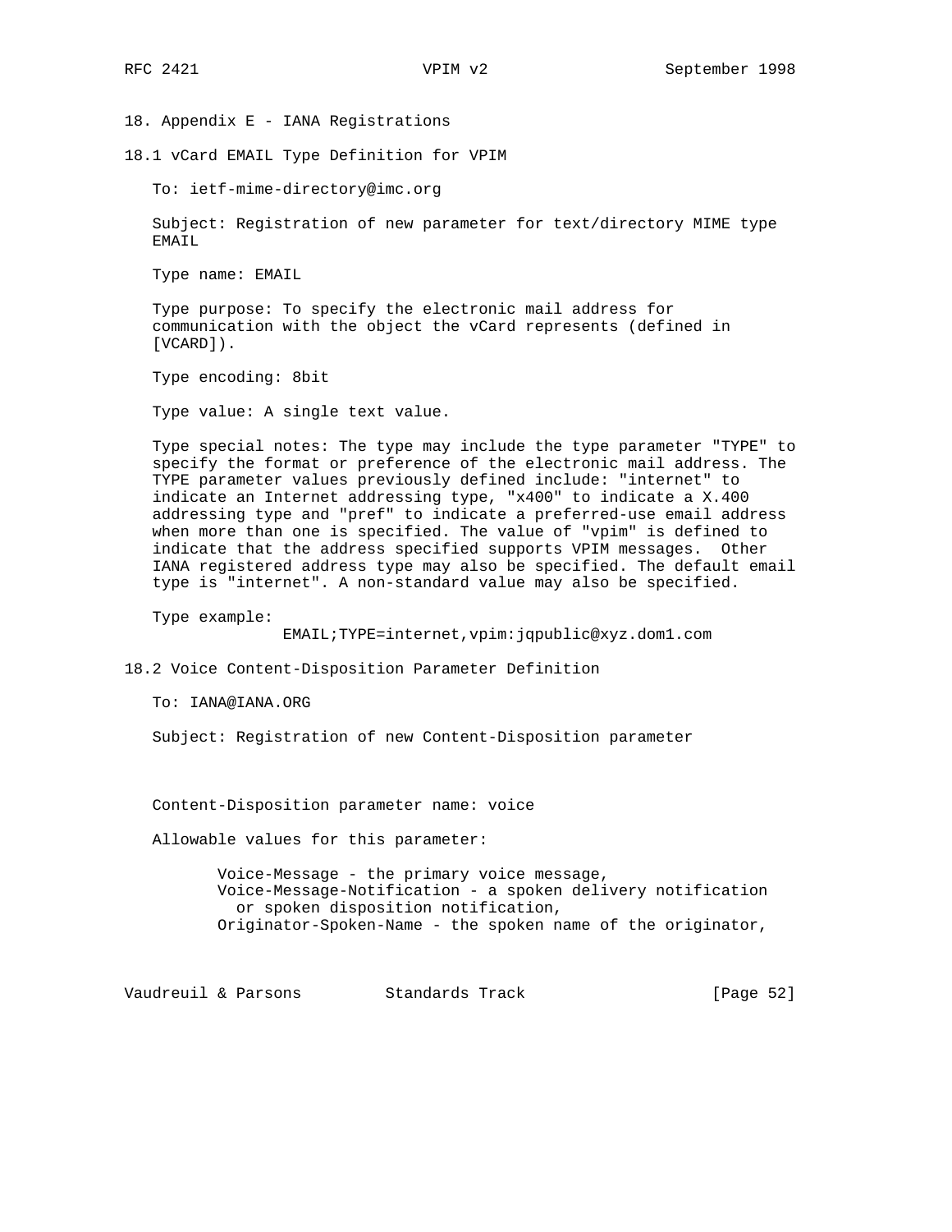## 18. Appendix E - IANA Registrations

### 18.1 vCard EMAIL Type Definition for VPIM

To: ietf-mime-directory@imc.org

Subject: Registration of new parameter for text/directory MIME type EMAIL

Type name: EMAIL

Type purpose: To specify the electronic mail address for communication with the object the vCard represents (defined in [VCARD]).

Type encoding: 8bit

Type value: A single text value.

Type special notes: The type may include the type parameter "TYPE" to specify the format or preference of the electronic mail address. The TYPE parameter values previously defined include: "internet" to indicate an Internet addressing type, "x400" to indicate a X.400 addressing type and "pref" to indicate a preferred-use email address when more than one is specified. The value of "vpim" is defined to indicate that the address specified supports VPIM messages. Other IANA registered address type may also be specified. The default email type is "internet". A non-standard value may also be specified.

Type example:

```
EMAIL;TYPE=internet,vpim:jqpublic@xyz.dom1.com
```

### 18.2 Voice Content-Disposition Parameter Definition

To: IANA@IANA.ORG

Subject: Registration of new Content-Disposition parameter

Content-Disposition parameter name: voice

Allowable values for this parameter:

- Voice-Message - the primary voice message,
- Voice-Message-Notification - a spoken delivery notification or spoken disposition notification,
- Originator-Spoken-Name - the spoken name of the originator,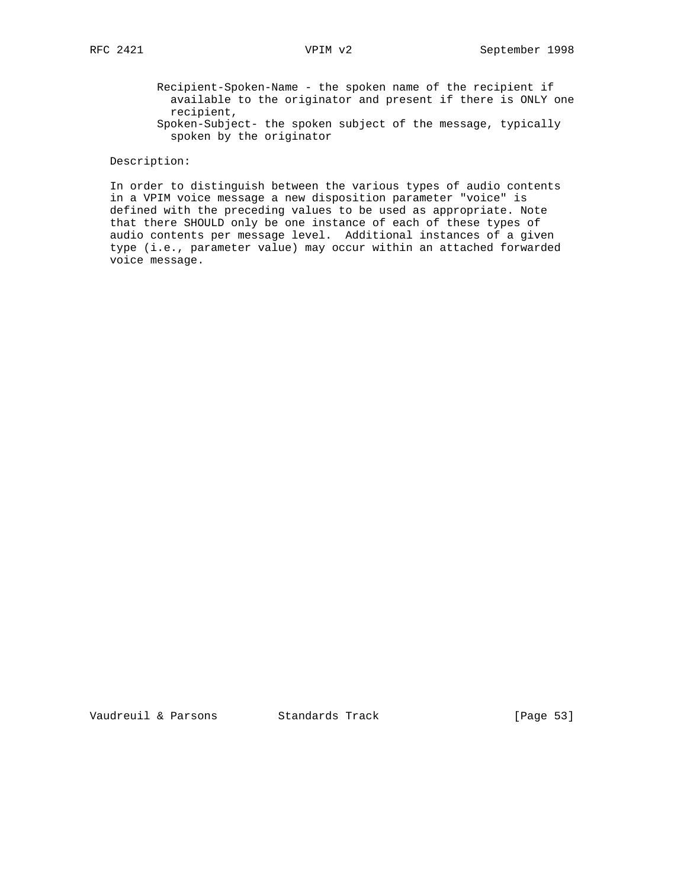Recipient-Spoken-Name - the spoken name of the recipient if available to the originator and present if there is ONLY one recipient,

Spoken-Subject- the spoken subject of the message, typically spoken by the originator

Description:

In order to distinguish between the various types of audio contents in a VPIM voice message a new disposition parameter "voice" is defined with the preceding values to be used as appropriate. Note that there SHOULD only be one instance of each of these types of audio contents per message level. Additional instances of a given type (i.e., parameter value) may occur within an attached forwarded voice message.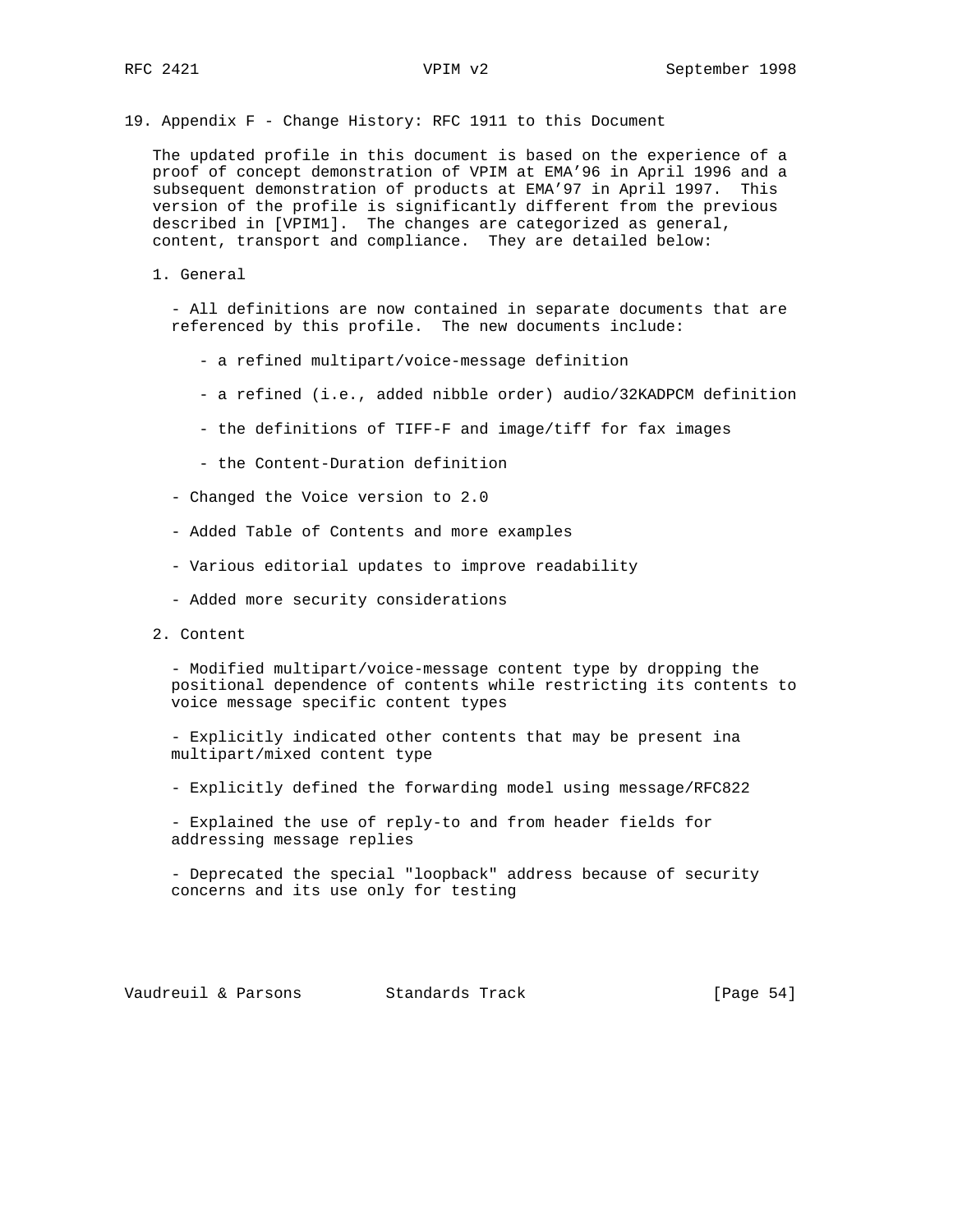## 19. Appendix F - Change History: RFC 1911 to this Document

The updated profile in this document is based on the experience of a proof of concept demonstration of VPIM at EMA'96 in April 1996 and a subsequent demonstration of products at EMA'97 in April 1997. This version of the profile is significantly different from the previous described in [VPIM1]. The changes are categorized as general, content, transport and compliance. They are detailed below:

1. General

   - All definitions are now contained in separate documents that are referenced by this profile. The new documents include:

     - a refined multipart/voice-message definition

     - a refined (i.e., added nibble order) audio/32KADPCM definition

     - the definitions of TIFF-F and image/tiff for fax images

     - the Content-Duration definition

   - Changed the Voice version to 2.0

   - Added Table of Contents and more examples

   - Various editorial updates to improve readability

   - Added more security considerations

2. Content

   - Modified multipart/voice-message content type by dropping the positional dependence of contents while restricting its contents to voice message specific content types

   - Explicitly indicated other contents that may be present ina multipart/mixed content type

   - Explicitly defined the forwarding model using message/RFC822

   - Explained the use of reply-to and from header fields for addressing message replies

   - Deprecated the special "loopback" address because of security concerns and its use only for testing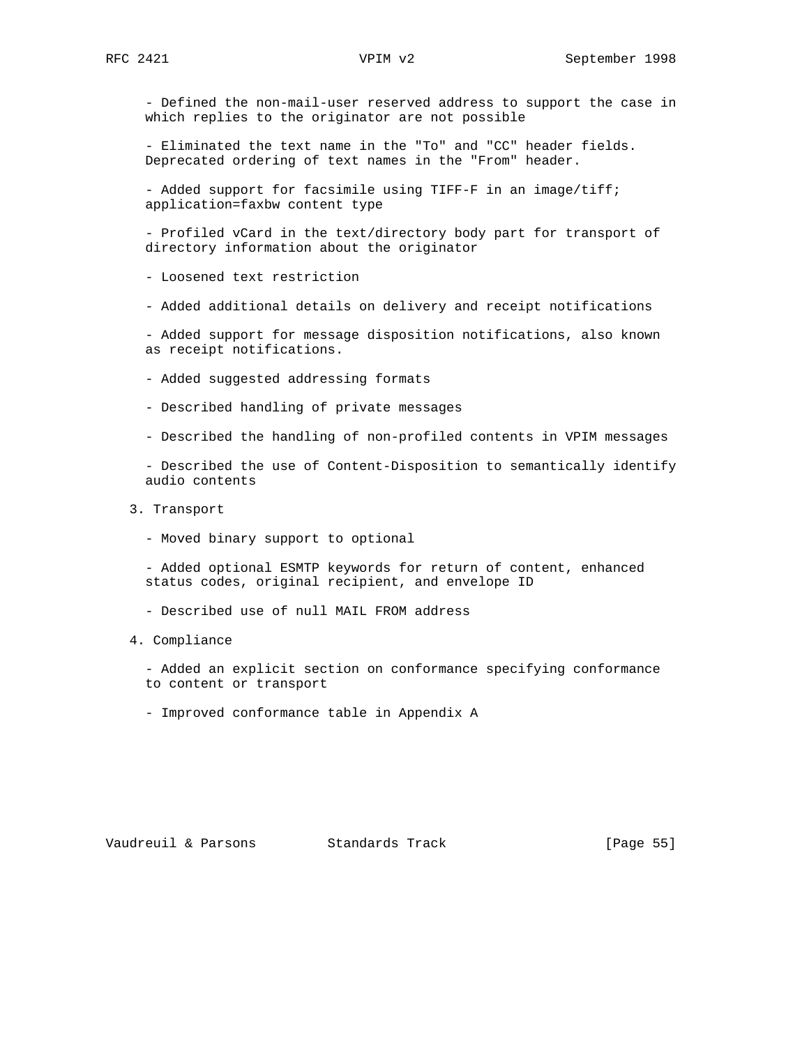- Defined the non-mail-user reserved address to support the case in which replies to the originator are not possible

- Eliminated the text name in the "To" and "CC" header fields. Deprecated ordering of text names in the "From" header.

- Added support for facsimile using TIFF-F in an image/tiff; application=faxbw content type

- Profiled vCard in the text/directory body part for transport of directory information about the originator

- Loosened text restriction

- Added additional details on delivery and receipt notifications

- Added support for message disposition notifications, also known as receipt notifications.

- Added suggested addressing formats

- Described handling of private messages

- Described the handling of non-profiled contents in VPIM messages

- Described the use of Content-Disposition to semantically identify audio contents

3. Transport

- Moved binary support to optional

- Added optional ESMTP keywords for return of content, enhanced status codes, original recipient, and envelope ID

- Described use of null MAIL FROM address

4. Compliance

- Added an explicit section on conformance specifying conformance to content or transport

- Improved conformance table in Appendix A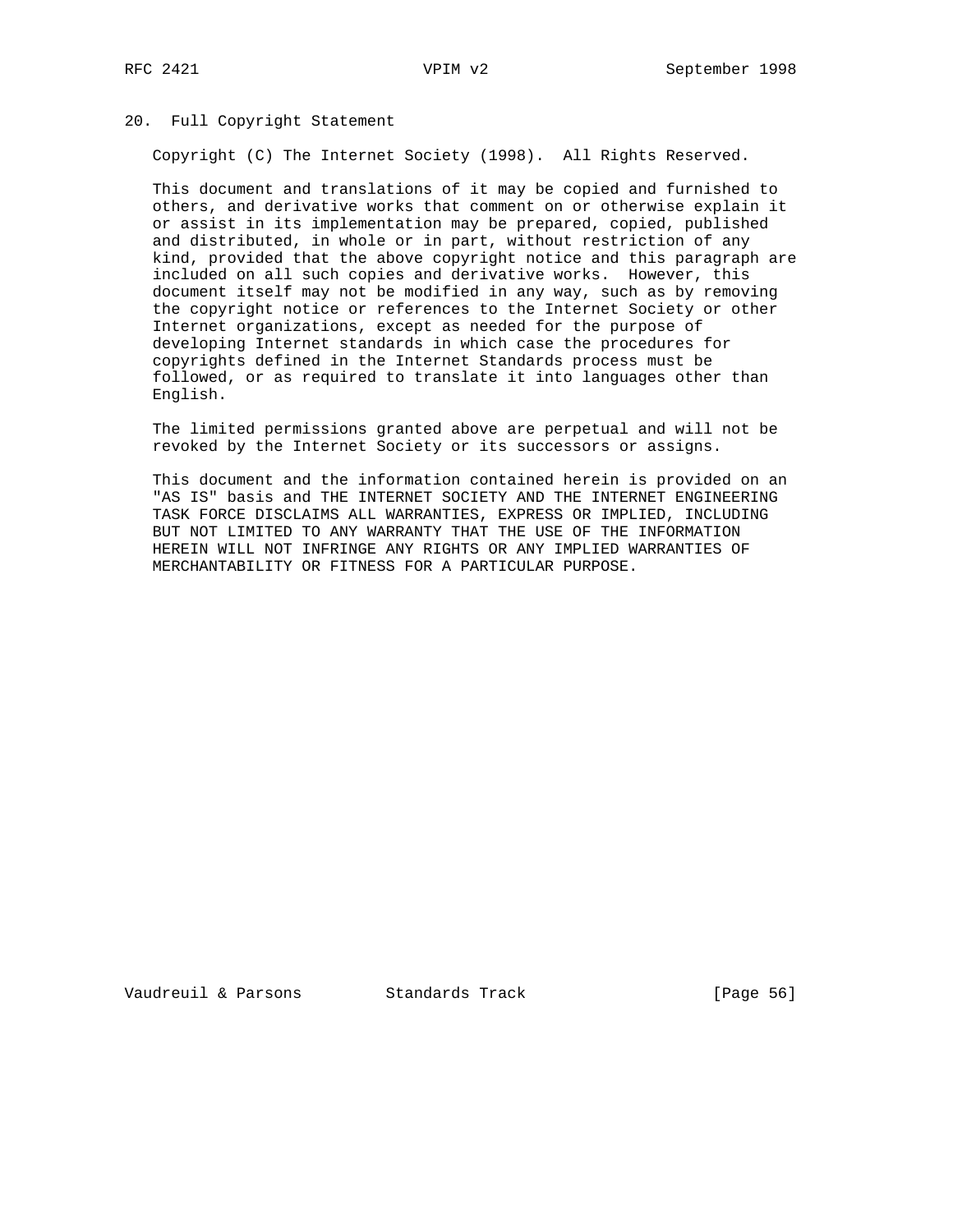## 20. Full Copyright Statement

Copyright (C) The Internet Society (1998). All Rights Reserved.

This document and translations of it may be copied and furnished to others, and derivative works that comment on or otherwise explain it or assist in its implementation may be prepared, copied, published and distributed, in whole or in part, without restriction of any kind, provided that the above copyright notice and this paragraph are included on all such copies and derivative works. However, this document itself may not be modified in any way, such as by removing the copyright notice or references to the Internet Society or other Internet organizations, except as needed for the purpose of developing Internet standards in which case the procedures for copyrights defined in the Internet Standards process must be followed, or as required to translate it into languages other than English.

The limited permissions granted above are perpetual and will not be revoked by the Internet Society or its successors or assigns.

This document and the information contained herein is provided on an "AS IS" basis and THE INTERNET SOCIETY AND THE INTERNET ENGINEERING TASK FORCE DISCLAIMS ALL WARRANTIES, EXPRESS OR IMPLIED, INCLUDING BUT NOT LIMITED TO ANY WARRANTY THAT THE USE OF THE INFORMATION HEREIN WILL NOT INFRINGE ANY RIGHTS OR ANY IMPLIED WARRANTIES OF MERCHANTABILITY OR FITNESS FOR A PARTICULAR PURPOSE.